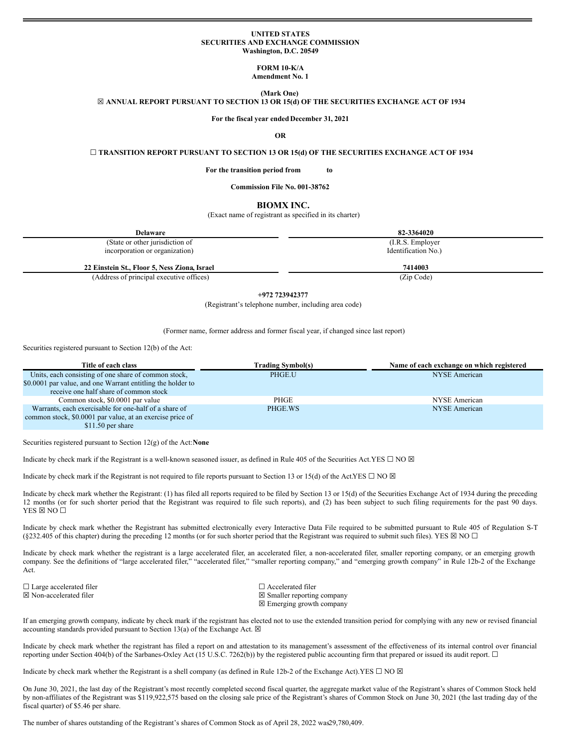**UNITED STATES**
**SECURITIES AND EXCHANGE COMMISSION**
**Washington, D.C. 20549**

**FORM 10-K/A**
**Amendment No. 1**

**(Mark One)**
**☒ ANNUAL REPORT PURSUANT TO SECTION 13 OR 15(d) OF THE SECURITIES EXCHANGE ACT OF 1934**

**For the fiscal year ended December 31, 2021**

**OR**

**☐ TRANSITION REPORT PURSUANT TO SECTION 13 OR 15(d) OF THE SECURITIES EXCHANGE ACT OF 1934**

**For the transition period from to**

**Commission File No. 001-38762**

# BIOMX INC.

(Exact name of registrant as specified in its charter)

| **Delaware** | **82-3364020** |
|---|---|
| (State or other jurisdiction of incorporation or organization) | (I.R.S. Employer Identification No.) |
| **22 Einstein St., Floor 5, Ness Ziona, Israel** | **7414003** |
| (Address of principal executive offices) | (Zip Code) |

**+972 723942377**
(Registrant's telephone number, including area code)

(Former name, former address and former fiscal year, if changed since last report)

Securities registered pursuant to Section 12(b) of the Act:

| Title of each class | Trading Symbol(s) | Name of each exchange on which registered |
|---|---|---|
| Units, each consisting of one share of common stock, $0.0001 par value, and one Warrant entitling the holder to receive one half share of common stock | PHGE.U | NYSE American |
| Common stock, $0.0001 par value | PHGE | NYSE American |
| Warrants, each exercisable for one-half of a share of common stock, $0.0001 par value, at an exercise price of $11.50 per share | PHGE.WS | NYSE American |

Securities registered pursuant to Section 12(g) of the Act: **None**

Indicate by check mark if the Registrant is a well-known seasoned issuer, as defined in Rule 405 of the Securities Act. YES ☐ NO ☒

Indicate by check mark if the Registrant is not required to file reports pursuant to Section 13 or 15(d) of the Act. YES ☐ NO ☒

Indicate by check mark whether the Registrant: (1) has filed all reports required to be filed by Section 13 or 15(d) of the Securities Exchange Act of 1934 during the preceding 12 months (or for such shorter period that the Registrant was required to file such reports), and (2) has been subject to such filing requirements for the past 90 days. YES ☒ NO ☐

Indicate by check mark whether the Registrant has submitted electronically every Interactive Data File required to be submitted pursuant to Rule 405 of Regulation S-T (§232.405 of this chapter) during the preceding 12 months (or for such shorter period that the Registrant was required to submit such files). YES ☒ NO ☐

Indicate by check mark whether the registrant is a large accelerated filer, an accelerated filer, a non-accelerated filer, smaller reporting company, or an emerging growth company. See the definitions of "large accelerated filer," "accelerated filer," "smaller reporting company," and "emerging growth company" in Rule 12b-2 of the Exchange Act.

| | |
|---|---|
| ☐ Large accelerated filer | ☐ Accelerated filer |
| ☒ Non-accelerated filer | ☒ Smaller reporting company |
| | ☒ Emerging growth company |

If an emerging growth company, indicate by check mark if the registrant has elected not to use the extended transition period for complying with any new or revised financial accounting standards provided pursuant to Section 13(a) of the Exchange Act. ☒

Indicate by check mark whether the registrant has filed a report on and attestation to its management's assessment of the effectiveness of its internal control over financial reporting under Section 404(b) of the Sarbanes-Oxley Act (15 U.S.C. 7262(b)) by the registered public accounting firm that prepared or issued its audit report. ☐

Indicate by check mark whether the Registrant is a shell company (as defined in Rule 12b-2 of the Exchange Act). YES ☐ NO ☒

On June 30, 2021, the last day of the Registrant's most recently completed second fiscal quarter, the aggregate market value of the Registrant's shares of Common Stock held by non-affiliates of the Registrant was $119,922,575 based on the closing sale price of the Registrant's shares of Common Stock on June 30, 2021 (the last trading day of the fiscal quarter) of $5.46 per share.

The number of shares outstanding of the Registrant's shares of Common Stock as of April 28, 2022 was 29,780,409.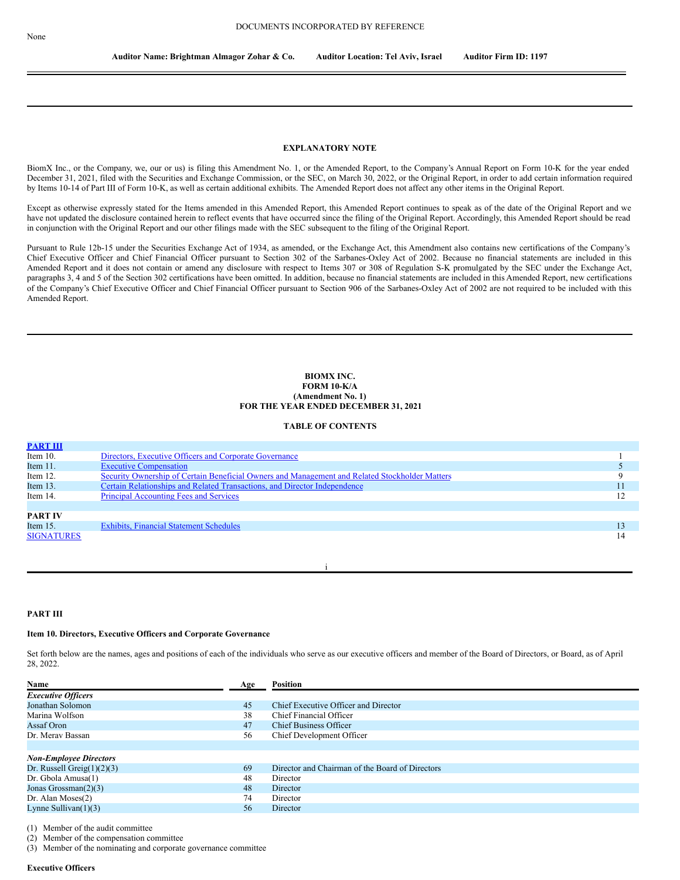DOCUMENTS INCORPORATED BY REFERENCE

None

**Auditor Name: Brightman Almagor Zohar & Co.** **Auditor Location: Tel Aviv, Israel** **Auditor Firm ID: 1197**

## EXPLANATORY NOTE

BiomX Inc., or the Company, we, our or us) is filing this Amendment No. 1, or the Amended Report, to the Company's Annual Report on Form 10-K for the year ended December 31, 2021, filed with the Securities and Exchange Commission, or the SEC, on March 30, 2022, or the Original Report, in order to add certain information required by Items 10-14 of Part III of Form 10-K, as well as certain additional exhibits. The Amended Report does not affect any other items in the Original Report.

Except as otherwise expressly stated for the Items amended in this Amended Report, this Amended Report continues to speak as of the date of the Original Report and we have not updated the disclosure contained herein to reflect events that have occurred since the filing of the Original Report. Accordingly, this Amended Report should be read in conjunction with the Original Report and our other filings made with the SEC subsequent to the filing of the Original Report.

Pursuant to Rule 12b-15 under the Securities Exchange Act of 1934, as amended, or the Exchange Act, this Amendment also contains new certifications of the Company's Chief Executive Officer and Chief Financial Officer pursuant to Section 302 of the Sarbanes-Oxley Act of 2002. Because no financial statements are included in this Amended Report and it does not contain or amend any disclosure with respect to Items 307 or 308 of Regulation S-K promulgated by the SEC under the Exchange Act, paragraphs 3, 4 and 5 of the Section 302 certifications have been omitted. In addition, because no financial statements are included in this Amended Report, new certifications of the Company's Chief Executive Officer and Chief Financial Officer pursuant to Section 906 of the Sarbanes-Oxley Act of 2002 are not required to be included with this Amended Report.

**BIOMX INC.**
**FORM 10-K/A**
**(Amendment No. 1)**
**FOR THE YEAR ENDED DECEMBER 31, 2021**

**TABLE OF CONTENTS**

| | | |
|---|---|---|
| **PART III** | | |
| Item 10. | Directors, Executive Officers and Corporate Governance | 1 |
| Item 11. | Executive Compensation | 5 |
| Item 12. | Security Ownership of Certain Beneficial Owners and Management and Related Stockholder Matters | 9 |
| Item 13. | Certain Relationships and Related Transactions, and Director Independence | 11 |
| Item 14. | Principal Accounting Fees and Services | 12 |
| | | |
| **PART IV** | | |
| Item 15. | Exhibits, Financial Statement Schedules | 13 |
| SIGNATURES | | 14 |

## PART III

### Item 10. Directors, Executive Officers and Corporate Governance

Set forth below are the names, ages and positions of each of the individuals who serve as our executive officers and member of the Board of Directors, or Board, as of April 28, 2022.

| Name | Age | Position |
|---|---|---|
| ***Executive Officers*** | | |
| Jonathan Solomon | 45 | Chief Executive Officer and Director |
| Marina Wolfson | 38 | Chief Financial Officer |
| Assaf Oron | 47 | Chief Business Officer |
| Dr. Merav Bassan | 56 | Chief Development Officer |
| | | |
| ***Non-Employee Directors*** | | |
| Dr. Russell Greig(1)(2)(3) | 69 | Director and Chairman of the Board of Directors |
| Dr. Gbola Amusa(1) | 48 | Director |
| Jonas Grossman(2)(3) | 48 | Director |
| Dr. Alan Moses(2) | 74 | Director |
| Lynne Sullivan(1)(3) | 56 | Director |

(1) Member of the audit committee
(2) Member of the compensation committee
(3) Member of the nominating and corporate governance committee

**Executive Officers**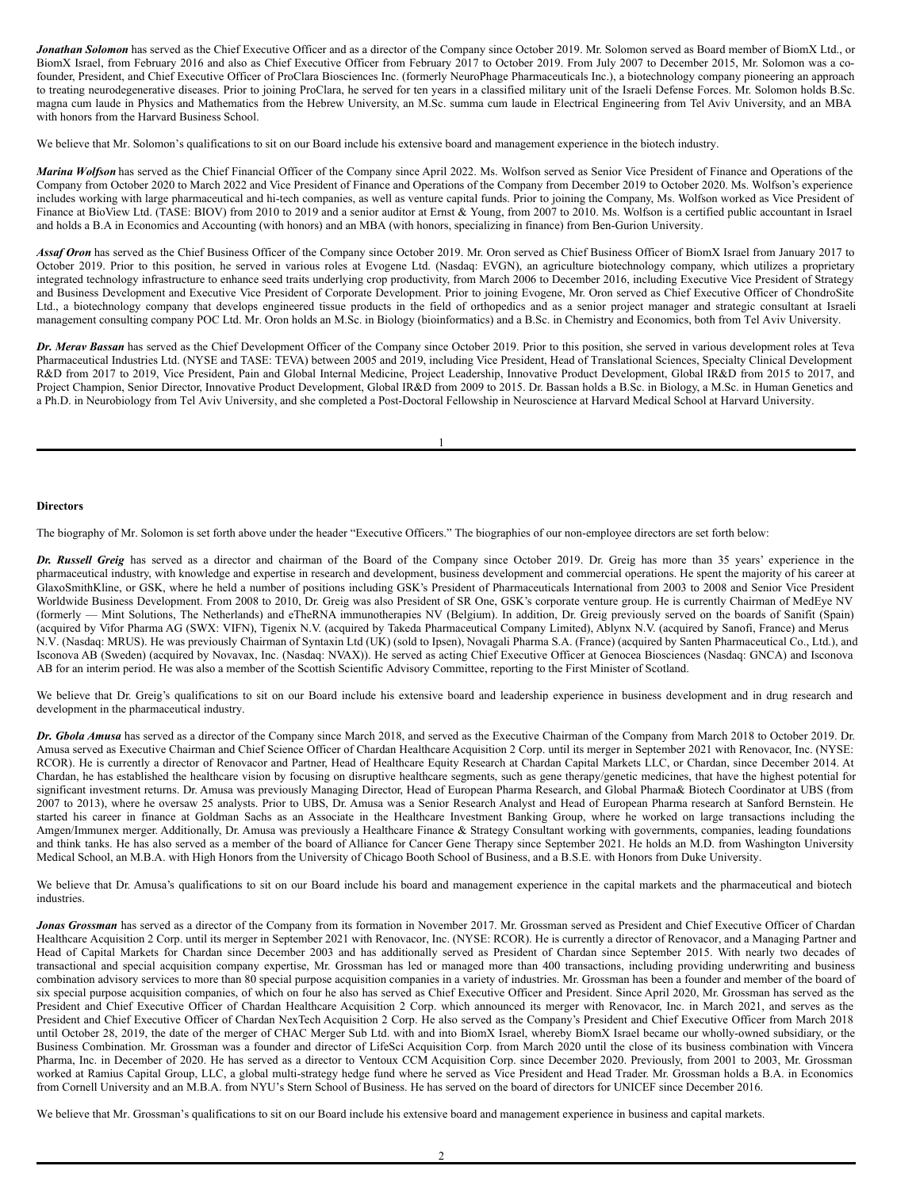***Jonathan Solomon*** has served as the Chief Executive Officer and as a director of the Company since October 2019. Mr. Solomon served as Board member of BiomX Ltd., or BiomX Israel, from February 2016 and also as Chief Executive Officer from February 2017 to October 2019. From July 2007 to December 2015, Mr. Solomon was a co-founder, President, and Chief Executive Officer of ProClara Biosciences Inc. (formerly NeuroPhage Pharmaceuticals Inc.), a biotechnology company pioneering an approach to treating neurodegenerative diseases. Prior to joining ProClara, he served for ten years in a classified military unit of the Israeli Defense Forces. Mr. Solomon holds B.Sc. magna cum laude in Physics and Mathematics from the Hebrew University, an M.Sc. summa cum laude in Electrical Engineering from Tel Aviv University, and an MBA with honors from the Harvard Business School.

We believe that Mr. Solomon's qualifications to sit on our Board include his extensive board and management experience in the biotech industry.

***Marina Wolfson*** has served as the Chief Financial Officer of the Company since April 2022. Ms. Wolfson served as Senior Vice President of Finance and Operations of the Company from October 2020 to March 2022 and Vice President of Finance and Operations of the Company from December 2019 to October 2020. Ms. Wolfson's experience includes working with large pharmaceutical and hi-tech companies, as well as venture capital funds. Prior to joining the Company, Ms. Wolfson worked as Vice President of Finance at BioView Ltd. (TASE: BIOV) from 2010 to 2019 and a senior auditor at Ernst & Young, from 2007 to 2010. Ms. Wolfson is a certified public accountant in Israel and holds a B.A in Economics and Accounting (with honors) and an MBA (with honors, specializing in finance) from Ben-Gurion University.

***Assaf Oron*** has served as the Chief Business Officer of the Company since October 2019. Mr. Oron served as Chief Business Officer of BiomX Israel from January 2017 to October 2019. Prior to this position, he served in various roles at Evogene Ltd. (Nasdaq: EVGN), an agriculture biotechnology company, which utilizes a proprietary integrated technology infrastructure to enhance seed traits underlying crop productivity, from March 2006 to December 2016, including Executive Vice President of Strategy and Business Development and Executive Vice President of Corporate Development. Prior to joining Evogene, Mr. Oron served as Chief Executive Officer of ChondroSite Ltd., a biotechnology company that develops engineered tissue products in the field of orthopedics and as a senior project manager and strategic consultant at Israeli management consulting company POC Ltd. Mr. Oron holds an M.Sc. in Biology (bioinformatics) and a B.Sc. in Chemistry and Economics, both from Tel Aviv University.

***Dr. Merav Bassan*** has served as the Chief Development Officer of the Company since October 2019. Prior to this position, she served in various development roles at Teva Pharmaceutical Industries Ltd. (NYSE and TASE: TEVA) between 2005 and 2019, including Vice President, Head of Translational Sciences, Specialty Clinical Development R&D from 2017 to 2019, Vice President, Pain and Global Internal Medicine, Project Leadership, Innovative Product Development, Global IR&D from 2015 to 2017, and Project Champion, Senior Director, Innovative Product Development, Global IR&D from 2009 to 2015. Dr. Bassan holds a B.Sc. in Biology, a M.Sc. in Human Genetics and a Ph.D. in Neurobiology from Tel Aviv University, and she completed a Post-Doctoral Fellowship in Neuroscience at Harvard Medical School at Harvard University.

**Directors**

The biography of Mr. Solomon is set forth above under the header "Executive Officers." The biographies of our non-employee directors are set forth below:

***Dr. Russell Greig*** has served as a director and chairman of the Board of the Company since October 2019. Dr. Greig has more than 35 years' experience in the pharmaceutical industry, with knowledge and expertise in research and development, business development and commercial operations. He spent the majority of his career at GlaxoSmithKline, or GSK, where he held a number of positions including GSK's President of Pharmaceuticals International from 2003 to 2008 and Senior Vice President Worldwide Business Development. From 2008 to 2010, Dr. Greig was also President of SR One, GSK's corporate venture group. He is currently Chairman of MedEye NV (formerly — Mint Solutions, The Netherlands) and eTheRNA immunotherapies NV (Belgium). In addition, Dr. Greig previously served on the boards of Sanifit (Spain) (acquired by Vifor Pharma AG (SWX: VIFN), Tigenix N.V. (acquired by Takeda Pharmaceutical Company Limited), Ablynx N.V. (acquired by Sanofi, France) and Merus N.V. (Nasdaq: MRUS). He was previously Chairman of Syntaxin Ltd (UK) (sold to Ipsen), Novagali Pharma S.A. (France) (acquired by Santen Pharmaceutical Co., Ltd.), and Isconova AB (Sweden) (acquired by Novavax, Inc. (Nasdaq: NVAX)). He served as acting Chief Executive Officer at Genocea Biosciences (Nasdaq: GNCA) and Isconova AB for an interim period. He was also a member of the Scottish Scientific Advisory Committee, reporting to the First Minister of Scotland.

We believe that Dr. Greig's qualifications to sit on our Board include his extensive board and leadership experience in business development and in drug research and development in the pharmaceutical industry.

***Dr. Gbola Amusa*** has served as a director of the Company since March 2018, and served as the Executive Chairman of the Company from March 2018 to October 2019. Dr. Amusa served as Executive Chairman and Chief Science Officer of Chardan Healthcare Acquisition 2 Corp. until its merger in September 2021 with Renovacor, Inc. (NYSE: RCOR). He is currently a director of Renovacor and Partner, Head of Healthcare Equity Research at Chardan Capital Markets LLC, or Chardan, since December 2014. At Chardan, he has established the healthcare vision by focusing on disruptive healthcare segments, such as gene therapy/genetic medicines, that have the highest potential for significant investment returns. Dr. Amusa was previously Managing Director, Head of European Pharma Research, and Global Pharma& Biotech Coordinator at UBS (from 2007 to 2013), where he oversaw 25 analysts. Prior to UBS, Dr. Amusa was a Senior Research Analyst and Head of European Pharma research at Sanford Bernstein. He started his career in finance at Goldman Sachs as an Associate in the Healthcare Investment Banking Group, where he worked on large transactions including the Amgen/Immunex merger. Additionally, Dr. Amusa was previously a Healthcare Finance & Strategy Consultant working with governments, companies, leading foundations and think tanks. He has also served as a member of the board of Alliance for Cancer Gene Therapy since September 2021. He holds an M.D. from Washington University Medical School, an M.B.A. with High Honors from the University of Chicago Booth School of Business, and a B.S.E. with Honors from Duke University.

We believe that Dr. Amusa's qualifications to sit on our Board include his board and management experience in the capital markets and the pharmaceutical and biotech industries.

***Jonas Grossman*** has served as a director of the Company from its formation in November 2017. Mr. Grossman served as President and Chief Executive Officer of Chardan Healthcare Acquisition 2 Corp. until its merger in September 2021 with Renovacor, Inc. (NYSE: RCOR). He is currently a director of Renovacor, and a Managing Partner and Head of Capital Markets for Chardan since December 2003 and has additionally served as President of Chardan since September 2015. With nearly two decades of transactional and special acquisition company expertise, Mr. Grossman has led or managed more than 400 transactions, including providing underwriting and business combination advisory services to more than 80 special purpose acquisition companies in a variety of industries. Mr. Grossman has been a founder and member of the board of six special purpose acquisition companies, of which on four he also has served as Chief Executive Officer and President. Since April 2020, Mr. Grossman has served as the President and Chief Executive Officer of Chardan Healthcare Acquisition 2 Corp. which announced its merger with Renovacor, Inc. in March 2021, and serves as the President and Chief Executive Officer of Chardan NexTech Acquisition 2 Corp. He also served as the Company's President and Chief Executive Officer from March 2018 until October 28, 2019, the date of the merger of CHAC Merger Sub Ltd. with and into BiomX Israel, whereby BiomX Israel became our wholly-owned subsidiary, or the Business Combination. Mr. Grossman was a founder and director of LifeSci Acquisition Corp. from March 2020 until the close of its business combination with Vincera Pharma, Inc. in December of 2020. He has served as a director to Ventoux CCM Acquisition Corp. since December 2020. Previously, from 2001 to 2003, Mr. Grossman worked at Ramius Capital Group, LLC, a global multi-strategy hedge fund where he served as Vice President and Head Trader. Mr. Grossman holds a B.A. in Economics from Cornell University and an M.B.A. from NYU's Stern School of Business. He has served on the board of directors for UNICEF since December 2016.

We believe that Mr. Grossman's qualifications to sit on our Board include his extensive board and management experience in business and capital markets.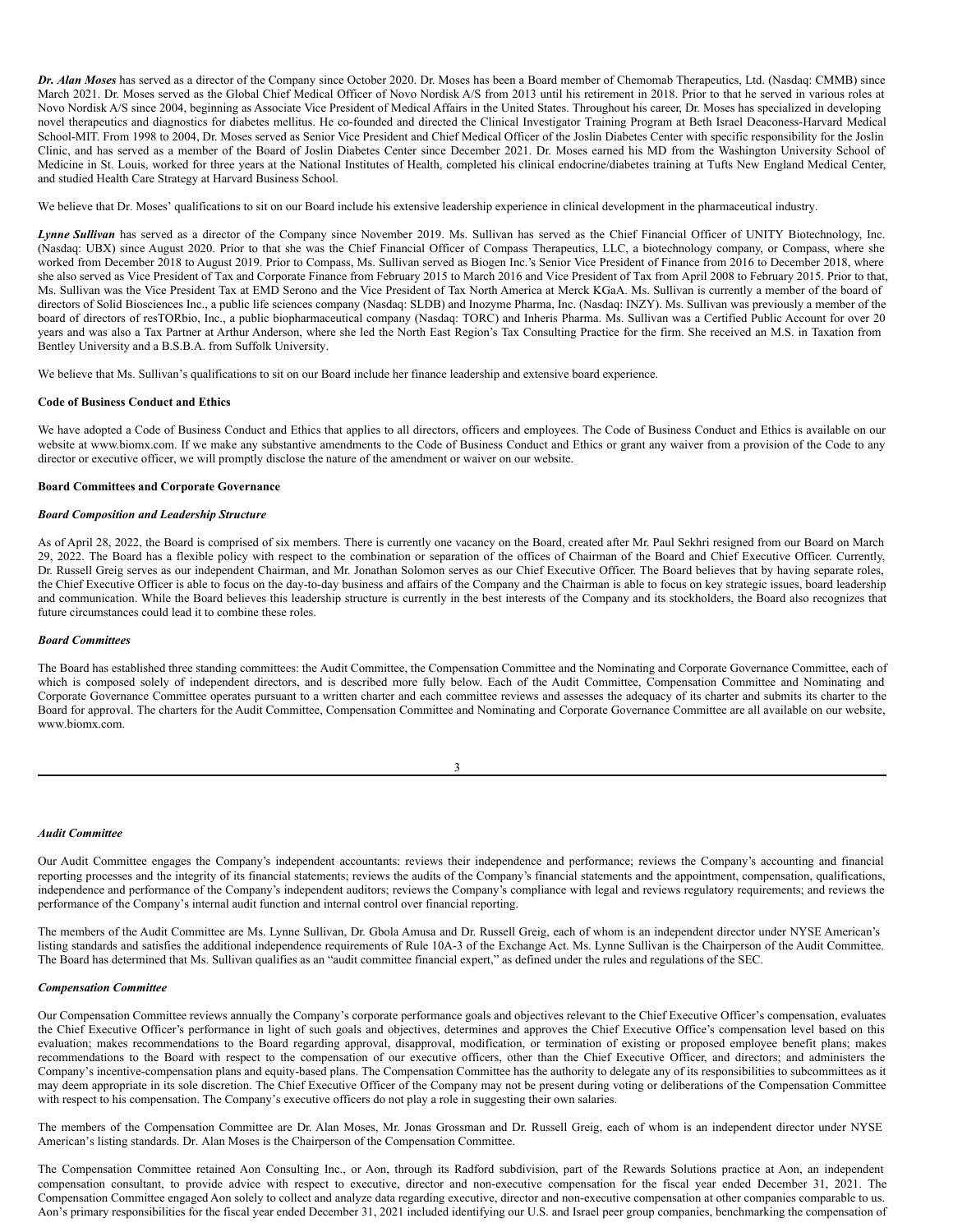***Dr. Alan Moses*** has served as a director of the Company since October 2020. Dr. Moses has been a Board member of Chemomab Therapeutics, Ltd. (Nasdaq: CMMB) since March 2021. Dr. Moses served as the Global Chief Medical Officer of Novo Nordisk A/S from 2013 until his retirement in 2018. Prior to that he served in various roles at Novo Nordisk A/S since 2004, beginning as Associate Vice President of Medical Affairs in the United States. Throughout his career, Dr. Moses has specialized in developing novel therapeutics and diagnostics for diabetes mellitus. He co-founded and directed the Clinical Investigator Training Program at Beth Israel Deaconess-Harvard Medical School-MIT. From 1998 to 2004, Dr. Moses served as Senior Vice President and Chief Medical Officer of the Joslin Diabetes Center with specific responsibility for the Joslin Clinic, and has served as a member of the Board of Joslin Diabetes Center since December 2021. Dr. Moses earned his MD from the Washington University School of Medicine in St. Louis, worked for three years at the National Institutes of Health, completed his clinical endocrine/diabetes training at Tufts New England Medical Center, and studied Health Care Strategy at Harvard Business School.

We believe that Dr. Moses' qualifications to sit on our Board include his extensive leadership experience in clinical development in the pharmaceutical industry.

***Lynne Sullivan*** has served as a director of the Company since November 2019. Ms. Sullivan has served as the Chief Financial Officer of UNITY Biotechnology, Inc. (Nasdaq: UBX) since August 2020. Prior to that she was the Chief Financial Officer of Compass Therapeutics, LLC, a biotechnology company, or Compass, where she worked from December 2018 to August 2019. Prior to Compass, Ms. Sullivan served as Biogen Inc.'s Senior Vice President of Finance from 2016 to December 2018, where she also served as Vice President of Tax and Corporate Finance from February 2015 to March 2016 and Vice President of Tax from April 2008 to February 2015. Prior to that, Ms. Sullivan was the Vice President Tax at EMD Serono and the Vice President of Tax North America at Merck KGaA. Ms. Sullivan is currently a member of the board of directors of Solid Biosciences Inc., a public life sciences company (Nasdaq: SLDB) and Inozyme Pharma, Inc. (Nasdaq: INZY). Ms. Sullivan was previously a member of the board of directors of resTORbio, Inc., a public biopharmaceutical company (Nasdaq: TORC) and Inheris Pharma. Ms. Sullivan was a Certified Public Account for over 20 years and was also a Tax Partner at Arthur Anderson, where she led the North East Region's Tax Consulting Practice for the firm. She received an M.S. in Taxation from Bentley University and a B.S.B.A. from Suffolk University.

We believe that Ms. Sullivan's qualifications to sit on our Board include her finance leadership and extensive board experience.

**Code of Business Conduct and Ethics**

We have adopted a Code of Business Conduct and Ethics that applies to all directors, officers and employees. The Code of Business Conduct and Ethics is available on our website at www.biomx.com. If we make any substantive amendments to the Code of Business Conduct and Ethics or grant any waiver from a provision of the Code to any director or executive officer, we will promptly disclose the nature of the amendment or waiver on our website.

**Board Committees and Corporate Governance**

***Board Composition and Leadership Structure***

As of April 28, 2022, the Board is comprised of six members. There is currently one vacancy on the Board, created after Mr. Paul Sekhri resigned from our Board on March 29, 2022. The Board has a flexible policy with respect to the combination or separation of the offices of Chairman of the Board and Chief Executive Officer. Currently, Dr. Russell Greig serves as our independent Chairman, and Mr. Jonathan Solomon serves as our Chief Executive Officer. The Board believes that by having separate roles, the Chief Executive Officer is able to focus on the day-to-day business and affairs of the Company and the Chairman is able to focus on key strategic issues, board leadership and communication. While the Board believes this leadership structure is currently in the best interests of the Company and its stockholders, the Board also recognizes that future circumstances could lead it to combine these roles.

***Board Committees***

The Board has established three standing committees: the Audit Committee, the Compensation Committee and the Nominating and Corporate Governance Committee, each of which is composed solely of independent directors, and is described more fully below. Each of the Audit Committee, Compensation Committee and Nominating and Corporate Governance Committee operates pursuant to a written charter and each committee reviews and assesses the adequacy of its charter and submits its charter to the Board for approval. The charters for the Audit Committee, Compensation Committee and Nominating and Corporate Governance Committee are all available on our website, www.biomx.com.

***Audit Committee***

Our Audit Committee engages the Company's independent accountants: reviews their independence and performance; reviews the Company's accounting and financial reporting processes and the integrity of its financial statements; reviews the audits of the Company's financial statements and the appointment, compensation, qualifications, independence and performance of the Company's independent auditors; reviews the Company's compliance with legal and reviews regulatory requirements; and reviews the performance of the Company's internal audit function and internal control over financial reporting.

The members of the Audit Committee are Ms. Lynne Sullivan, Dr. Gbola Amusa and Dr. Russell Greig, each of whom is an independent director under NYSE American's listing standards and satisfies the additional independence requirements of Rule 10A-3 of the Exchange Act. Ms. Lynne Sullivan is the Chairperson of the Audit Committee. The Board has determined that Ms. Sullivan qualifies as an "audit committee financial expert," as defined under the rules and regulations of the SEC.

***Compensation Committee***

Our Compensation Committee reviews annually the Company's corporate performance goals and objectives relevant to the Chief Executive Officer's compensation, evaluates the Chief Executive Officer's performance in light of such goals and objectives, determines and approves the Chief Executive Office's compensation level based on this evaluation; makes recommendations to the Board regarding approval, disapproval, modification, or termination of existing or proposed employee benefit plans; makes recommendations to the Board with respect to the compensation of our executive officers, other than the Chief Executive Officer, and directors; and administers the Company's incentive-compensation plans and equity-based plans. The Compensation Committee has the authority to delegate any of its responsibilities to subcommittees as it may deem appropriate in its sole discretion. The Chief Executive Officer of the Company may not be present during voting or deliberations of the Compensation Committee with respect to his compensation. The Company's executive officers do not play a role in suggesting their own salaries.

The members of the Compensation Committee are Dr. Alan Moses, Mr. Jonas Grossman and Dr. Russell Greig, each of whom is an independent director under NYSE American's listing standards. Dr. Alan Moses is the Chairperson of the Compensation Committee.

The Compensation Committee retained Aon Consulting Inc., or Aon, through its Radford subdivision, part of the Rewards Solutions practice at Aon, an independent compensation consultant, to provide advice with respect to executive, director and non-executive compensation for the fiscal year ended December 31, 2021. The Compensation Committee engaged Aon solely to collect and analyze data regarding executive, director and non-executive compensation at other companies comparable to us. Aon's primary responsibilities for the fiscal year ended December 31, 2021 included identifying our U.S. and Israel peer group companies, benchmarking the compensation of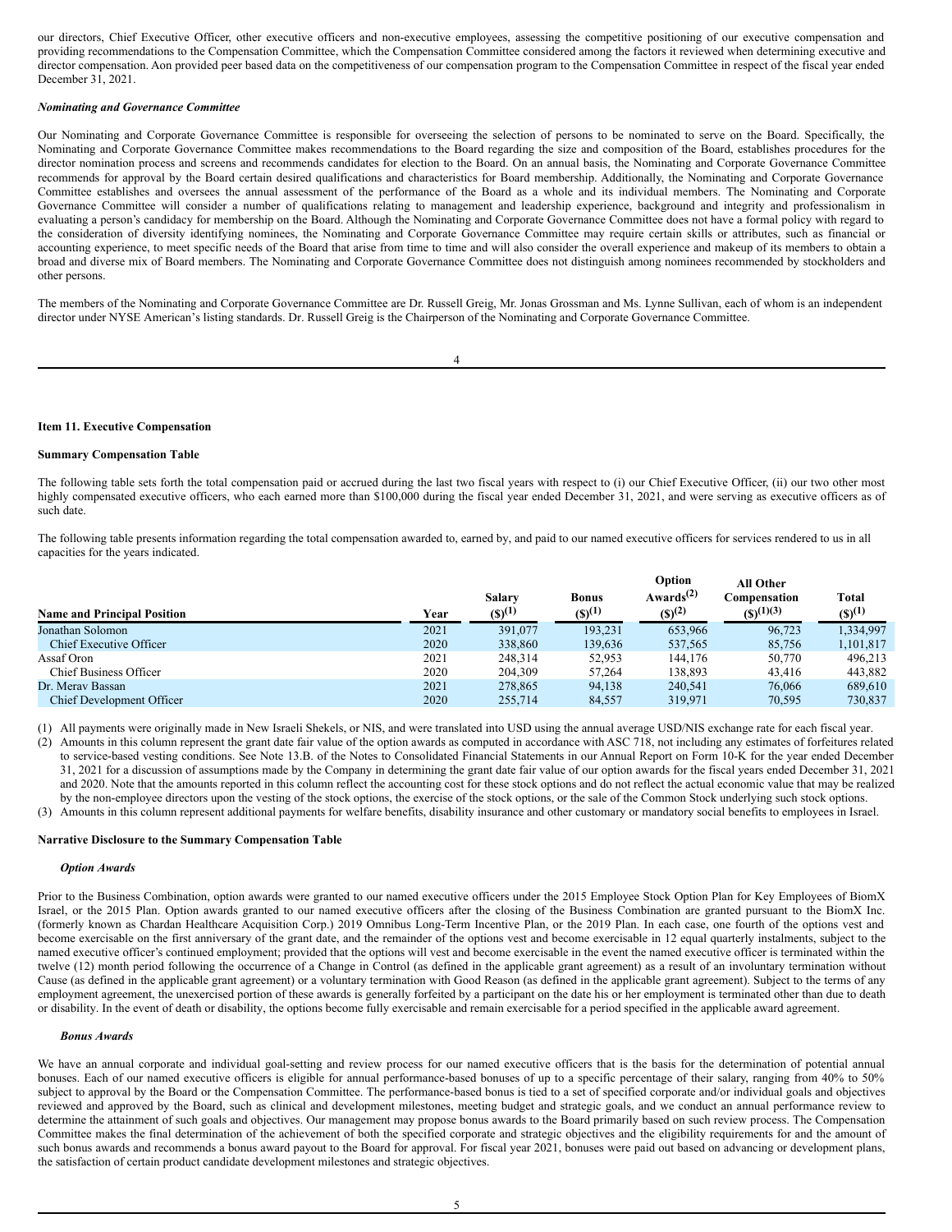our directors, Chief Executive Officer, other executive officers and non-executive employees, assessing the competitive positioning of our executive compensation and providing recommendations to the Compensation Committee, which the Compensation Committee considered among the factors it reviewed when determining executive and director compensation. Aon provided peer based data on the competitiveness of our compensation program to the Compensation Committee in respect of the fiscal year ended December 31, 2021.

***Nominating and Governance Committee***

Our Nominating and Corporate Governance Committee is responsible for overseeing the selection of persons to be nominated to serve on the Board. Specifically, the Nominating and Corporate Governance Committee makes recommendations to the Board regarding the size and composition of the Board, establishes procedures for the director nomination process and screens and recommends candidates for election to the Board. On an annual basis, the Nominating and Corporate Governance Committee recommends for approval by the Board certain desired qualifications and characteristics for Board membership. Additionally, the Nominating and Corporate Governance Committee establishes and oversees the annual assessment of the performance of the Board as a whole and its individual members. The Nominating and Corporate Governance Committee will consider a number of qualifications relating to management and leadership experience, background and integrity and professionalism in evaluating a person's candidacy for membership on the Board. Although the Nominating and Corporate Governance Committee does not have a formal policy with regard to the consideration of diversity identifying nominees, the Nominating and Corporate Governance Committee may require certain skills or attributes, such as financial or accounting experience, to meet specific needs of the Board that arise from time to time and will also consider the overall experience and makeup of its members to obtain a broad and diverse mix of Board members. The Nominating and Corporate Governance Committee does not distinguish among nominees recommended by stockholders and other persons.

The members of the Nominating and Corporate Governance Committee are Dr. Russell Greig, Mr. Jonas Grossman and Ms. Lynne Sullivan, each of whom is an independent director under NYSE American's listing standards. Dr. Russell Greig is the Chairperson of the Nominating and Corporate Governance Committee.

**Item 11. Executive Compensation**

**Summary Compensation Table**

The following table sets forth the total compensation paid or accrued during the last two fiscal years with respect to (i) our Chief Executive Officer, (ii) our two other most highly compensated executive officers, who each earned more than $100,000 during the fiscal year ended December 31, 2021, and were serving as executive officers as of such date.

The following table presents information regarding the total compensation awarded to, earned by, and paid to our named executive officers for services rendered to us in all capacities for the years indicated.

| Name and Principal Position | Year | Salary ($)(1) | Bonus ($)(1) | Option Awards(2) ($)(2) | All Other Compensation ($)(1)(3) | Total ($)(1) |
|---|---|---|---|---|---|---|
| Jonathan Solomon | 2021 | 391,077 | 193,231 | 653,966 | 96,723 | 1,334,997 |
| Chief Executive Officer | 2020 | 338,860 | 139,636 | 537,565 | 85,756 | 1,101,817 |
| Assaf Oron | 2021 | 248,314 | 52,953 | 144,176 | 50,770 | 496,213 |
| Chief Business Officer | 2020 | 204,309 | 57,264 | 138,893 | 43,416 | 443,882 |
| Dr. Merav Bassan | 2021 | 278,865 | 94,138 | 240,541 | 76,066 | 689,610 |
| Chief Development Officer | 2020 | 255,714 | 84,557 | 319,971 | 70,595 | 730,837 |

(1) All payments were originally made in New Israeli Shekels, or NIS, and were translated into USD using the annual average USD/NIS exchange rate for each fiscal year.

(2) Amounts in this column represent the grant date fair value of the option awards as computed in accordance with ASC 718, not including any estimates of forfeitures related to service-based vesting conditions. See Note 13.B. of the Notes to Consolidated Financial Statements in our Annual Report on Form 10-K for the year ended December 31, 2021 for a discussion of assumptions made by the Company in determining the grant date fair value of our option awards for the fiscal years ended December 31, 2021 and 2020. Note that the amounts reported in this column reflect the accounting cost for these stock options and do not reflect the actual economic value that may be realized by the non-employee directors upon the vesting of the stock options, the exercise of the stock options, or the sale of the Common Stock underlying such stock options.

(3) Amounts in this column represent additional payments for welfare benefits, disability insurance and other customary or mandatory social benefits to employees in Israel.

**Narrative Disclosure to the Summary Compensation Table**

***Option Awards***

Prior to the Business Combination, option awards were granted to our named executive officers under the 2015 Employee Stock Option Plan for Key Employees of BiomX Israel, or the 2015 Plan. Option awards granted to our named executive officers after the closing of the Business Combination are granted pursuant to the BiomX Inc. (formerly known as Chardan Healthcare Acquisition Corp.) 2019 Omnibus Long-Term Incentive Plan, or the 2019 Plan. In each case, one fourth of the options vest and become exercisable on the first anniversary of the grant date, and the remainder of the options vest and become exercisable in 12 equal quarterly instalments, subject to the named executive officer's continued employment; provided that the options will vest and become exercisable in the event the named executive officer is terminated within the twelve (12) month period following the occurrence of a Change in Control (as defined in the applicable grant agreement) as a result of an involuntary termination without Cause (as defined in the applicable grant agreement) or a voluntary termination with Good Reason (as defined in the applicable grant agreement). Subject to the terms of any employment agreement, the unexercised portion of these awards is generally forfeited by a participant on the date his or her employment is terminated other than due to death or disability. In the event of death or disability, the options become fully exercisable and remain exercisable for a period specified in the applicable award agreement.

***Bonus Awards***

We have an annual corporate and individual goal-setting and review process for our named executive officers that is the basis for the determination of potential annual bonuses. Each of our named executive officers is eligible for annual performance-based bonuses of up to a specific percentage of their salary, ranging from 40% to 50% subject to approval by the Board or the Compensation Committee. The performance-based bonus is tied to a set of specified corporate and/or individual goals and objectives reviewed and approved by the Board, such as clinical and development milestones, meeting budget and strategic goals, and we conduct an annual performance review to determine the attainment of such goals and objectives. Our management may propose bonus awards to the Board primarily based on such review process. The Compensation Committee makes the final determination of the achievement of both the specified corporate and strategic objectives and the eligibility requirements for and the amount of such bonus awards and recommends a bonus award payout to the Board for approval. For fiscal year 2021, bonuses were paid out based on advancing or development plans, the satisfaction of certain product candidate development milestones and strategic objectives.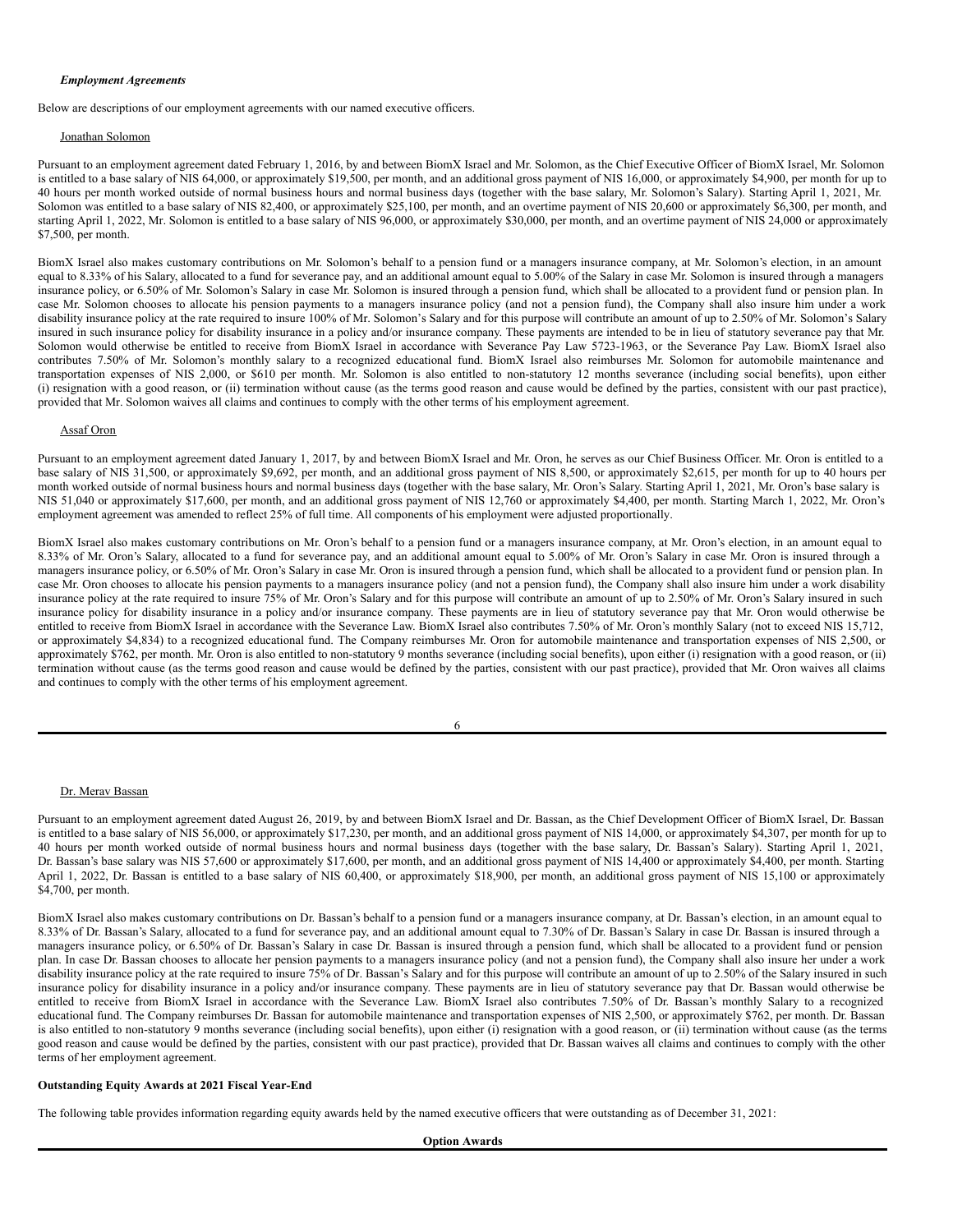### *Employment Agreements*

Below are descriptions of our employment agreements with our named executive officers.

Jonathan Solomon

Pursuant to an employment agreement dated February 1, 2016, by and between BiomX Israel and Mr. Solomon, as the Chief Executive Officer of BiomX Israel, Mr. Solomon is entitled to a base salary of NIS 64,000, or approximately $19,500, per month, and an additional gross payment of NIS 16,000, or approximately $4,900, per month for up to 40 hours per month worked outside of normal business hours and normal business days (together with the base salary, Mr. Solomon's Salary). Starting April 1, 2021, Mr. Solomon was entitled to a base salary of NIS 82,400, or approximately $25,100, per month, and an overtime payment of NIS 20,600 or approximately $6,300, per month, and starting April 1, 2022, Mr. Solomon is entitled to a base salary of NIS 96,000, or approximately $30,000, per month, and an overtime payment of NIS 24,000 or approximately $7,500, per month.

BiomX Israel also makes customary contributions on Mr. Solomon's behalf to a pension fund or a managers insurance company, at Mr. Solomon's election, in an amount equal to 8.33% of his Salary, allocated to a fund for severance pay, and an additional amount equal to 5.00% of the Salary in case Mr. Solomon is insured through a managers insurance policy, or 6.50% of Mr. Solomon's Salary in case Mr. Solomon is insured through a pension fund, which shall be allocated to a provident fund or pension plan. In case Mr. Solomon chooses to allocate his pension payments to a managers insurance policy (and not a pension fund), the Company shall also insure him under a work disability insurance policy at the rate required to insure 100% of Mr. Solomon's Salary and for this purpose will contribute an amount of up to 2.50% of Mr. Solomon's Salary insured in such insurance policy for disability insurance in a policy and/or insurance company. These payments are intended to be in lieu of statutory severance pay that Mr. Solomon would otherwise be entitled to receive from BiomX Israel in accordance with Severance Pay Law 5723-1963, or the Severance Pay Law. BiomX Israel also contributes 7.50% of Mr. Solomon's monthly salary to a recognized educational fund. BiomX Israel also reimburses Mr. Solomon for automobile maintenance and transportation expenses of NIS 2,000, or $610 per month. Mr. Solomon is also entitled to non-statutory 12 months severance (including social benefits), upon either (i) resignation with a good reason, or (ii) termination without cause (as the terms good reason and cause would be defined by the parties, consistent with our past practice), provided that Mr. Solomon waives all claims and continues to comply with the other terms of his employment agreement.

Assaf Oron

Pursuant to an employment agreement dated January 1, 2017, by and between BiomX Israel and Mr. Oron, he serves as our Chief Business Officer. Mr. Oron is entitled to a base salary of NIS 31,500, or approximately $9,692, per month, and an additional gross payment of NIS 8,500, or approximately $2,615, per month for up to 40 hours per month worked outside of normal business hours and normal business days (together with the base salary, Mr. Oron's Salary. Starting April 1, 2021, Mr. Oron's base salary is NIS 51,040 or approximately $17,600, per month, and an additional gross payment of NIS 12,760 or approximately $4,400, per month. Starting March 1, 2022, Mr. Oron's employment agreement was amended to reflect 25% of full time. All components of his employment were adjusted proportionally.

BiomX Israel also makes customary contributions on Mr. Oron's behalf to a pension fund or a managers insurance company, at Mr. Oron's election, in an amount equal to 8.33% of Mr. Oron's Salary, allocated to a fund for severance pay, and an additional amount equal to 5.00% of Mr. Oron's Salary in case Mr. Oron is insured through a managers insurance policy, or 6.50% of Mr. Oron's Salary in case Mr. Oron is insured through a pension fund, which shall be allocated to a provident fund or pension plan. In case Mr. Oron chooses to allocate his pension payments to a managers insurance policy (and not a pension fund), the Company shall also insure him under a work disability insurance policy at the rate required to insure 75% of Mr. Oron's Salary and for this purpose will contribute an amount of up to 2.50% of Mr. Oron's Salary insured in such insurance policy for disability insurance in a policy and/or insurance company. These payments are in lieu of statutory severance pay that Mr. Oron would otherwise be entitled to receive from BiomX Israel in accordance with the Severance Law. BiomX Israel also contributes 7.50% of Mr. Oron's monthly Salary (not to exceed NIS 15,712, or approximately $4,834) to a recognized educational fund. The Company reimburses Mr. Oron for automobile maintenance and transportation expenses of NIS 2,500, or approximately $762, per month. Mr. Oron is also entitled to non-statutory 9 months severance (including social benefits), upon either (i) resignation with a good reason, or (ii) termination without cause (as the terms good reason and cause would be defined by the parties, consistent with our past practice), provided that Mr. Oron waives all claims and continues to comply with the other terms of his employment agreement.

Dr. Merav Bassan

Pursuant to an employment agreement dated August 26, 2019, by and between BiomX Israel and Dr. Bassan, as the Chief Development Officer of BiomX Israel, Dr. Bassan is entitled to a base salary of NIS 56,000, or approximately $17,230, per month, and an additional gross payment of NIS 14,000, or approximately $4,307, per month for up to 40 hours per month worked outside of normal business hours and normal business days (together with the base salary, Dr. Bassan's Salary). Starting April 1, 2021, Dr. Bassan's base salary was NIS 57,600 or approximately $17,600, per month, and an additional gross payment of NIS 14,400 or approximately $4,400, per month. Starting April 1, 2022, Dr. Bassan is entitled to a base salary of NIS 60,400, or approximately $18,900, per month, an additional gross payment of NIS 15,100 or approximately $4,700, per month.

BiomX Israel also makes customary contributions on Dr. Bassan's behalf to a pension fund or a managers insurance company, at Dr. Bassan's election, in an amount equal to 8.33% of Dr. Bassan's Salary, allocated to a fund for severance pay, and an additional amount equal to 7.30% of Dr. Bassan's Salary in case Dr. Bassan is insured through a managers insurance policy, or 6.50% of Dr. Bassan's Salary in case Dr. Bassan is insured through a pension fund, which shall be allocated to a provident fund or pension plan. In case Dr. Bassan chooses to allocate her pension payments to a managers insurance policy (and not a pension fund), the Company shall also insure her under a work disability insurance policy at the rate required to insure 75% of Dr. Bassan's Salary and for this purpose will contribute an amount of up to 2.50% of the Salary insured in such insurance policy for disability insurance in a policy and/or insurance company. These payments are in lieu of statutory severance pay that Dr. Bassan would otherwise be entitled to receive from BiomX Israel in accordance with the Severance Law. BiomX Israel also contributes 7.50% of Dr. Bassan's monthly Salary to a recognized educational fund. The Company reimburses Dr. Bassan for automobile maintenance and transportation expenses of NIS 2,500, or approximately $762, per month. Dr. Bassan is also entitled to non-statutory 9 months severance (including social benefits), upon either (i) resignation with a good reason, or (ii) termination without cause (as the terms good reason and cause would be defined by the parties, consistent with our past practice), provided that Dr. Bassan waives all claims and continues to comply with the other terms of her employment agreement.

**Outstanding Equity Awards at 2021 Fiscal Year-End**

The following table provides information regarding equity awards held by the named executive officers that were outstanding as of December 31, 2021:

**Option Awards**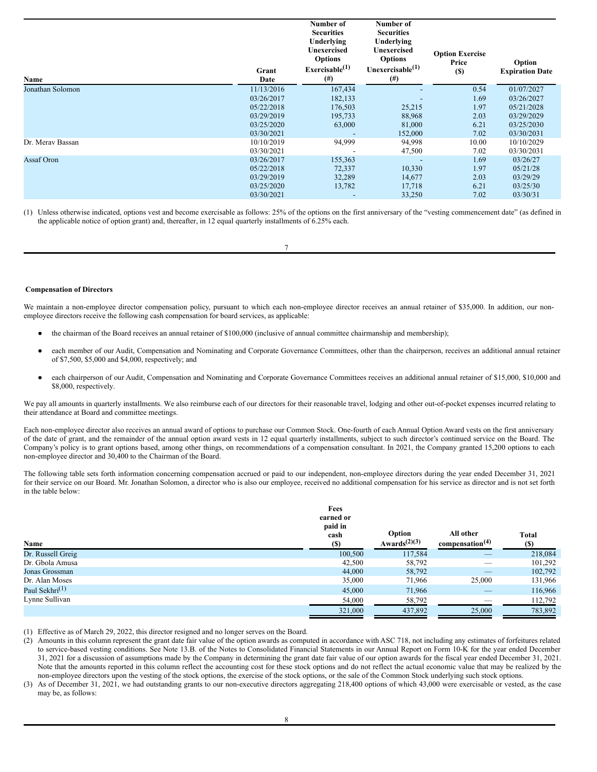| Name | Grant Date | Number of Securities Underlying Unexercised Options Exercisable[(1)] (#) | Number of Securities Underlying Unexercised Options Unexercisable[(1)] (#) | Option Exercise Price ($) | Option Expiration Date |
|---|---|---|---|---|---|
| Jonathan Solomon | 11/13/2016 | 167,434 | - | 0.54 | 01/07/2027 |
| | 03/26/2017 | 182,133 | - | 1.69 | 03/26/2027 |
| | 05/22/2018 | 176,503 | 25,215 | 1.97 | 05/21/2028 |
| | 03/29/2019 | 195,733 | 88,968 | 2.03 | 03/29/2029 |
| | 03/25/2020 | 63,000 | 81,000 | 6.21 | 03/25/2030 |
| | 03/30/2021 | - | 152,000 | 7.02 | 03/30/2031 |
| Dr. Merav Bassan | 10/10/2019 | 94,999 | 94,998 | 10.00 | 10/10/2029 |
| | 03/30/2021 | - | 47,500 | 7.02 | 03/30/2031 |
| Assaf Oron | 03/26/2017 | 155,363 | - | 1.69 | 03/26/27 |
| | 05/22/2018 | 72,337 | 10,330 | 1.97 | 05/21/28 |
| | 03/29/2019 | 32,289 | 14,677 | 2.03 | 03/29/29 |
| | 03/25/2020 | 13,782 | 17,718 | 6.21 | 03/25/30 |
| | 03/30/2021 | - | 33,250 | 7.02 | 03/30/31 |

(1) Unless otherwise indicated, options vest and become exercisable as follows: 25% of the options on the first anniversary of the "vesting commencement date" (as defined in the applicable notice of option grant) and, thereafter, in 12 equal quarterly installments of 6.25% each.

**Compensation of Directors**

We maintain a non-employee director compensation policy, pursuant to which each non-employee director receives an annual retainer of $35,000. In addition, our non-employee directors receive the following cash compensation for board services, as applicable:

- the chairman of the Board receives an annual retainer of $100,000 (inclusive of annual committee chairmanship and membership);
- each member of our Audit, Compensation and Nominating and Corporate Governance Committees, other than the chairperson, receives an additional annual retainer of $7,500, $5,000 and $4,000, respectively; and
- each chairperson of our Audit, Compensation and Nominating and Corporate Governance Committees receives an additional annual retainer of $15,000, $10,000 and $8,000, respectively.

We pay all amounts in quarterly installments. We also reimburse each of our directors for their reasonable travel, lodging and other out-of-pocket expenses incurred relating to their attendance at Board and committee meetings.

Each non-employee director also receives an annual award of options to purchase our Common Stock. One-fourth of each Annual Option Award vests on the first anniversary of the date of grant, and the remainder of the annual option award vests in 12 equal quarterly installments, subject to such director's continued service on the Board. The Company's policy is to grant options based, among other things, on recommendations of a compensation consultant. In 2021, the Company granted 15,200 options to each non-employee director and 30,400 to the Chairman of the Board.

The following table sets forth information concerning compensation accrued or paid to our independent, non-employee directors during the year ended December 31, 2021 for their service on our Board. Mr. Jonathan Solomon, a director who is also our employee, received no additional compensation for his service as director and is not set forth in the table below:

| Name | Fees earned or paid in cash ($) | Option Awards[(2)(3)] | All other compensation[(4)] | Total ($) |
|---|---|---|---|---|
| Dr. Russell Greig | 100,500 | 117,584 | — | 218,084 |
| Dr. Gbola Amusa | 42,500 | 58,792 | — | 101,292 |
| Jonas Grossman | 44,000 | 58,792 | — | 102,792 |
| Dr. Alan Moses | 35,000 | 71,966 | 25,000 | 131,966 |
| Paul Sekhri[(1)] | 45,000 | 71,966 | — | 116,966 |
| Lynne Sullivan | 54,000 | 58,792 | — | 112,792 |
| | 321,000 | 437,892 | 25,000 | 783,892 |

(1) Effective as of March 29, 2022, this director resigned and no longer serves on the Board.

(2) Amounts in this column represent the grant date fair value of the option awards as computed in accordance with ASC 718, not including any estimates of forfeitures related to service-based vesting conditions. See Note 13.B. of the Notes to Consolidated Financial Statements in our Annual Report on Form 10-K for the year ended December 31, 2021 for a discussion of assumptions made by the Company in determining the grant date fair value of our option awards for the fiscal year ended December 31, 2021. Note that the amounts reported in this column reflect the accounting cost for these stock options and do not reflect the actual economic value that may be realized by the non-employee directors upon the vesting of the stock options, the exercise of the stock options, or the sale of the Common Stock underlying such stock options.

(3) As of December 31, 2021, we had outstanding grants to our non-executive directors aggregating 218,400 options of which 43,000 were exercisable or vested, as the case may be, as follows: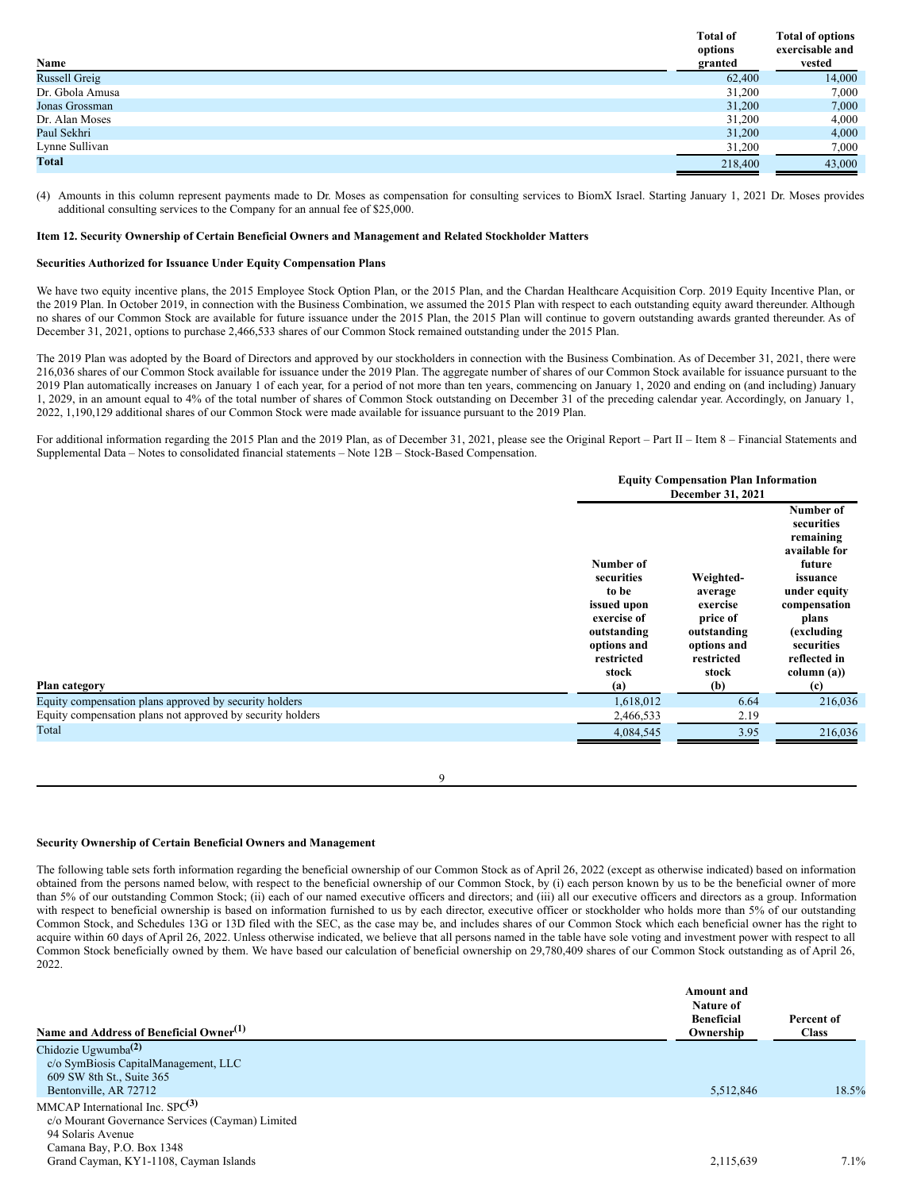| Name | Total of options granted | Total of options exercisable and vested |
|---|---|---|
| Russell Greig | 62,400 | 14,000 |
| Dr. Gbola Amusa | 31,200 | 7,000 |
| Jonas Grossman | 31,200 | 7,000 |
| Dr. Alan Moses | 31,200 | 4,000 |
| Paul Sekhri | 31,200 | 4,000 |
| Lynne Sullivan | 31,200 | 7,000 |
| **Total** | 218,400 | 43,000 |

(4) Amounts in this column represent payments made to Dr. Moses as compensation for consulting services to BiomX Israel. Starting January 1, 2021 Dr. Moses provides additional consulting services to the Company for an annual fee of $25,000.

**Item 12. Security Ownership of Certain Beneficial Owners and Management and Related Stockholder Matters**

**Securities Authorized for Issuance Under Equity Compensation Plans**

We have two equity incentive plans, the 2015 Employee Stock Option Plan, or the 2015 Plan, and the Chardan Healthcare Acquisition Corp. 2019 Equity Incentive Plan, or the 2019 Plan. In October 2019, in connection with the Business Combination, we assumed the 2015 Plan with respect to each outstanding equity award thereunder. Although no shares of our Common Stock are available for future issuance under the 2015 Plan, the 2015 Plan will continue to govern outstanding awards granted thereunder. As of December 31, 2021, options to purchase 2,466,533 shares of our Common Stock remained outstanding under the 2015 Plan.

The 2019 Plan was adopted by the Board of Directors and approved by our stockholders in connection with the Business Combination. As of December 31, 2021, there were 216,036 shares of our Common Stock available for issuance under the 2019 Plan. The aggregate number of shares of our Common Stock available for issuance pursuant to the 2019 Plan automatically increases on January 1 of each year, for a period of not more than ten years, commencing on January 1, 2020 and ending on (and including) January 1, 2029, in an amount equal to 4% of the total number of shares of Common Stock outstanding on December 31 of the preceding calendar year. Accordingly, on January 1, 2022, 1,190,129 additional shares of our Common Stock were made available for issuance pursuant to the 2019 Plan.

For additional information regarding the 2015 Plan and the 2019 Plan, as of December 31, 2021, please see the Original Report – Part II – Item 8 – Financial Statements and Supplemental Data – Notes to consolidated financial statements – Note 12B – Stock-Based Compensation.

| | Equity Compensation Plan Information December 31, 2021 | | |
|---|---|---|---|
| Plan category | Number of securities to be issued upon exercise of outstanding options and restricted stock (a) | Weighted-average exercise price of outstanding options and restricted stock (b) | Number of securities remaining available for future issuance under equity compensation plans (excluding securities reflected in column (a)) (c) |
| Equity compensation plans approved by security holders | 1,618,012 | 6.64 | 216,036 |
| Equity compensation plans not approved by security holders | 2,466,533 | 2.19 | |
| Total | 4,084,545 | 3.95 | 216,036 |

**Security Ownership of Certain Beneficial Owners and Management**

The following table sets forth information regarding the beneficial ownership of our Common Stock as of April 26, 2022 (except as otherwise indicated) based on information obtained from the persons named below, with respect to the beneficial ownership of our Common Stock, by (i) each person known by us to be the beneficial owner of more than 5% of our outstanding Common Stock; (ii) each of our named executive officers and directors; and (iii) all our executive officers and directors as a group. Information with respect to beneficial ownership is based on information furnished to us by each director, executive officer or stockholder who holds more than 5% of our outstanding Common Stock, and Schedules 13G or 13D filed with the SEC, as the case may be, and includes shares of our Common Stock which each beneficial owner has the right to acquire within 60 days of April 26, 2022. Unless otherwise indicated, we believe that all persons named in the table have sole voting and investment power with respect to all Common Stock beneficially owned by them. We have based our calculation of beneficial ownership on 29,780,409 shares of our Common Stock outstanding as of April 26, 2022.

| Name and Address of Beneficial Owner[(1)] | Amount and Nature of Beneficial Ownership | Percent of Class |
|---|---|---|
| Chidozie Ugwumba[(2)]<br>c/o SymBiosis CapitalManagement, LLC<br>609 SW 8th St., Suite 365<br>Bentonville, AR 72712 | 5,512,846 | 18.5% |
| MMCAP International Inc. SPC[(3)]<br>c/o Mourant Governance Services (Cayman) Limited<br>94 Solaris Avenue<br>Camana Bay, P.O. Box 1348<br>Grand Cayman, KY1-1108, Cayman Islands | 2,115,639 | 7.1% |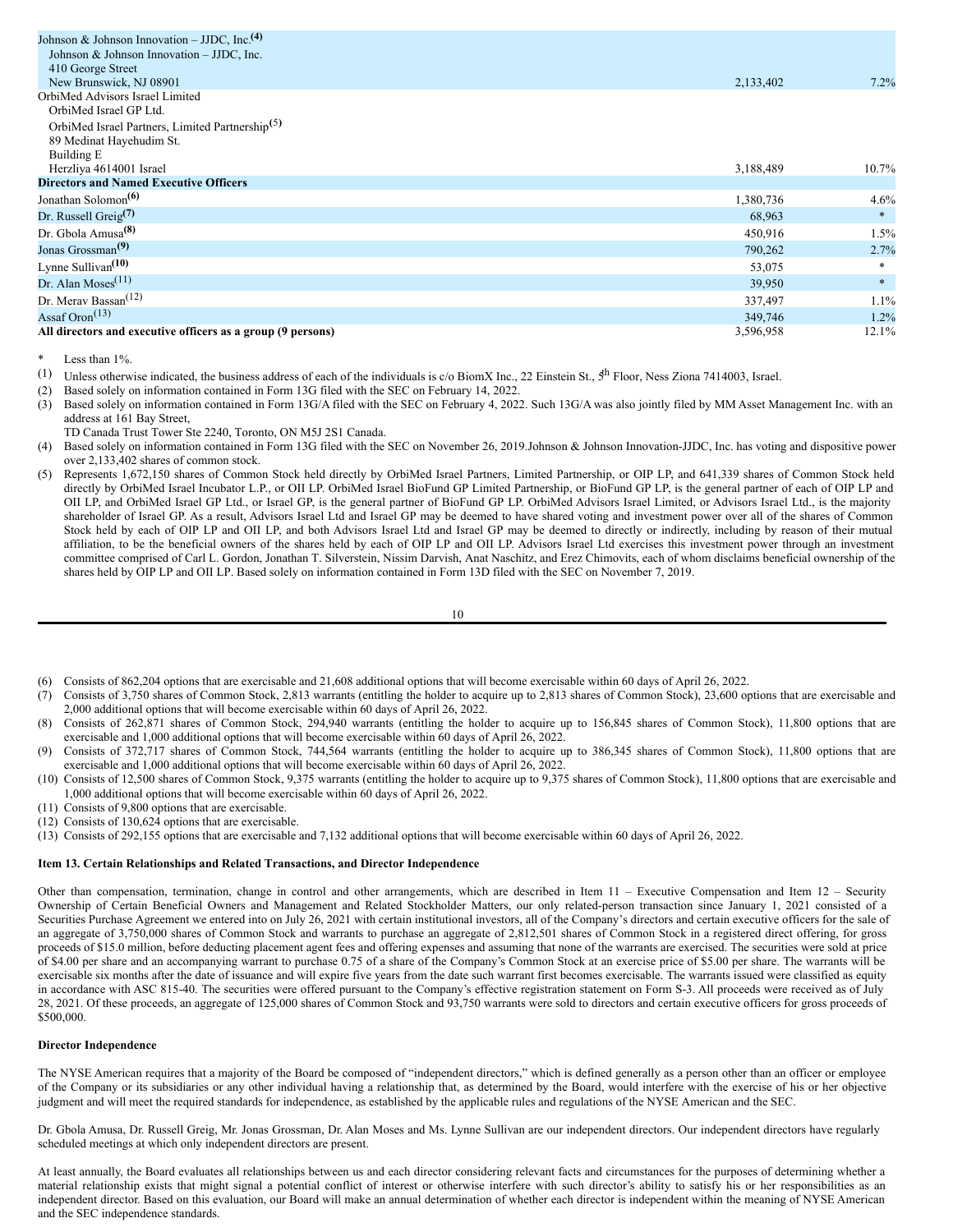| | | |
|---|---|---|
| Johnson & Johnson Innovation – JJDC, Inc.(4)<br>Johnson & Johnson Innovation – JJDC, Inc.<br>410 George Street<br>New Brunswick, NJ 08901 | 2,133,402 | 7.2% |
| OrbiMed Advisors Israel Limited<br>OrbiMed Israel GP Ltd.<br>OrbiMed Israel Partners, Limited Partnership(5)<br>89 Medinat Hayehudim St.<br>Building E<br>Herzliya 4614001 Israel | 3,188,489 | 10.7% |
| **Directors and Named Executive Officers** | | |
| Jonathan Solomon(6) | 1,380,736 | 4.6% |
| Dr. Russell Greig(7) | 68,963 | * |
| Dr. Gbola Amusa(8) | 450,916 | 1.5% |
| Jonas Grossman(9) | 790,262 | 2.7% |
| Lynne Sullivan(10) | 53,075 | * |
| Dr. Alan Moses(11) | 39,950 | * |
| Dr. Merav Bassan(12) | 337,497 | 1.1% |
| Assaf Oron(13) | 349,746 | 1.2% |
| **All directors and executive officers as a group (9 persons)** | 3,596,958 | 12.1% |

\* Less than 1%.

(1) Unless otherwise indicated, the business address of each of the individuals is c/o BiomX Inc., 22 Einstein St., 5th Floor, Ness Ziona 7414003, Israel.

(2) Based solely on information contained in Form 13G filed with the SEC on February 14, 2022.

(3) Based solely on information contained in Form 13G/A filed with the SEC on February 4, 2022. Such 13G/A was also jointly filed by MM Asset Management Inc. with an address at 161 Bay Street,
TD Canada Trust Tower Ste 2240, Toronto, ON M5J 2S1 Canada.

(4) Based solely on information contained in Form 13G filed with the SEC on November 26, 2019.Johnson & Johnson Innovation-JJDC, Inc. has voting and dispositive power over 2,133,402 shares of common stock.

(5) Represents 1,672,150 shares of Common Stock held directly by OrbiMed Israel Partners, Limited Partnership, or OIP LP, and 641,339 shares of Common Stock held directly by OrbiMed Israel Incubator L.P., or OII LP. OrbiMed Israel BioFund GP Limited Partnership, or BioFund GP LP, is the general partner of each of OIP LP and OII LP, and OrbiMed Israel GP Ltd., or Israel GP, is the general partner of BioFund GP LP. OrbiMed Advisors Israel Limited, or Advisors Israel Ltd., is the majority shareholder of Israel GP. As a result, Advisors Israel Ltd and Israel GP may be deemed to have shared voting and investment power over all of the shares of Common Stock held by each of OIP LP and OII LP, and both Advisors Israel Ltd and Israel GP may be deemed to directly or indirectly, including by reason of their mutual affiliation, to be the beneficial owners of the shares held by each of OIP LP and OII LP. Advisors Israel Ltd exercises this investment power through an investment committee comprised of Carl L. Gordon, Jonathan T. Silverstein, Nissim Darvish, Anat Naschitz, and Erez Chimovits, each of whom disclaims beneficial ownership of the shares held by OIP LP and OII LP. Based solely on information contained in Form 13D filed with the SEC on November 7, 2019.

(6) Consists of 862,204 options that are exercisable and 21,608 additional options that will become exercisable within 60 days of April 26, 2022.

(7) Consists of 3,750 shares of Common Stock, 2,813 warrants (entitling the holder to acquire up to 2,813 shares of Common Stock), 23,600 options that are exercisable and 2,000 additional options that will become exercisable within 60 days of April 26, 2022.

(8) Consists of 262,871 shares of Common Stock, 294,940 warrants (entitling the holder to acquire up to 156,845 shares of Common Stock), 11,800 options that are exercisable and 1,000 additional options that will become exercisable within 60 days of April 26, 2022.

(9) Consists of 372,717 shares of Common Stock, 744,564 warrants (entitling the holder to acquire up to 386,345 shares of Common Stock), 11,800 options that are exercisable and 1,000 additional options that will become exercisable within 60 days of April 26, 2022.

(10) Consists of 12,500 shares of Common Stock, 9,375 warrants (entitling the holder to acquire up to 9,375 shares of Common Stock), 11,800 options that are exercisable and 1,000 additional options that will become exercisable within 60 days of April 26, 2022.

(11) Consists of 9,800 options that are exercisable.

(12) Consists of 130,624 options that are exercisable.

(13) Consists of 292,155 options that are exercisable and 7,132 additional options that will become exercisable within 60 days of April 26, 2022.

### Item 13. Certain Relationships and Related Transactions, and Director Independence

Other than compensation, termination, change in control and other arrangements, which are described in Item 11 – Executive Compensation and Item 12 – Security Ownership of Certain Beneficial Owners and Management and Related Stockholder Matters, our only related-person transaction since January 1, 2021 consisted of a Securities Purchase Agreement we entered into on July 26, 2021 with certain institutional investors, all of the Company's directors and certain executive officers for the sale of an aggregate of 3,750,000 shares of Common Stock and warrants to purchase an aggregate of 2,812,501 shares of Common Stock in a registered direct offering, for gross proceeds of $15.0 million, before deducting placement agent fees and offering expenses and assuming that none of the warrants are exercised. The securities were sold at price of $4.00 per share and an accompanying warrant to purchase 0.75 of a share of the Company's Common Stock at an exercise price of $5.00 per share. The warrants will be exercisable six months after the date of issuance and will expire five years from the date such warrant first becomes exercisable. The warrants issued were classified as equity in accordance with ASC 815-40. The securities were offered pursuant to the Company's effective registration statement on Form S-3. All proceeds were received as of July 28, 2021. Of these proceeds, an aggregate of 125,000 shares of Common Stock and 93,750 warrants were sold to directors and certain executive officers for gross proceeds of $500,000.

### Director Independence

The NYSE American requires that a majority of the Board be composed of "independent directors," which is defined generally as a person other than an officer or employee of the Company or its subsidiaries or any other individual having a relationship that, as determined by the Board, would interfere with the exercise of his or her objective judgment and will meet the required standards for independence, as established by the applicable rules and regulations of the NYSE American and the SEC.

Dr. Gbola Amusa, Dr. Russell Greig, Mr. Jonas Grossman, Dr. Alan Moses and Ms. Lynne Sullivan are our independent directors. Our independent directors have regularly scheduled meetings at which only independent directors are present.

At least annually, the Board evaluates all relationships between us and each director considering relevant facts and circumstances for the purposes of determining whether a material relationship exists that might signal a potential conflict of interest or otherwise interfere with such director's ability to satisfy his or her responsibilities as an independent director. Based on this evaluation, our Board will make an annual determination of whether each director is independent within the meaning of NYSE American and the SEC independence standards.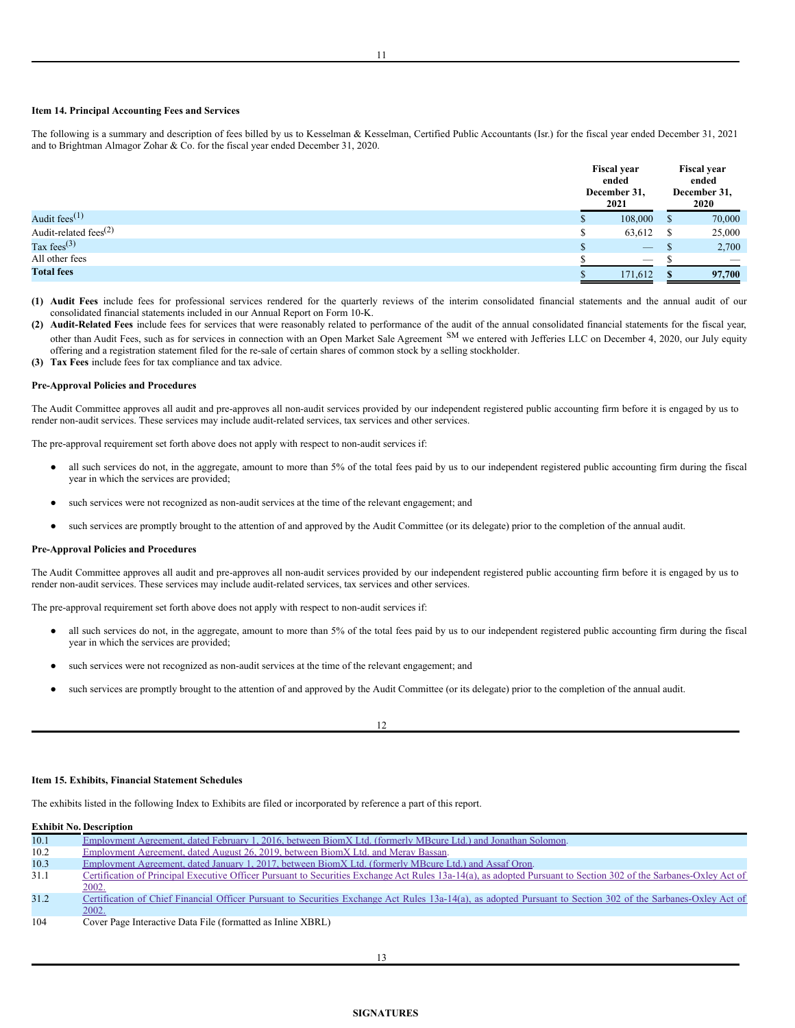## Item 14. Principal Accounting Fees and Services

The following is a summary and description of fees billed by us to Kesselman & Kesselman, Certified Public Accountants (Isr.) for the fiscal year ended December 31, 2021 and to Brightman Almagor Zohar & Co. for the fiscal year ended December 31, 2020.

| | Fiscal year ended December 31, 2021 | Fiscal year ended December 31, 2020 |
|---|---|---|
| Audit fees[(1)] | $ 108,000 | $ 70,000 |
| Audit-related fees[(2)] | $ 63,612 | $ 25,000 |
| Tax fees[(3)] | $ — | $ 2,700 |
| All other fees | $ — | $ — |
| **Total fees** | $ 171,612 | **$ 97,700** |

**(1) Audit Fees** include fees for professional services rendered for the quarterly reviews of the interim consolidated financial statements and the annual audit of our consolidated financial statements included in our Annual Report on Form 10-K.

**(2) Audit-Related Fees** include fees for services that were reasonably related to performance of the audit of the annual consolidated financial statements for the fiscal year, other than Audit Fees, such as for services in connection with an Open Market Sale Agreement SM we entered with Jefferies LLC on December 4, 2020, our July equity offering and a registration statement filed for the re-sale of certain shares of common stock by a selling stockholder.

**(3) Tax Fees** include fees for tax compliance and tax advice.

**Pre-Approval Policies and Procedures**

The Audit Committee approves all audit and pre-approves all non-audit services provided by our independent registered public accounting firm before it is engaged by us to render non-audit services. These services may include audit-related services, tax services and other services.

The pre-approval requirement set forth above does not apply with respect to non-audit services if:

- all such services do not, in the aggregate, amount to more than 5% of the total fees paid by us to our independent registered public accounting firm during the fiscal year in which the services are provided;
- such services were not recognized as non-audit services at the time of the relevant engagement; and
- such services are promptly brought to the attention of and approved by the Audit Committee (or its delegate) prior to the completion of the annual audit.

**Pre-Approval Policies and Procedures**

The Audit Committee approves all audit and pre-approves all non-audit services provided by our independent registered public accounting firm before it is engaged by us to render non-audit services. These services may include audit-related services, tax services and other services.

The pre-approval requirement set forth above does not apply with respect to non-audit services if:

- all such services do not, in the aggregate, amount to more than 5% of the total fees paid by us to our independent registered public accounting firm during the fiscal year in which the services are provided;
- such services were not recognized as non-audit services at the time of the relevant engagement; and
- such services are promptly brought to the attention of and approved by the Audit Committee (or its delegate) prior to the completion of the annual audit.

## Item 15. Exhibits, Financial Statement Schedules

The exhibits listed in the following Index to Exhibits are filed or incorporated by reference a part of this report.

| Exhibit No. | Description |
|---|---|
| 10.1 | Employment Agreement, dated February 1, 2016, between BiomX Ltd. (formerly MBcure Ltd.) and Jonathan Solomon. |
| 10.2 | Employment Agreement, dated August 26, 2019, between BiomX Ltd. and Merav Bassan. |
| 10.3 | Employment Agreement, dated January 1, 2017, between BiomX Ltd. (formerly MBcure Ltd.) and Assaf Oron. |
| 31.1 | Certification of Principal Executive Officer Pursuant to Securities Exchange Act Rules 13a-14(a), as adopted Pursuant to Section 302 of the Sarbanes-Oxley Act of 2002. |
| 31.2 | Certification of Chief Financial Officer Pursuant to Securities Exchange Act Rules 13a-14(a), as adopted Pursuant to Section 302 of the Sarbanes-Oxley Act of 2002. |
| 104 | Cover Page Interactive Data File (formatted as Inline XBRL) |

**SIGNATURES**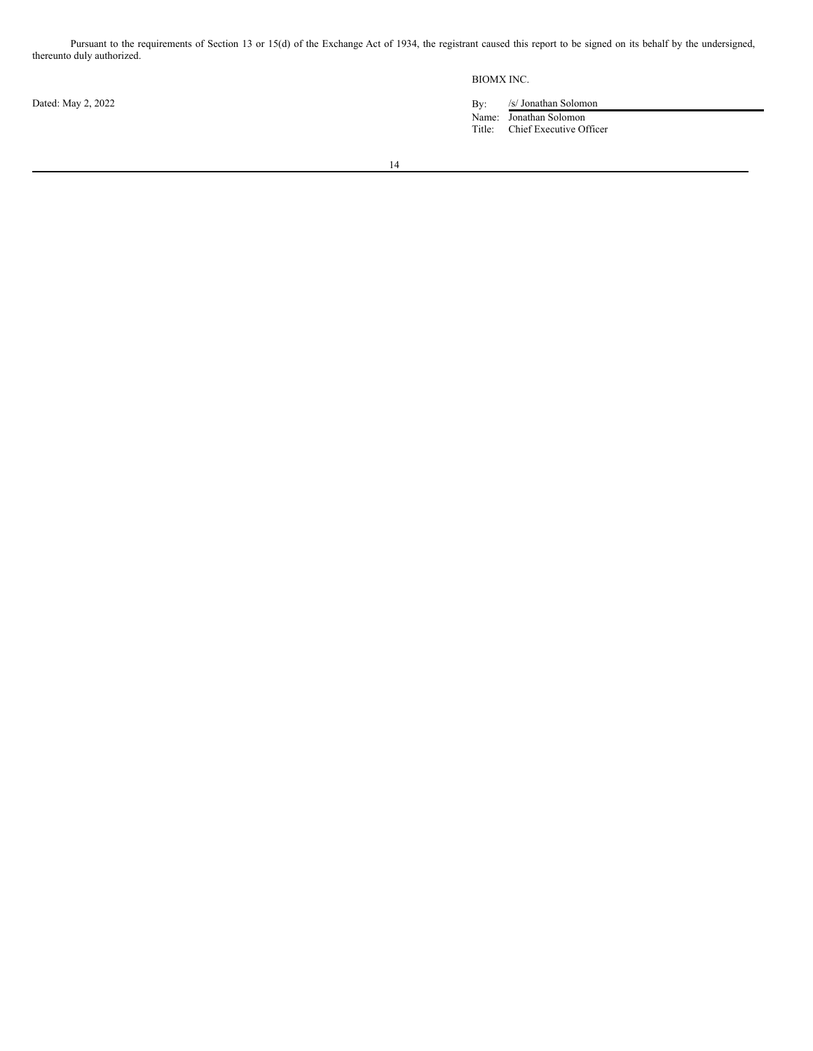Pursuant to the requirements of Section 13 or 15(d) of the Exchange Act of 1934, the registrant caused this report to be signed on its behalf by the undersigned, thereunto duly authorized.

BIOMX INC.

Dated: May 2, 2022

By: /s/ Jonathan Solomon
Name: Jonathan Solomon
Title: Chief Executive Officer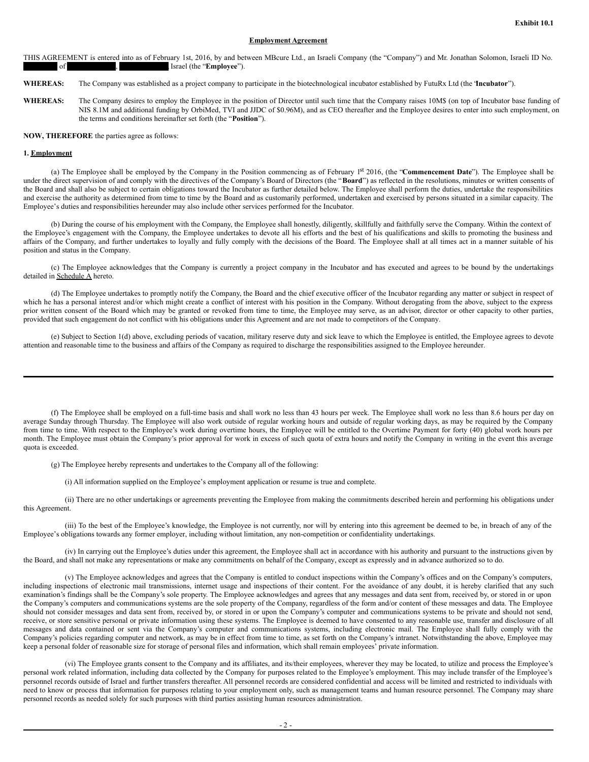**Exhibit 10.1**

**Employment Agreement**

THIS AGREEMENT is entered into as of February 1st, 2016, by and between MBcure Ltd., an Israeli Company (the "Company") and Mr. Jonathan Solomon, Israeli ID No. ██████ of ██████, ██████, Israel (the "**Employee**").

**WHEREAS:** The Company was established as a project company to participate in the biotechnological incubator established by FutuRx Ltd (the '**Incubator**").

**WHEREAS:** The Company desires to employ the Employee in the position of Director until such time that the Company raises 10M$ (on top of Incubator base funding of NIS 8.1M and additional funding by OrbiMed, TVI and JJDC of $0.96M), and as CEO thereafter and the Employee desires to enter into such employment, on the terms and conditions hereinafter set forth (the "**Position**").

**NOW, THEREFORE** the parties agree as follows:

**1. Employment**

(a) The Employee shall be employed by the Company in the Position commencing as of February 1st 2016, (the "**Commencement Date**"). The Employee shall be under the direct supervision of and comply with the directives of the Company's Board of Directors (the "**Board**") as reflected in the resolutions, minutes or written consents of the Board and shall also be subject to certain obligations toward the Incubator as further detailed below. The Employee shall perform the duties, undertake the responsibilities and exercise the authority as determined from time to time by the Board and as customarily performed, undertaken and exercised by persons situated in a similar capacity. The Employee's duties and responsibilities hereunder may also include other services performed for the Incubator.

(b) During the course of his employment with the Company, the Employee shall honestly, diligently, skillfully and faithfully serve the Company. Within the context of the Employee's engagement with the Company, the Employee undertakes to devote all his efforts and the best of his qualifications and skills to promoting the business and affairs of the Company, and further undertakes to loyally and fully comply with the decisions of the Board. The Employee shall at all times act in a manner suitable of his position and status in the Company.

(c) The Employee acknowledges that the Company is currently a project company in the Incubator and has executed and agrees to be bound by the undertakings detailed in Schedule A hereto.

(d) The Employee undertakes to promptly notify the Company, the Board and the chief executive officer of the Incubator regarding any matter or subject in respect of which he has a personal interest and/or which might create a conflict of interest with his position in the Company. Without derogating from the above, subject to the express prior written consent of the Board which may be granted or revoked from time to time, the Employee may serve, as an advisor, director or other capacity to other parties, provided that such engagement do not conflict with his obligations under this Agreement and are not made to competitors of the Company.

(e) Subject to Section 1(d) above, excluding periods of vacation, military reserve duty and sick leave to which the Employee is entitled, the Employee agrees to devote attention and reasonable time to the business and affairs of the Company as required to discharge the responsibilities assigned to the Employee hereunder.

(f) The Employee shall be employed on a full-time basis and shall work no less than 43 hours per week. The Employee shall work no less than 8.6 hours per day on average Sunday through Thursday. The Employee will also work outside of regular working hours and outside of regular working days, as may be required by the Company from time to time. With respect to the Employee's work during overtime hours, the Employee will be entitled to the Overtime Payment for forty (40) global work hours per month. The Employee must obtain the Company's prior approval for work in excess of such quota of extra hours and notify the Company in writing in the event this average quota is exceeded.

(g) The Employee hereby represents and undertakes to the Company all of the following:

(i) All information supplied on the Employee's employment application or resume is true and complete.

(ii) There are no other undertakings or agreements preventing the Employee from making the commitments described herein and performing his obligations under this Agreement.

(iii) To the best of the Employee's knowledge, the Employee is not currently, nor will by entering into this agreement be deemed to be, in breach of any of the Employee's obligations towards any former employer, including without limitation, any non-competition or confidentiality undertakings.

(iv) In carrying out the Employee's duties under this agreement, the Employee shall act in accordance with his authority and pursuant to the instructions given by the Board, and shall not make any representations or make any commitments on behalf of the Company, except as expressly and in advance authorized so to do.

(v) The Employee acknowledges and agrees that the Company is entitled to conduct inspections within the Company's offices and on the Company's computers, including inspections of electronic mail transmissions, internet usage and inspections of their content. For the avoidance of any doubt, it is hereby clarified that any such examination's findings shall be the Company's sole property. The Employee acknowledges and agrees that any messages and data sent from, received by, or stored in or upon the Company's computers and communications systems are the sole property of the Company, regardless of the form and/or content of these messages and data. The Employee should not consider messages and data sent from, received by, or stored in or upon the Company's computer and communications systems to be private and should not send, receive, or store sensitive personal or private information using these systems. The Employee is deemed to have consented to any reasonable use, transfer and disclosure of all messages and data contained or sent via the Company's computer and communications systems, including electronic mail. The Employee shall fully comply with the Company's policies regarding computer and network, as may be in effect from time to time, as set forth on the Company's intranet. Notwithstanding the above, Employee may keep a personal folder of reasonable size for storage of personal files and information, which shall remain employees' private information.

(vi) The Employee grants consent to the Company and its affiliates, and its/their employees, wherever they may be located, to utilize and process the Employee's personal work related information, including data collected by the Company for purposes related to the Employee's employment. This may include transfer of the Employee's personnel records outside of Israel and further transfers thereafter. All personnel records are considered confidential and access will be limited and restricted to individuals with need to know or process that information for purposes relating to your employment only, such as management teams and human resource personnel. The Company may share personnel records as needed solely for such purposes with third parties assisting human resources administration.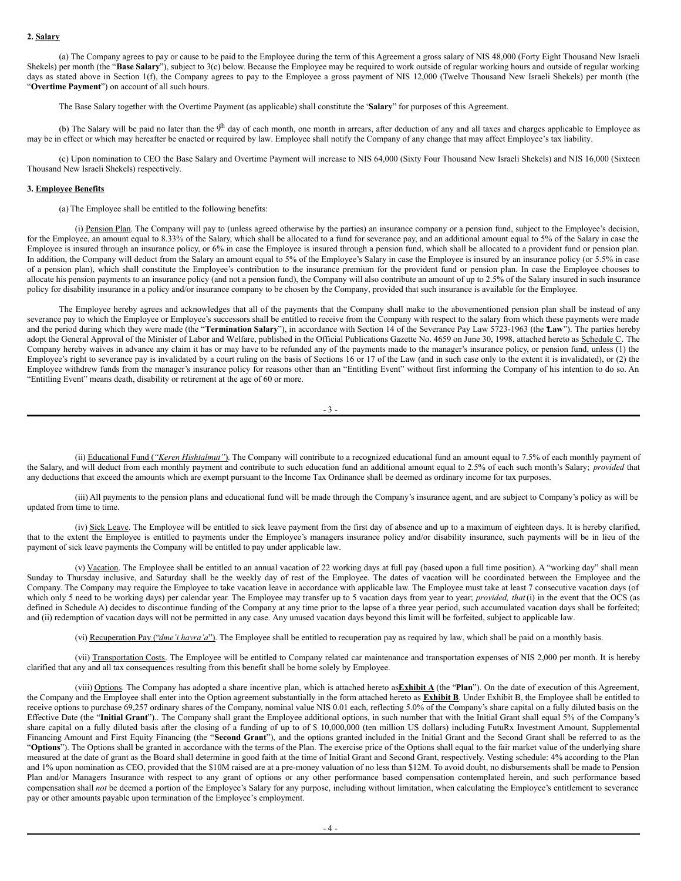**2. Salary**

(a) The Company agrees to pay or cause to be paid to the Employee during the term of this Agreement a gross salary of NIS 48,000 (Forty Eight Thousand New Israeli Shekels) per month (the "**Base Salary**"), subject to 3(c) below. Because the Employee may be required to work outside of regular working hours and outside of regular working days as stated above in Section 1(f), the Company agrees to pay to the Employee a gross payment of NIS 12,000 (Twelve Thousand New Israeli Shekels) per month (the "**Overtime Payment**") on account of all such hours.

The Base Salary together with the Overtime Payment (as applicable) shall constitute the '**Salary**" for purposes of this Agreement.

(b) The Salary will be paid no later than the 9th day of each month, one month in arrears, after deduction of any and all taxes and charges applicable to Employee as may be in effect or which may hereafter be enacted or required by law. Employee shall notify the Company of any change that may affect Employee's tax liability.

(c) Upon nomination to CEO the Base Salary and Overtime Payment will increase to NIS 64,000 (Sixty Four Thousand New Israeli Shekels) and NIS 16,000 (Sixteen Thousand New Israeli Shekels) respectively.

**3. Employee Benefits**

(a) The Employee shall be entitled to the following benefits:

(i) Pension Plan. The Company will pay to (unless agreed otherwise by the parties) an insurance company or a pension fund, subject to the Employee's decision, for the Employee, an amount equal to 8.33% of the Salary, which shall be allocated to a fund for severance pay, and an additional amount equal to 5% of the Salary in case the Employee is insured through an insurance policy, or 6% in case the Employee is insured through a pension fund, which shall be allocated to a provident fund or pension plan. In addition, the Company will deduct from the Salary an amount equal to 5% of the Employee's Salary in case the Employee is insured by an insurance policy (or 5.5% in case of a pension plan), which shall constitute the Employee's contribution to the insurance premium for the provident fund or pension plan. In case the Employee chooses to allocate his pension payments to an insurance policy (and not a pension fund), the Company will also contribute an amount of up to 2.5% of the Salary insured in such insurance policy for disability insurance in a policy and/or insurance company to be chosen by the Company, provided that such insurance is available for the Employee.

The Employee hereby agrees and acknowledges that all of the payments that the Company shall make to the abovementioned pension plan shall be instead of any severance pay to which the Employee or Employee's successors shall be entitled to receive from the Company with respect to the salary from which these payments were made and the period during which they were made (the "**Termination Salary**"), in accordance with Section 14 of the Severance Pay Law 5723-1963 (the "**Law**"). The parties hereby adopt the General Approval of the Minister of Labor and Welfare, published in the Official Publications Gazette No. 4659 on June 30, 1998, attached hereto as Schedule C. The Company hereby waives in advance any claim it has or may have to be refunded any of the payments made to the manager's insurance policy, or pension fund, unless (1) the Employee's right to severance pay is invalidated by a court ruling on the basis of Sections 16 or 17 of the Law (and in such case only to the extent it is invalidated), or (2) the Employee withdrew funds from the manager's insurance policy for reasons other than an "Entitling Event" without first informing the Company of his intention to do so. An "Entitling Event" means death, disability or retirement at the age of 60 or more.

(ii) Educational Fund (*"Keren Hishtalmut"*). The Company will contribute to a recognized educational fund an amount equal to 7.5% of each monthly payment of the Salary, and will deduct from each monthly payment and contribute to such education fund an additional amount equal to 2.5% of each such month's Salary; *provided* that any deductions that exceed the amounts which are exempt pursuant to the Income Tax Ordinance shall be deemed as ordinary income for tax purposes.

(iii) All payments to the pension plans and educational fund will be made through the Company's insurance agent, and are subject to Company's policy as will be updated from time to time.

(iv) Sick Leave. The Employee will be entitled to sick leave payment from the first day of absence and up to a maximum of eighteen days. It is hereby clarified, that to the extent the Employee is entitled to payments under the Employee's managers insurance policy and/or disability insurance, such payments will be in lieu of the payment of sick leave payments the Company will be entitled to pay under applicable law.

(v) Vacation. The Employee shall be entitled to an annual vacation of 22 working days at full pay (based upon a full time position). A "working day" shall mean Sunday to Thursday inclusive, and Saturday shall be the weekly day of rest of the Employee. The dates of vacation will be coordinated between the Employee and the Company. The Company may require the Employee to take vacation leave in accordance with applicable law. The Employee must take at least 7 consecutive vacation days (of which only 5 need to be working days) per calendar year. The Employee may transfer up to 5 vacation days from year to year; *provided, that* (i) in the event that the OCS (as defined in Schedule A) decides to discontinue funding of the Company at any time prior to the lapse of a three year period, such accumulated vacation days shall be forfeited; and (ii) redemption of vacation days will not be permitted in any case. Any unused vacation days beyond this limit will be forfeited, subject to applicable law.

(vi) Recuperation Pay ("*dme'i havra'a*"). The Employee shall be entitled to recuperation pay as required by law, which shall be paid on a monthly basis.

(vii) Transportation Costs. The Employee will be entitled to Company related car maintenance and transportation expenses of NIS 2,000 per month. It is hereby clarified that any and all tax consequences resulting from this benefit shall be borne solely by Employee.

(viii) Options. The Company has adopted a share incentive plan, which is attached hereto as **Exhibit A** (the "**Plan**"). On the date of execution of this Agreement, the Company and the Employee shall enter into the Option agreement substantially in the form attached hereto as **Exhibit B**. Under Exhibit B, the Employee shall be entitled to receive options to purchase 69,257 ordinary shares of the Company, nominal value NIS 0.01 each, reflecting 5.0% of the Company's share capital on a fully diluted basis on the Effective Date (the "**Initial Grant**").. The Company shall grant the Employee additional options, in such number that with the Initial Grant shall equal 5% of the Company's share capital on a fully diluted basis after the closing of a funding of up to of $ 10,000,000 (ten million US dollars) including FutuRx Investment Amount, Supplemental Financing Amount and First Equity Financing (the "**Second Grant**"), and the options granted included in the Initial Grant and the Second Grant shall be referred to as the "**Options**"). The Options shall be granted in accordance with the terms of the Plan. The exercise price of the Options shall equal to the fair market value of the underlying share measured at the date of grant as the Board shall determine in good faith at the time of Initial Grant and Second Grant, respectively. Vesting schedule: 4% according to the Plan and 1% upon nomination as CEO, provided that the $10M raised are at a pre-money valuation of no less than $12M. To avoid doubt, no disbursements shall be made to Pension Plan and/or Managers Insurance with respect to any grant of options or any other performance based compensation contemplated herein, and such performance based compensation shall *not* be deemed a portion of the Employee's Salary for any purpose, including without limitation, when calculating the Employee's entitlement to severance pay or other amounts payable upon termination of the Employee's employment.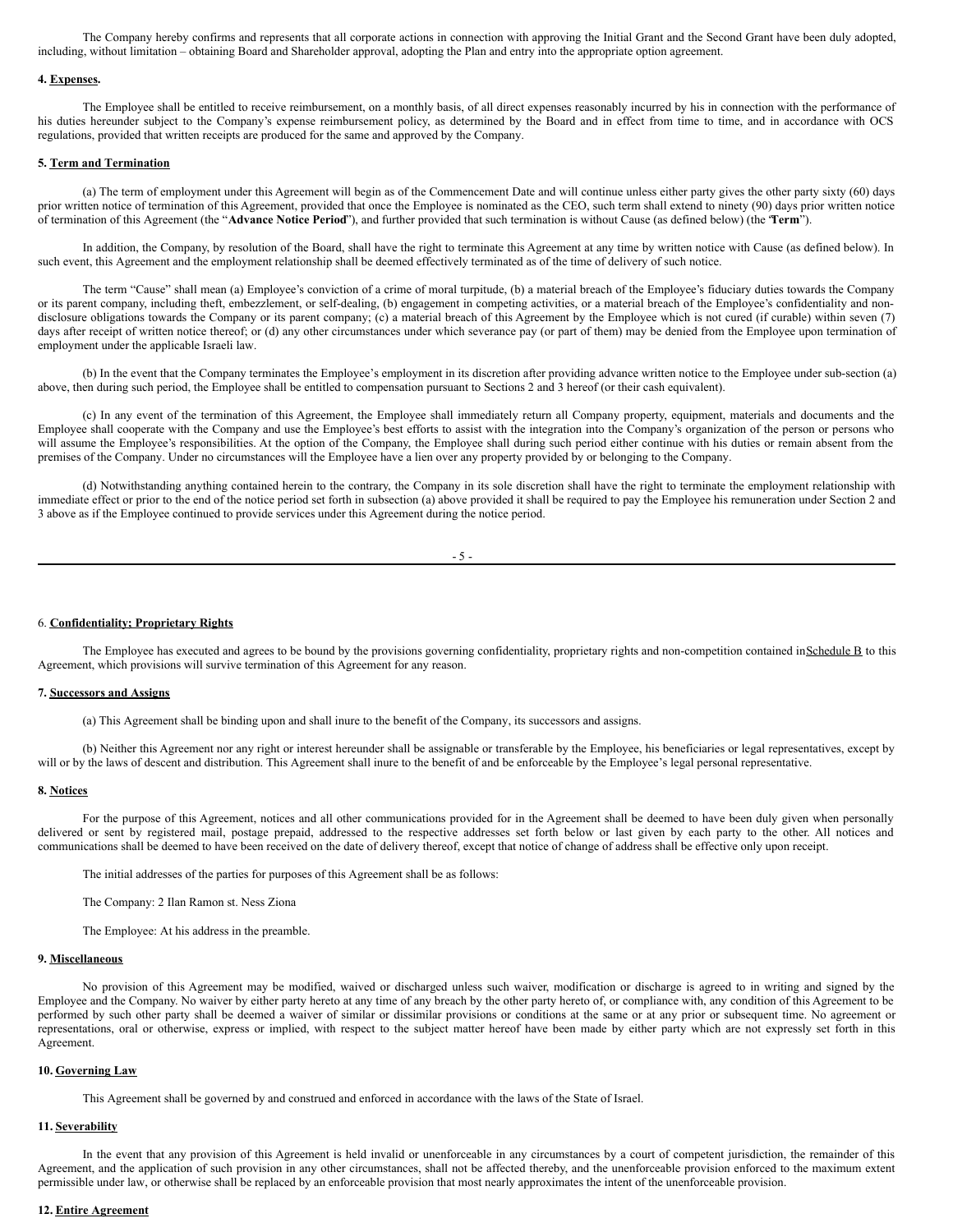The Company hereby confirms and represents that all corporate actions in connection with approving the Initial Grant and the Second Grant have been duly adopted, including, without limitation – obtaining Board and Shareholder approval, adopting the Plan and entry into the appropriate option agreement.

**4. Expenses.**

The Employee shall be entitled to receive reimbursement, on a monthly basis, of all direct expenses reasonably incurred by his in connection with the performance of his duties hereunder subject to the Company's expense reimbursement policy, as determined by the Board and in effect from time to time, and in accordance with OCS regulations, provided that written receipts are produced for the same and approved by the Company.

**5. Term and Termination**

(a) The term of employment under this Agreement will begin as of the Commencement Date and will continue unless either party gives the other party sixty (60) days prior written notice of termination of this Agreement, provided that once the Employee is nominated as the CEO, such term shall extend to ninety (90) days prior written notice of termination of this Agreement (the "**Advance Notice Period**"), and further provided that such termination is without Cause (as defined below) (the "**Term**").

In addition, the Company, by resolution of the Board, shall have the right to terminate this Agreement at any time by written notice with Cause (as defined below). In such event, this Agreement and the employment relationship shall be deemed effectively terminated as of the time of delivery of such notice.

The term "Cause" shall mean (a) Employee's conviction of a crime of moral turpitude, (b) a material breach of the Employee's fiduciary duties towards the Company or its parent company, including theft, embezzlement, or self-dealing, (b) engagement in competing activities, or a material breach of the Employee's confidentiality and non-disclosure obligations towards the Company or its parent company; (c) a material breach of this Agreement by the Employee which is not cured (if curable) within seven (7) days after receipt of written notice thereof; or (d) any other circumstances under which severance pay (or part of them) may be denied from the Employee upon termination of employment under the applicable Israeli law.

(b) In the event that the Company terminates the Employee's employment in its discretion after providing advance written notice to the Employee under sub-section (a) above, then during such period, the Employee shall be entitled to compensation pursuant to Sections 2 and 3 hereof (or their cash equivalent).

(c) In any event of the termination of this Agreement, the Employee shall immediately return all Company property, equipment, materials and documents and the Employee shall cooperate with the Company and use the Employee's best efforts to assist with the integration into the Company's organization of the person or persons who will assume the Employee's responsibilities. At the option of the Company, the Employee shall during such period either continue with his duties or remain absent from the premises of the Company. Under no circumstances will the Employee have a lien over any property provided by or belonging to the Company.

(d) Notwithstanding anything contained herein to the contrary, the Company in its sole discretion shall have the right to terminate the employment relationship with immediate effect or prior to the end of the notice period set forth in subsection (a) above provided it shall be required to pay the Employee his remuneration under Section 2 and 3 above as if the Employee continued to provide services under this Agreement during the notice period.

6. **Confidentiality; Proprietary Rights**

The Employee has executed and agrees to be bound by the provisions governing confidentiality, proprietary rights and non-competition contained in Schedule B to this Agreement, which provisions will survive termination of this Agreement for any reason.

**7. Successors and Assigns**

(a) This Agreement shall be binding upon and shall inure to the benefit of the Company, its successors and assigns.

(b) Neither this Agreement nor any right or interest hereunder shall be assignable or transferable by the Employee, his beneficiaries or legal representatives, except by will or by the laws of descent and distribution. This Agreement shall inure to the benefit of and be enforceable by the Employee's legal personal representative.

**8. Notices**

For the purpose of this Agreement, notices and all other communications provided for in the Agreement shall be deemed to have been duly given when personally delivered or sent by registered mail, postage prepaid, addressed to the respective addresses set forth below or last given by each party to the other. All notices and communications shall be deemed to have been received on the date of delivery thereof, except that notice of change of address shall be effective only upon receipt.

The initial addresses of the parties for purposes of this Agreement shall be as follows:

The Company: 2 Ilan Ramon st. Ness Ziona

The Employee: At his address in the preamble.

**9. Miscellaneous**

No provision of this Agreement may be modified, waived or discharged unless such waiver, modification or discharge is agreed to in writing and signed by the Employee and the Company. No waiver by either party hereto at any time of any breach by the other party hereto of, or compliance with, any condition of this Agreement to be performed by such other party shall be deemed a waiver of similar or dissimilar provisions or conditions at the same or at any prior or subsequent time. No agreement or representations, oral or otherwise, express or implied, with respect to the subject matter hereof have been made by either party which are not expressly set forth in this Agreement.

**10. Governing Law**

This Agreement shall be governed by and construed and enforced in accordance with the laws of the State of Israel.

**11. Severability**

In the event that any provision of this Agreement is held invalid or unenforceable in any circumstances by a court of competent jurisdiction, the remainder of this Agreement, and the application of such provision in any other circumstances, shall not be affected thereby, and the unenforceable provision enforced to the maximum extent permissible under law, or otherwise shall be replaced by an enforceable provision that most nearly approximates the intent of the unenforceable provision.

**12. Entire Agreement**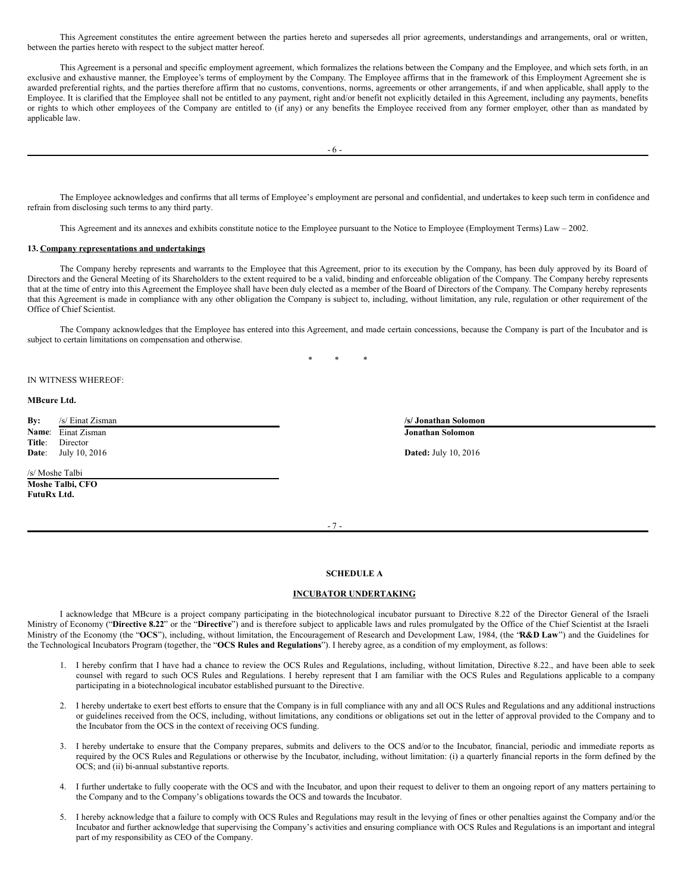This Agreement constitutes the entire agreement between the parties hereto and supersedes all prior agreements, understandings and arrangements, oral or written, between the parties hereto with respect to the subject matter hereof.

This Agreement is a personal and specific employment agreement, which formalizes the relations between the Company and the Employee, and which sets forth, in an exclusive and exhaustive manner, the Employee's terms of employment by the Company. The Employee affirms that in the framework of this Employment Agreement she is awarded preferential rights, and the parties therefore affirm that no customs, conventions, norms, agreements or other arrangements, if and when applicable, shall apply to the Employee. It is clarified that the Employee shall not be entitled to any payment, right and/or benefit not explicitly detailed in this Agreement, including any payments, benefits or rights to which other employees of the Company are entitled to (if any) or any benefits the Employee received from any former employer, other than as mandated by applicable law.

The Employee acknowledges and confirms that all terms of Employee's employment are personal and confidential, and undertakes to keep such term in confidence and refrain from disclosing such terms to any third party.

This Agreement and its annexes and exhibits constitute notice to the Employee pursuant to the Notice to Employee (Employment Terms) Law – 2002.

**13. Company representations and undertakings**

The Company hereby represents and warrants to the Employee that this Agreement, prior to its execution by the Company, has been duly approved by its Board of Directors and the General Meeting of its Shareholders to the extent required to be a valid, binding and enforceable obligation of the Company. The Company hereby represents that at the time of entry into this Agreement the Employee shall have been duly elected as a member of the Board of Directors of the Company. The Company hereby represents that this Agreement is made in compliance with any other obligation the Company is subject to, including, without limitation, any rule, regulation or other requirement of the Office of Chief Scientist.

The Company acknowledges that the Employee has entered into this Agreement, and made certain concessions, because the Company is part of the Incubator and is subject to certain limitations on compensation and otherwise.

\* \* \*

IN WITNESS WHEREOF:

**MBcure Ltd.**

**By:** /s/ Einat Zisman
**Name**: Einat Zisman
**Title**: Director
**Date**: July 10, 2016

/s/ Moshe Talbi
**Moshe Talbi, CFO**
**FutuRx Ltd.**

**/s/ Jonathan Solomon**
**Jonathan Solomon**

**Dated:** July 10, 2016

**SCHEDULE A**

**INCUBATOR UNDERTAKING**

I acknowledge that MBcure is a project company participating in the biotechnological incubator pursuant to Directive 8.22 of the Director General of the Israeli Ministry of Economy ("**Directive 8.22**" or the "**Directive**") and is therefore subject to applicable laws and rules promulgated by the Office of the Chief Scientist at the Israeli Ministry of the Economy (the "**OCS**"), including, without limitation, the Encouragement of Research and Development Law, 1984, (the "**R&D Law**") and the Guidelines for the Technological Incubators Program (together, the "**OCS Rules and Regulations**"). I hereby agree, as a condition of my employment, as follows:

1. I hereby confirm that I have had a chance to review the OCS Rules and Regulations, including, without limitation, Directive 8.22., and have been able to seek counsel with regard to such OCS Rules and Regulations. I hereby represent that I am familiar with the OCS Rules and Regulations applicable to a company participating in a biotechnological incubator established pursuant to the Directive.

2. I hereby undertake to exert best efforts to ensure that the Company is in full compliance with any and all OCS Rules and Regulations and any additional instructions or guidelines received from the OCS, including, without limitations, any conditions or obligations set out in the letter of approval provided to the Company and to the Incubator from the OCS in the context of receiving OCS funding.

3. I hereby undertake to ensure that the Company prepares, submits and delivers to the OCS and/or to the Incubator, financial, periodic and immediate reports as required by the OCS Rules and Regulations or otherwise by the Incubator, including, without limitation: (i) a quarterly financial reports in the form defined by the OCS; and (ii) bi-annual substantive reports.

4. I further undertake to fully cooperate with the OCS and with the Incubator, and upon their request to deliver to them an ongoing report of any matters pertaining to the Company and to the Company's obligations towards the OCS and towards the Incubator.

5. I hereby acknowledge that a failure to comply with OCS Rules and Regulations may result in the levying of fines or other penalties against the Company and/or the Incubator and further acknowledge that supervising the Company's activities and ensuring compliance with OCS Rules and Regulations is an important and integral part of my responsibility as CEO of the Company.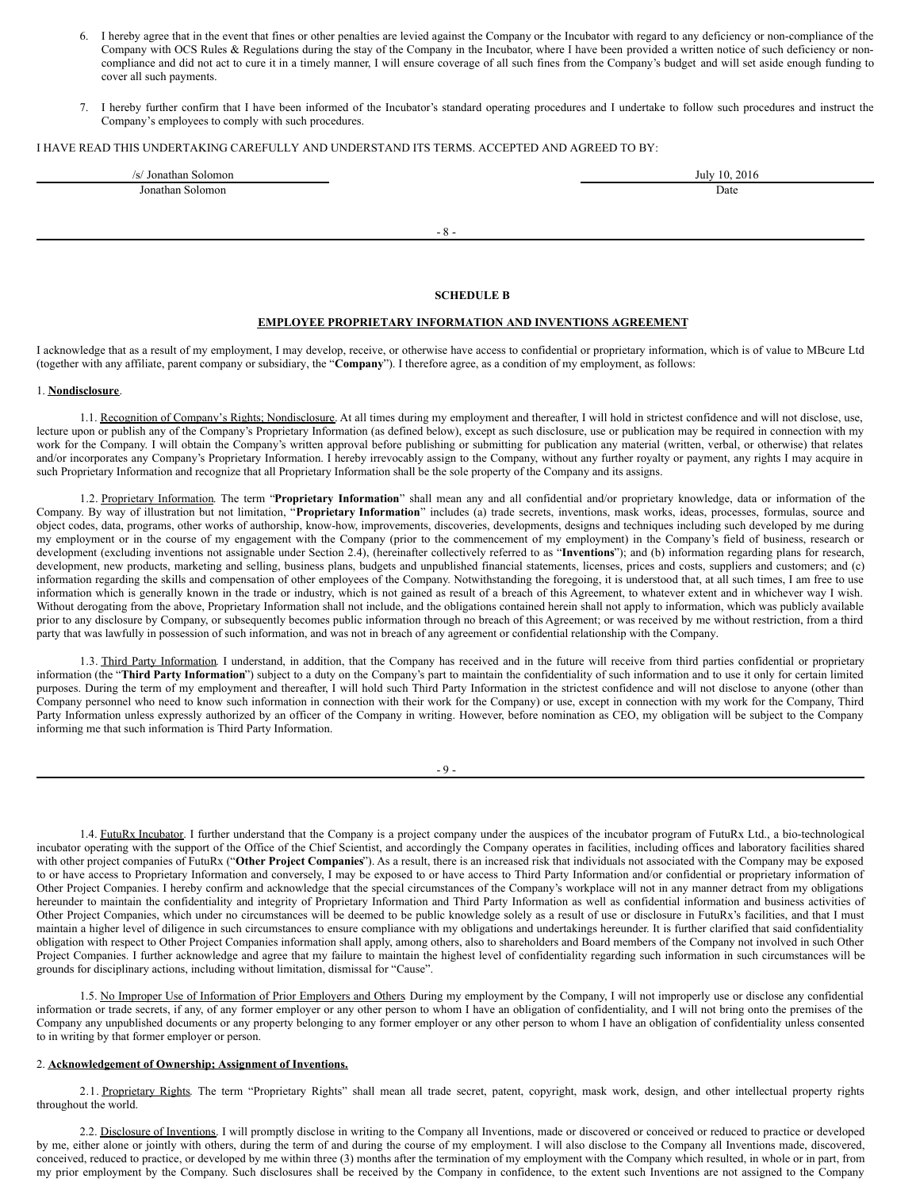6. I hereby agree that in the event that fines or other penalties are levied against the Company or the Incubator with regard to any deficiency or non-compliance of the Company with OCS Rules & Regulations during the stay of the Company in the Incubator, where I have been provided a written notice of such deficiency or non-compliance and did not act to cure it in a timely manner, I will ensure coverage of all such fines from the Company's budget and will set aside enough funding to cover all such payments.

7. I hereby further confirm that I have been informed of the Incubator's standard operating procedures and I undertake to follow such procedures and instruct the Company's employees to comply with such procedures.

I HAVE READ THIS UNDERTAKING CAREFULLY AND UNDERSTAND ITS TERMS. ACCEPTED AND AGREED TO BY:

| /s/ Jonathan Solomon | July 10, 2016 |
|---|---|
| Jonathan Solomon | Date |

**SCHEDULE B**

**EMPLOYEE PROPRIETARY INFORMATION AND INVENTIONS AGREEMENT**

I acknowledge that as a result of my employment, I may develop, receive, or otherwise have access to confidential or proprietary information, which is of value to MBcure Ltd (together with any affiliate, parent company or subsidiary, the "**Company**"). I therefore agree, as a condition of my employment, as follows:

1. **Nondisclosure**.

1.1. Recognition of Company's Rights; Nondisclosure. At all times during my employment and thereafter, I will hold in strictest confidence and will not disclose, use, lecture upon or publish any of the Company's Proprietary Information (as defined below), except as such disclosure, use or publication may be required in connection with my work for the Company. I will obtain the Company's written approval before publishing or submitting for publication any material (written, verbal, or otherwise) that relates and/or incorporates any Company's Proprietary Information. I hereby irrevocably assign to the Company, without any further royalty or payment, any rights I may acquire in such Proprietary Information and recognize that all Proprietary Information shall be the sole property of the Company and its assigns.

1.2. Proprietary Information. The term "**Proprietary Information**" shall mean any and all confidential and/or proprietary knowledge, data or information of the Company. By way of illustration but not limitation, "**Proprietary Information**" includes (a) trade secrets, inventions, mask works, ideas, processes, formulas, source and object codes, data, programs, other works of authorship, know-how, improvements, discoveries, developments, designs and techniques including such developed by me during my employment or in the course of my engagement with the Company (prior to the commencement of my employment) in the Company's field of business, research or development (excluding inventions not assignable under Section 2.4), (hereinafter collectively referred to as "**Inventions**"); and (b) information regarding plans for research, development, new products, marketing and selling, business plans, budgets and unpublished financial statements, licenses, prices and costs, suppliers and customers; and (c) information regarding the skills and compensation of other employees of the Company. Notwithstanding the foregoing, it is understood that, at all such times, I am free to use information which is generally known in the trade or industry, which is not gained as result of a breach of this Agreement, to whatever extent and in whichever way I wish. Without derogating from the above, Proprietary Information shall not include, and the obligations contained herein shall not apply to information, which was publicly available prior to any disclosure by Company, or subsequently becomes public information through no breach of this Agreement; or was received by me without restriction, from a third party that was lawfully in possession of such information, and was not in breach of any agreement or confidential relationship with the Company.

1.3. Third Party Information. I understand, in addition, that the Company has received and in the future will receive from third parties confidential or proprietary information (the "**Third Party Information**") subject to a duty on the Company's part to maintain the confidentiality of such information and to use it only for certain limited purposes. During the term of my employment and thereafter, I will hold such Third Party Information in the strictest confidence and will not disclose to anyone (other than Company personnel who need to know such information in connection with their work for the Company) or use, except in connection with my work for the Company, Third Party Information unless expressly authorized by an officer of the Company in writing. However, before nomination as CEO, my obligation will be subject to the Company informing me that such information is Third Party Information.

1.4. FutuRx Incubator. I further understand that the Company is a project company under the auspices of the incubator program of FutuRx Ltd., a bio-technological incubator operating with the support of the Office of the Chief Scientist, and accordingly the Company operates in facilities, including offices and laboratory facilities shared with other project companies of FutuRx ("**Other Project Companies**"). As a result, there is an increased risk that individuals not associated with the Company may be exposed to or have access to Proprietary Information and conversely, I may be exposed to or have access to Third Party Information and/or confidential or proprietary information of Other Project Companies. I hereby confirm and acknowledge that the special circumstances of the Company's workplace will not in any manner detract from my obligations hereunder to maintain the confidentiality and integrity of Proprietary Information and Third Party Information as well as confidential information and business activities of Other Project Companies, which under no circumstances will be deemed to be public knowledge solely as a result of use or disclosure in FutuRx's facilities, and that I must maintain a higher level of diligence in such circumstances to ensure compliance with my obligations and undertakings hereunder. It is further clarified that said confidentiality obligation with respect to Other Project Companies information shall apply, among others, also to shareholders and Board members of the Company not involved in such Other Project Companies. I further acknowledge and agree that my failure to maintain the highest level of confidentiality regarding such information in such circumstances will be grounds for disciplinary actions, including without limitation, dismissal for "Cause".

1.5. No Improper Use of Information of Prior Employers and Others During my employment by the Company, I will not improperly use or disclose any confidential information or trade secrets, if any, of any former employer or any other person to whom I have an obligation of confidentiality, and I will not bring onto the premises of the Company any unpublished documents or any property belonging to any former employer or any other person to whom I have an obligation of confidentiality unless consented to in writing by that former employer or person.

2. **Acknowledgement of Ownership; Assignment of Inventions.**

2.1. Proprietary Rights. The term "Proprietary Rights" shall mean all trade secret, patent, copyright, mask work, design, and other intellectual property rights throughout the world.

2.2. Disclosure of Inventions. I will promptly disclose in writing to the Company all Inventions, made or discovered or conceived or reduced to practice or developed by me, either alone or jointly with others, during the term of and during the course of my employment. I will also disclose to the Company all Inventions made, discovered, conceived, reduced to practice, or developed by me within three (3) months after the termination of my employment with the Company which resulted, in whole or in part, from my prior employment by the Company. Such disclosures shall be received by the Company in confidence, to the extent such Inventions are not assigned to the Company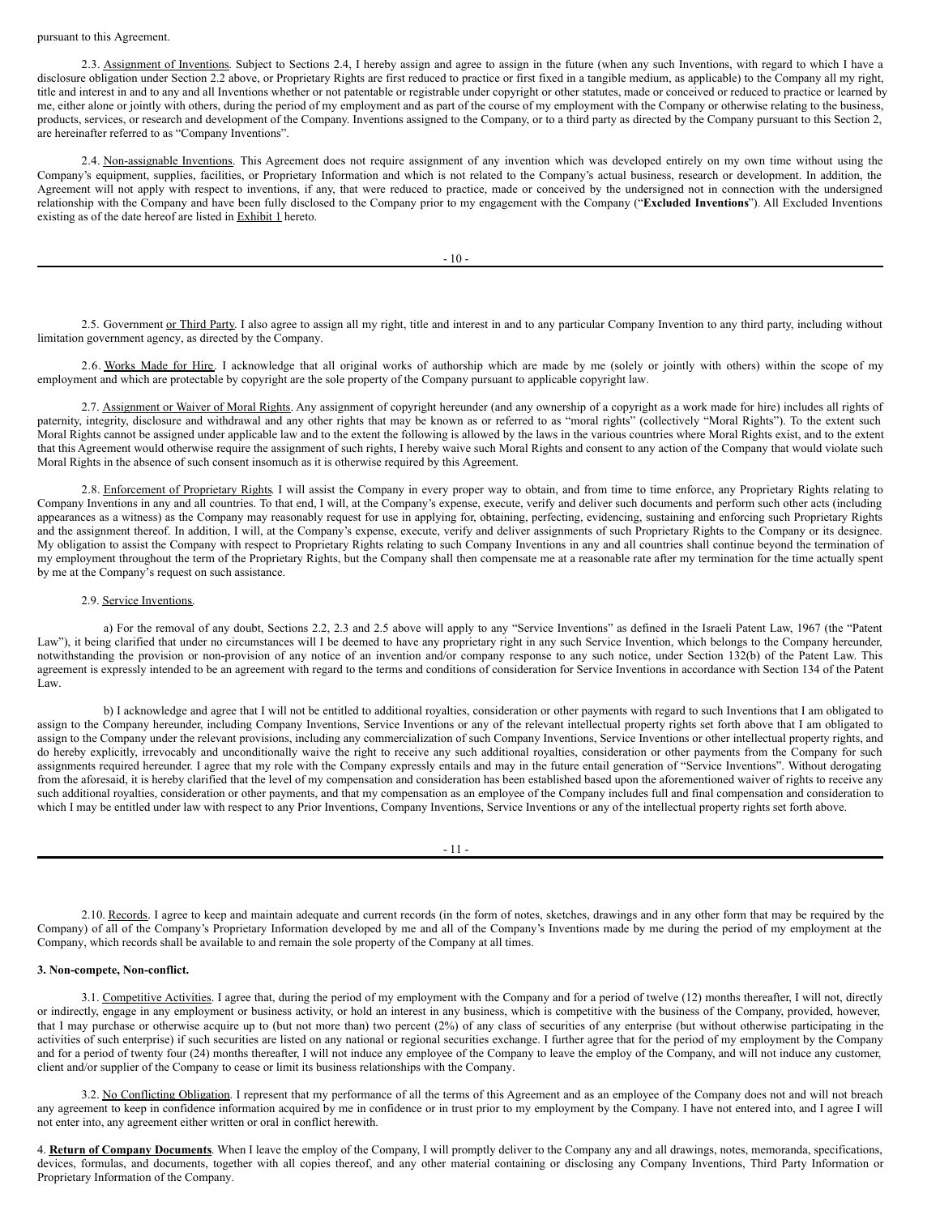pursuant to this Agreement.

2.3. Assignment of Inventions. Subject to Sections 2.4, I hereby assign and agree to assign in the future (when any such Inventions, with regard to which I have a disclosure obligation under Section 2.2 above, or Proprietary Rights are first reduced to practice or first fixed in a tangible medium, as applicable) to the Company all my right, title and interest in and to any and all Inventions whether or not patentable or registrable under copyright or other statutes, made or conceived or reduced to practice or learned by me, either alone or jointly with others, during the period of my employment and as part of the course of my employment with the Company or otherwise relating to the business, products, services, or research and development of the Company. Inventions assigned to the Company, or to a third party as directed by the Company pursuant to this Section 2, are hereinafter referred to as "Company Inventions".

2.4. Non-assignable Inventions. This Agreement does not require assignment of any invention which was developed entirely on my own time without using the Company's equipment, supplies, facilities, or Proprietary Information and which is not related to the Company's actual business, research or development. In addition, the Agreement will not apply with respect to inventions, if any, that were reduced to practice, made or conceived by the undersigned not in connection with the undersigned relationship with the Company and have been fully disclosed to the Company prior to my engagement with the Company ("**Excluded Inventions**"). All Excluded Inventions existing as of the date hereof are listed in Exhibit 1 hereto.

2.5. Government or Third Party. I also agree to assign all my right, title and interest in and to any particular Company Invention to any third party, including without limitation government agency, as directed by the Company.

2.6. Works Made for Hire. I acknowledge that all original works of authorship which are made by me (solely or jointly with others) within the scope of my employment and which are protectable by copyright are the sole property of the Company pursuant to applicable copyright law.

2.7. Assignment or Waiver of Moral Rights. Any assignment of copyright hereunder (and any ownership of a copyright as a work made for hire) includes all rights of paternity, integrity, disclosure and withdrawal and any other rights that may be known as or referred to as "moral rights" (collectively "Moral Rights"). To the extent such Moral Rights cannot be assigned under applicable law and to the extent the following is allowed by the laws in the various countries where Moral Rights exist, and to the extent that this Agreement would otherwise require the assignment of such rights, I hereby waive such Moral Rights and consent to any action of the Company that would violate such Moral Rights in the absence of such consent insomuch as it is otherwise required by this Agreement.

2.8. Enforcement of Proprietary Rights. I will assist the Company in every proper way to obtain, and from time to time enforce, any Proprietary Rights relating to Company Inventions in any and all countries. To that end, I will, at the Company's expense, execute, verify and deliver such documents and perform such other acts (including appearances as a witness) as the Company may reasonably request for use in applying for, obtaining, perfecting, evidencing, sustaining and enforcing such Proprietary Rights and the assignment thereof. In addition, I will, at the Company's expense, execute, verify and deliver assignments of such Proprietary Rights to the Company or its designee. My obligation to assist the Company with respect to Proprietary Rights relating to such Company Inventions in any and all countries shall continue beyond the termination of my employment throughout the term of the Proprietary Rights, but the Company shall then compensate me at a reasonable rate after my termination for the time actually spent by me at the Company's request on such assistance.

2.9. Service Inventions.

a) For the removal of any doubt, Sections 2.2, 2.3 and 2.5 above will apply to any "Service Inventions" as defined in the Israeli Patent Law, 1967 (the "Patent Law"), it being clarified that under no circumstances will I be deemed to have any proprietary right in any such Service Invention, which belongs to the Company hereunder, notwithstanding the provision or non-provision of any notice of an invention and/or company response to any such notice, under Section 132(b) of the Patent Law. This agreement is expressly intended to be an agreement with regard to the terms and conditions of consideration for Service Inventions in accordance with Section 134 of the Patent Law.

b) I acknowledge and agree that I will not be entitled to additional royalties, consideration or other payments with regard to such Inventions that I am obligated to assign to the Company hereunder, including Company Inventions, Service Inventions or any of the relevant intellectual property rights set forth above that I am obligated to assign to the Company under the relevant provisions, including any commercialization of such Company Inventions, Service Inventions or other intellectual property rights, and do hereby explicitly, irrevocably and unconditionally waive the right to receive any such additional royalties, consideration or other payments from the Company for such assignments required hereunder. I agree that my role with the Company expressly entails and may in the future entail generation of "Service Inventions". Without derogating from the aforesaid, it is hereby clarified that the level of my compensation and consideration has been established based upon the aforementioned waiver of rights to receive any such additional royalties, consideration or other payments, and that my compensation as an employee of the Company includes full and final compensation and consideration to which I may be entitled under law with respect to any Prior Inventions, Company Inventions, Service Inventions or any of the intellectual property rights set forth above.

2.10. Records. I agree to keep and maintain adequate and current records (in the form of notes, sketches, drawings and in any other form that may be required by the Company) of all of the Company's Proprietary Information developed by me and all of the Company's Inventions made by me during the period of my employment at the Company, which records shall be available to and remain the sole property of the Company at all times.

**3. Non-compete, Non-conflict.**

3.1. Competitive Activities. I agree that, during the period of my employment with the Company and for a period of twelve (12) months thereafter, I will not, directly or indirectly, engage in any employment or business activity, or hold an interest in any business, which is competitive with the business of the Company, provided, however, that I may purchase or otherwise acquire up to (but not more than) two percent (2%) of any class of securities of any enterprise (but without otherwise participating in the activities of such enterprise) if such securities are listed on any national or regional securities exchange. I further agree that for the period of my employment by the Company and for a period of twenty four (24) months thereafter, I will not induce any employee of the Company to leave the employ of the Company, and will not induce any customer, client and/or supplier of the Company to cease or limit its business relationships with the Company.

3.2. No Conflicting Obligation. I represent that my performance of all the terms of this Agreement and as an employee of the Company does not and will not breach any agreement to keep in confidence information acquired by me in confidence or in trust prior to my employment by the Company. I have not entered into, and I agree I will not enter into, any agreement either written or oral in conflict herewith.

4. **Return of Company Documents**. When I leave the employ of the Company, I will promptly deliver to the Company any and all drawings, notes, memoranda, specifications, devices, formulas, and documents, together with all copies thereof, and any other material containing or disclosing any Company Inventions, Third Party Information or Proprietary Information of the Company.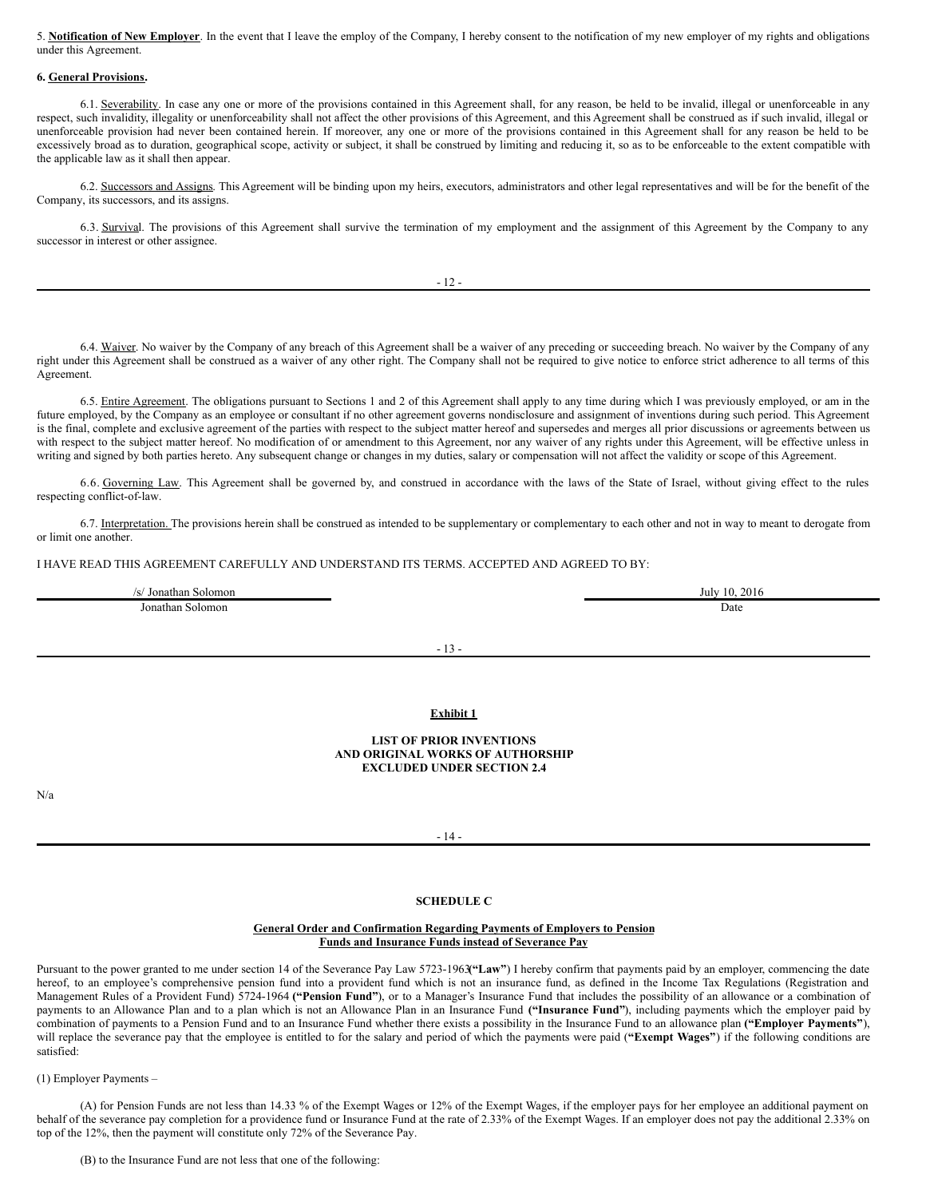5. **Notification of New Employer**. In the event that I leave the employ of the Company, I hereby consent to the notification of my new employer of my rights and obligations under this Agreement.

**6. General Provisions.**

6.1. Severability. In case any one or more of the provisions contained in this Agreement shall, for any reason, be held to be invalid, illegal or unenforceable in any respect, such invalidity, illegality or unenforceability shall not affect the other provisions of this Agreement, and this Agreement shall be construed as if such invalid, illegal or unenforceable provision had never been contained herein. If moreover, any one or more of the provisions contained in this Agreement shall for any reason be held to be excessively broad as to duration, geographical scope, activity or subject, it shall be construed by limiting and reducing it, so as to be enforceable to the extent compatible with the applicable law as it shall then appear.

6.2. Successors and Assigns. This Agreement will be binding upon my heirs, executors, administrators and other legal representatives and will be for the benefit of the Company, its successors, and its assigns.

6.3. Survival. The provisions of this Agreement shall survive the termination of my employment and the assignment of this Agreement by the Company to any successor in interest or other assignee.

6.4. Waiver. No waiver by the Company of any breach of this Agreement shall be a waiver of any preceding or succeeding breach. No waiver by the Company of any right under this Agreement shall be construed as a waiver of any other right. The Company shall not be required to give notice to enforce strict adherence to all terms of this Agreement.

6.5. Entire Agreement. The obligations pursuant to Sections 1 and 2 of this Agreement shall apply to any time during which I was previously employed, or am in the future employed, by the Company as an employee or consultant if no other agreement governs nondisclosure and assignment of inventions during such period. This Agreement is the final, complete and exclusive agreement of the parties with respect to the subject matter hereof and supersedes and merges all prior discussions or agreements between us with respect to the subject matter hereof. No modification of or amendment to this Agreement, nor any waiver of any rights under this Agreement, will be effective unless in writing and signed by both parties hereto. Any subsequent change or changes in my duties, salary or compensation will not affect the validity or scope of this Agreement.

6.6. Governing Law. This Agreement shall be governed by, and construed in accordance with the laws of the State of Israel, without giving effect to the rules respecting conflict-of-law.

6.7. Interpretation. The provisions herein shall be construed as intended to be supplementary or complementary to each other and not in way to meant to derogate from or limit one another.

I HAVE READ THIS AGREEMENT CAREFULLY AND UNDERSTAND ITS TERMS. ACCEPTED AND AGREED TO BY:

| /s/ Jonathan Solomon | July 10, 2016 |
|---|---|
| Jonathan Solomon | Date |

**Exhibit 1**

**LIST OF PRIOR INVENTIONS**
**AND ORIGINAL WORKS OF AUTHORSHIP**
**EXCLUDED UNDER SECTION 2.4**

N/a

**SCHEDULE C**

**General Order and Confirmation Regarding Payments of Employers to Pension Funds and Insurance Funds instead of Severance Pay**

Pursuant to the power granted to me under section 14 of the Severance Pay Law 5723-1963**("Law"**) I hereby confirm that payments paid by an employer, commencing the date hereof, to an employee's comprehensive pension fund into a provident fund which is not an insurance fund, as defined in the Income Tax Regulations (Registration and Management Rules of a Provident Fund) 5724-1964 **("Pension Fund")**, or to a Manager's Insurance Fund that includes the possibility of an allowance or a combination of payments to an Allowance Plan and to a plan which is not an Allowance Plan in an Insurance Fund **("Insurance Fund")**, including payments which the employer paid by combination of payments to a Pension Fund and to an Insurance Fund whether there exists a possibility in the Insurance Fund to an allowance plan **("Employer Payments")**, will replace the severance pay that the employee is entitled to for the salary and period of which the payments were paid (**"Exempt Wages"**) if the following conditions are satisfied:

(1) Employer Payments –

(A) for Pension Funds are not less than 14.33 % of the Exempt Wages or 12% of the Exempt Wages, if the employer pays for her employee an additional payment on behalf of the severance pay completion for a providence fund or Insurance Fund at the rate of 2.33% of the Exempt Wages. If an employer does not pay the additional 2.33% on top of the 12%, then the payment will constitute only 72% of the Severance Pay.

(B) to the Insurance Fund are not less that one of the following: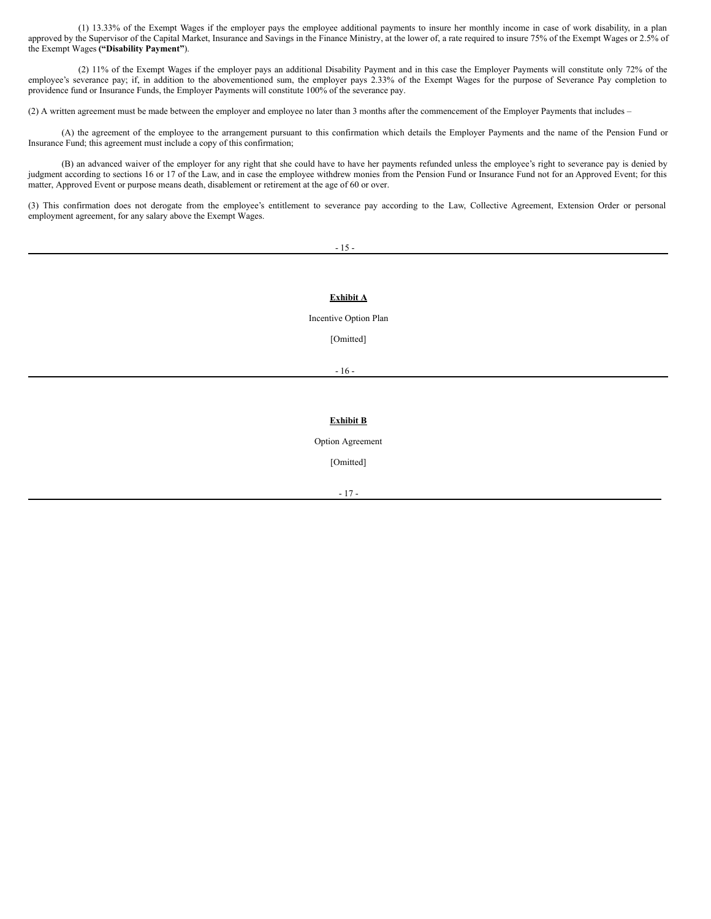(1) 13.33% of the Exempt Wages if the employer pays the employee additional payments to insure her monthly income in case of work disability, in a plan approved by the Supervisor of the Capital Market, Insurance and Savings in the Finance Ministry, at the lower of, a rate required to insure 75% of the Exempt Wages or 2.5% of the Exempt Wages **("Disability Payment"**).

(2) 11% of the Exempt Wages if the employer pays an additional Disability Payment and in this case the Employer Payments will constitute only 72% of the employee's severance pay; if, in addition to the abovementioned sum, the employer pays 2.33% of the Exempt Wages for the purpose of Severance Pay completion to providence fund or Insurance Funds, the Employer Payments will constitute 100% of the severance pay.

(2) A written agreement must be made between the employer and employee no later than 3 months after the commencement of the Employer Payments that includes –

(A) the agreement of the employee to the arrangement pursuant to this confirmation which details the Employer Payments and the name of the Pension Fund or Insurance Fund; this agreement must include a copy of this confirmation;

(B) an advanced waiver of the employer for any right that she could have to have her payments refunded unless the employee's right to severance pay is denied by judgment according to sections 16 or 17 of the Law, and in case the employee withdrew monies from the Pension Fund or Insurance Fund not for an Approved Event; for this matter, Approved Event or purpose means death, disablement or retirement at the age of 60 or over.

(3) This confirmation does not derogate from the employee's entitlement to severance pay according to the Law, Collective Agreement, Extension Order or personal employment agreement, for any salary above the Exempt Wages.

**Exhibit A**

Incentive Option Plan

[Omitted]

**Exhibit B**

Option Agreement

[Omitted]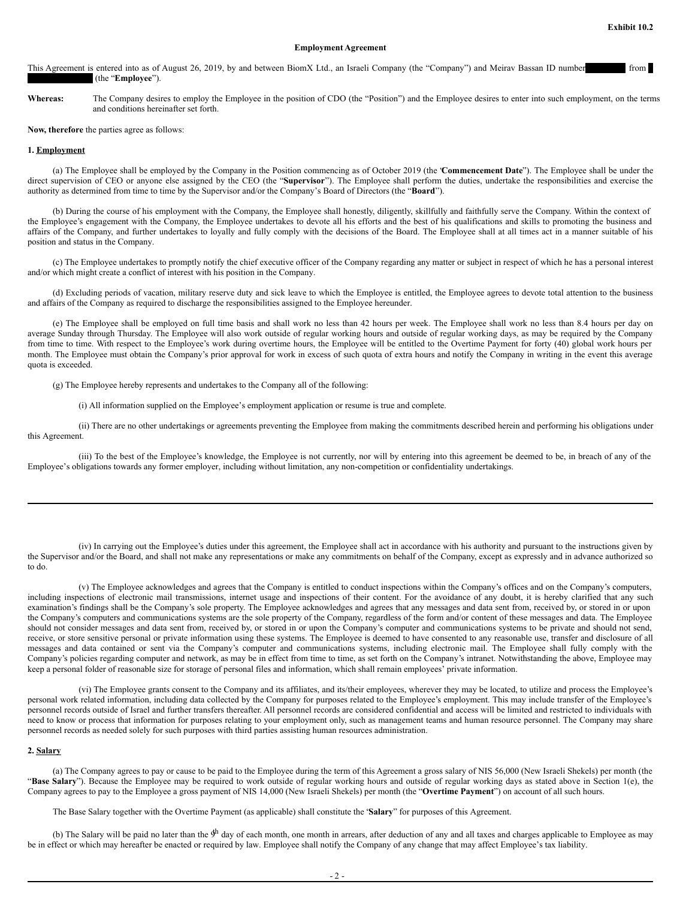**Exhibit 10.2**

**Employment Agreement**

This Agreement is entered into as of August 26, 2019, by and between BiomX Ltd., an Israeli Company (the "Company") and Meirav Bassan ID number from (the "**Employee**").

**Whereas:** The Company desires to employ the Employee in the position of CDO (the "Position") and the Employee desires to enter into such employment, on the terms and conditions hereinafter set forth.

**Now, therefore** the parties agree as follows:

**1. Employment**

(a) The Employee shall be employed by the Company in the Position commencing as of October 2019 (the "**Commencement Date**"). The Employee shall be under the direct supervision of CEO or anyone else assigned by the CEO (the "**Supervisor**"). The Employee shall perform the duties, undertake the responsibilities and exercise the authority as determined from time to time by the Supervisor and/or the Company's Board of Directors (the "**Board**").

(b) During the course of his employment with the Company, the Employee shall honestly, diligently, skillfully and faithfully serve the Company. Within the context of the Employee's engagement with the Company, the Employee undertakes to devote all his efforts and the best of his qualifications and skills to promoting the business and affairs of the Company, and further undertakes to loyally and fully comply with the decisions of the Board. The Employee shall at all times act in a manner suitable of his position and status in the Company.

(c) The Employee undertakes to promptly notify the chief executive officer of the Company regarding any matter or subject in respect of which he has a personal interest and/or which might create a conflict of interest with his position in the Company.

(d) Excluding periods of vacation, military reserve duty and sick leave to which the Employee is entitled, the Employee agrees to devote total attention to the business and affairs of the Company as required to discharge the responsibilities assigned to the Employee hereunder.

(e) The Employee shall be employed on full time basis and shall work no less than 42 hours per week. The Employee shall work no less than 8.4 hours per day on average Sunday through Thursday. The Employee will also work outside of regular working hours and outside of regular working days, as may be required by the Company from time to time. With respect to the Employee's work during overtime hours, the Employee will be entitled to the Overtime Payment for forty (40) global work hours per month. The Employee must obtain the Company's prior approval for work in excess of such quota of extra hours and notify the Company in writing in the event this average quota is exceeded.

(g) The Employee hereby represents and undertakes to the Company all of the following:

(i) All information supplied on the Employee's employment application or resume is true and complete.

(ii) There are no other undertakings or agreements preventing the Employee from making the commitments described herein and performing his obligations under this Agreement.

(iii) To the best of the Employee's knowledge, the Employee is not currently, nor will by entering into this agreement be deemed to be, in breach of any of the Employee's obligations towards any former employer, including without limitation, any non-competition or confidentiality undertakings.

(iv) In carrying out the Employee's duties under this agreement, the Employee shall act in accordance with his authority and pursuant to the instructions given by the Supervisor and/or the Board, and shall not make any representations or make any commitments on behalf of the Company, except as expressly and in advance authorized so to do.

(v) The Employee acknowledges and agrees that the Company is entitled to conduct inspections within the Company's offices and on the Company's computers, including inspections of electronic mail transmissions, internet usage and inspections of their content. For the avoidance of any doubt, it is hereby clarified that any such examination's findings shall be the Company's sole property. The Employee acknowledges and agrees that any messages and data sent from, received by, or stored in or upon the Company's computers and communications systems are the sole property of the Company, regardless of the form and/or content of these messages and data. The Employee should not consider messages and data sent from, received by, or stored in or upon the Company's computer and communications systems to be private and should not send, receive, or store sensitive personal or private information using these systems. The Employee is deemed to have consented to any reasonable use, transfer and disclosure of all messages and data contained or sent via the Company's computer and communications systems, including electronic mail. The Employee shall fully comply with the Company's policies regarding computer and network, as may be in effect from time to time, as set forth on the Company's intranet. Notwithstanding the above, Employee may keep a personal folder of reasonable size for storage of personal files and information, which shall remain employees' private information.

(vi) The Employee grants consent to the Company and its affiliates, and its/their employees, wherever they may be located, to utilize and process the Employee's personal work related information, including data collected by the Company for purposes related to the Employee's employment. This may include transfer of the Employee's personnel records outside of Israel and further transfers thereafter. All personnel records are considered confidential and access will be limited and restricted to individuals with need to know or process that information for purposes relating to your employment only, such as management teams and human resource personnel. The Company may share personnel records as needed solely for such purposes with third parties assisting human resources administration.

**2. Salary**

(a) The Company agrees to pay or cause to be paid to the Employee during the term of this Agreement a gross salary of NIS 56,000 (New Israeli Shekels) per month (the "**Base Salary**"). Because the Employee may be required to work outside of regular working hours and outside of regular working days as stated above in Section 1(e), the Company agrees to pay to the Employee a gross payment of NIS 14,000 (New Israeli Shekels) per month (the "**Overtime Payment**") on account of all such hours.

The Base Salary together with the Overtime Payment (as applicable) shall constitute the "**Salary**" for purposes of this Agreement.

(b) The Salary will be paid no later than the 9th day of each month, one month in arrears, after deduction of any and all taxes and charges applicable to Employee as may be in effect or which may hereafter be enacted or required by law. Employee shall notify the Company of any change that may affect Employee's tax liability.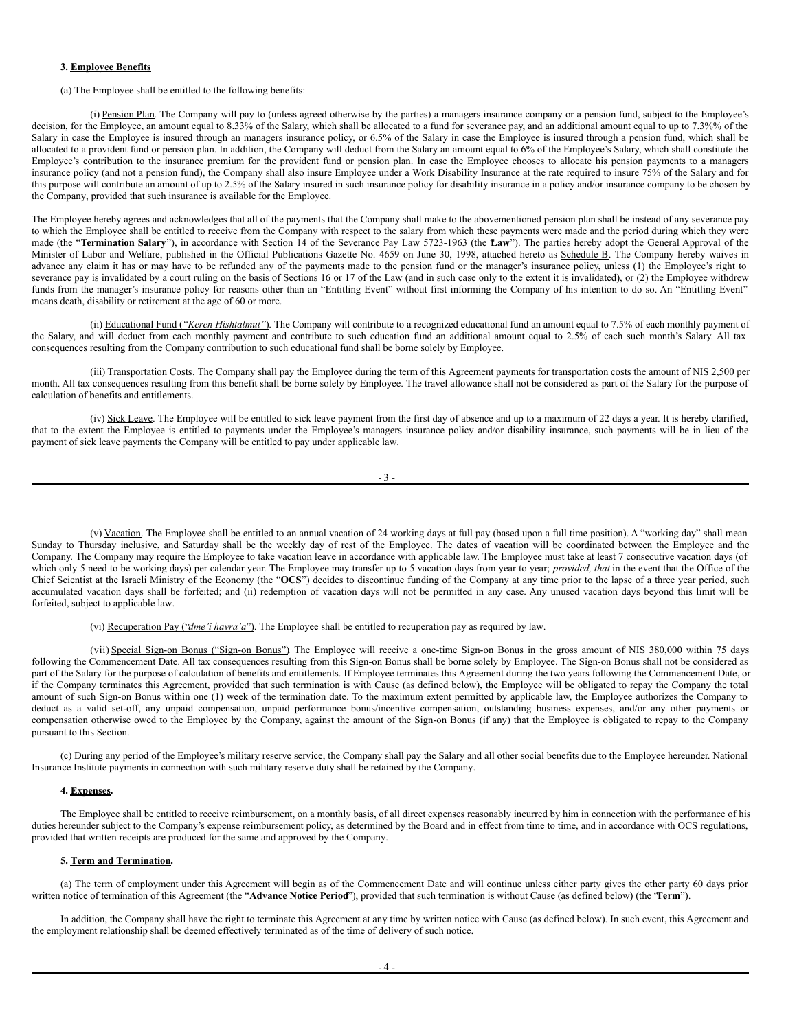**3. Employee Benefits**

(a) The Employee shall be entitled to the following benefits:

(i) Pension Plan. The Company will pay to (unless agreed otherwise by the parties) a managers insurance company or a pension fund, subject to the Employee's decision, for the Employee, an amount equal to 8.33% of the Salary, which shall be allocated to a fund for severance pay, and an additional amount equal to up to 7.3%% of the Salary in case the Employee is insured through an managers insurance policy, or 6.5% of the Salary in case the Employee is insured through a pension fund, which shall be allocated to a provident fund or pension plan. In addition, the Company will deduct from the Salary an amount equal to 6% of the Employee's Salary, which shall constitute the Employee's contribution to the insurance premium for the provident fund or pension plan. In case the Employee chooses to allocate his pension payments to a managers insurance policy (and not a pension fund), the Company shall also insure Employee under a Work Disability Insurance at the rate required to insure 75% of the Salary and for this purpose will contribute an amount of up to 2.5% of the Salary insured in such insurance policy for disability insurance in a policy and/or insurance company to be chosen by the Company, provided that such insurance is available for the Employee.

The Employee hereby agrees and acknowledges that all of the payments that the Company shall make to the abovementioned pension plan shall be instead of any severance pay to which the Employee shall be entitled to receive from the Company with respect to the salary from which these payments were made and the period during which they were made (the "**Termination Salary**"), in accordance with Section 14 of the Severance Pay Law 5723-1963 (the "**Law**"). The parties hereby adopt the General Approval of the Minister of Labor and Welfare, published in the Official Publications Gazette No. 4659 on June 30, 1998, attached hereto as Schedule B. The Company hereby waives in advance any claim it has or may have to be refunded any of the payments made to the pension fund or the manager's insurance policy, unless (1) the Employee's right to severance pay is invalidated by a court ruling on the basis of Sections 16 or 17 of the Law (and in such case only to the extent it is invalidated), or (2) the Employee withdrew funds from the manager's insurance policy for reasons other than an "Entitling Event" without first informing the Company of his intention to do so. An "Entitling Event" means death, disability or retirement at the age of 60 or more.

(ii) Educational Fund (*"Keren Hishtalmut"*). The Company will contribute to a recognized educational fund an amount equal to 7.5% of each monthly payment of the Salary, and will deduct from each monthly payment and contribute to such education fund an additional amount equal to 2.5% of each such month's Salary. All tax consequences resulting from the Company contribution to such educational fund shall be borne solely by Employee.

(iii) Transportation Costs. The Company shall pay the Employee during the term of this Agreement payments for transportation costs the amount of NIS 2,500 per month. All tax consequences resulting from this benefit shall be borne solely by Employee. The travel allowance shall not be considered as part of the Salary for the purpose of calculation of benefits and entitlements.

(iv) Sick Leave. The Employee will be entitled to sick leave payment from the first day of absence and up to a maximum of 22 days a year. It is hereby clarified, that to the extent the Employee is entitled to payments under the Employee's managers insurance policy and/or disability insurance, such payments will be in lieu of the payment of sick leave payments the Company will be entitled to pay under applicable law.

(v) Vacation. The Employee shall be entitled to an annual vacation of 24 working days at full pay (based upon a full time position). A "working day" shall mean Sunday to Thursday inclusive, and Saturday shall be the weekly day of rest of the Employee. The dates of vacation will be coordinated between the Employee and the Company. The Company may require the Employee to take vacation leave in accordance with applicable law. The Employee must take at least 7 consecutive vacation days (of which only 5 need to be working days) per calendar year. The Employee may transfer up to 5 vacation days from year to year; *provided, that* in the event that the Office of the Chief Scientist at the Israeli Ministry of the Economy (the "**OCS**") decides to discontinue funding of the Company at any time prior to the lapse of a three year period, such accumulated vacation days shall be forfeited; and (ii) redemption of vacation days will not be permitted in any case. Any unused vacation days beyond this limit will be forfeited, subject to applicable law.

(vi) Recuperation Pay ("*dme'i havra'a*"). The Employee shall be entitled to recuperation pay as required by law.

(vii) Special Sign-on Bonus ("Sign-on Bonus"). The Employee will receive a one-time Sign-on Bonus in the gross amount of NIS 380,000 within 75 days following the Commencement Date. All tax consequences resulting from this Sign-on Bonus shall be borne solely by Employee. The Sign-on Bonus shall not be considered as part of the Salary for the purpose of calculation of benefits and entitlements. If Employee terminates this Agreement during the two years following the Commencement Date, or if the Company terminates this Agreement, provided that such termination is with Cause (as defined below), the Employee will be obligated to repay the Company the total amount of such Sign-on Bonus within one (1) week of the termination date. To the maximum extent permitted by applicable law, the Employee authorizes the Company to deduct as a valid set-off, any unpaid compensation, unpaid performance bonus/incentive compensation, outstanding business expenses, and/or any other payments or compensation otherwise owed to the Employee by the Company, against the amount of the Sign-on Bonus (if any) that the Employee is obligated to repay to the Company pursuant to this Section.

(c) During any period of the Employee's military reserve service, the Company shall pay the Salary and all other social benefits due to the Employee hereunder. National Insurance Institute payments in connection with such military reserve duty shall be retained by the Company.

**4. Expenses.**

The Employee shall be entitled to receive reimbursement, on a monthly basis, of all direct expenses reasonably incurred by him in connection with the performance of his duties hereunder subject to the Company's expense reimbursement policy, as determined by the Board and in effect from time to time, and in accordance with OCS regulations, provided that written receipts are produced for the same and approved by the Company.

**5. Term and Termination.**

(a) The term of employment under this Agreement will begin as of the Commencement Date and will continue unless either party gives the other party 60 days prior written notice of termination of this Agreement (the "**Advance Notice Period**"), provided that such termination is without Cause (as defined below) (the "**Term**").

In addition, the Company shall have the right to terminate this Agreement at any time by written notice with Cause (as defined below). In such event, this Agreement and the employment relationship shall be deemed effectively terminated as of the time of delivery of such notice.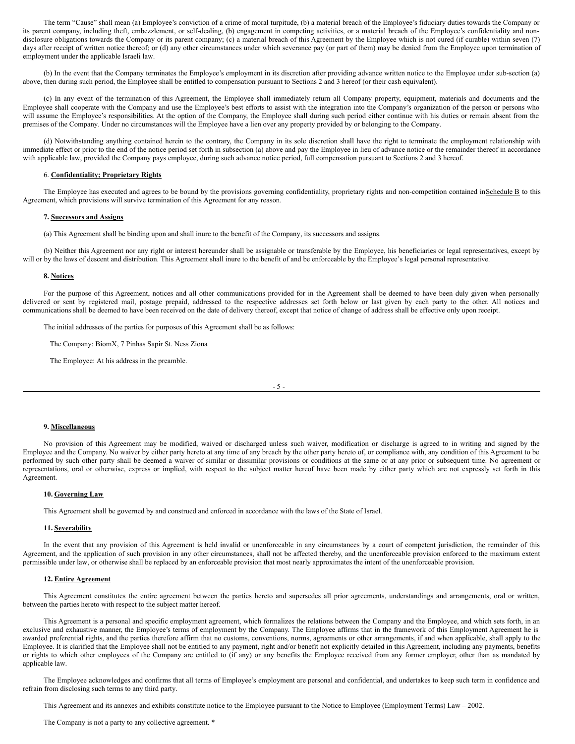The term "Cause" shall mean (a) Employee's conviction of a crime of moral turpitude, (b) a material breach of the Employee's fiduciary duties towards the Company or its parent company, including theft, embezzlement, or self-dealing, (b) engagement in competing activities, or a material breach of the Employee's confidentiality and non-disclosure obligations towards the Company or its parent company; (c) a material breach of this Agreement by the Employee which is not cured (if curable) within seven (7) days after receipt of written notice thereof; or (d) any other circumstances under which severance pay (or part of them) may be denied from the Employee upon termination of employment under the applicable Israeli law.

(b) In the event that the Company terminates the Employee's employment in its discretion after providing advance written notice to the Employee under sub-section (a) above, then during such period, the Employee shall be entitled to compensation pursuant to Sections 2 and 3 hereof (or their cash equivalent).

(c) In any event of the termination of this Agreement, the Employee shall immediately return all Company property, equipment, materials and documents and the Employee shall cooperate with the Company and use the Employee's best efforts to assist with the integration into the Company's organization of the person or persons who will assume the Employee's responsibilities. At the option of the Company, the Employee shall during such period either continue with his duties or remain absent from the premises of the Company. Under no circumstances will the Employee have a lien over any property provided by or belonging to the Company.

(d) Notwithstanding anything contained herein to the contrary, the Company in its sole discretion shall have the right to terminate the employment relationship with immediate effect or prior to the end of the notice period set forth in subsection (a) above and pay the Employee in lieu of advance notice or the remainder thereof in accordance with applicable law, provided the Company pays employee, during such advance notice period, full compensation pursuant to Sections 2 and 3 hereof.

6. **Confidentiality; Proprietary Rights**

The Employee has executed and agrees to be bound by the provisions governing confidentiality, proprietary rights and non-competition contained in Schedule B to this Agreement, which provisions will survive termination of this Agreement for any reason.

**7. Successors and Assigns**

(a) This Agreement shall be binding upon and shall inure to the benefit of the Company, its successors and assigns.

(b) Neither this Agreement nor any right or interest hereunder shall be assignable or transferable by the Employee, his beneficiaries or legal representatives, except by will or by the laws of descent and distribution. This Agreement shall inure to the benefit of and be enforceable by the Employee's legal personal representative.

**8. Notices**

For the purpose of this Agreement, notices and all other communications provided for in the Agreement shall be deemed to have been duly given when personally delivered or sent by registered mail, postage prepaid, addressed to the respective addresses set forth below or last given by each party to the other. All notices and communications shall be deemed to have been received on the date of delivery thereof, except that notice of change of address shall be effective only upon receipt.

The initial addresses of the parties for purposes of this Agreement shall be as follows:

The Company: BiomX, 7 Pinhas Sapir St. Ness Ziona

The Employee: At his address in the preamble.

**9. Miscellaneous**

No provision of this Agreement may be modified, waived or discharged unless such waiver, modification or discharge is agreed to in writing and signed by the Employee and the Company. No waiver by either party hereto at any time of any breach by the other party hereto of, or compliance with, any condition of this Agreement to be performed by such other party shall be deemed a waiver of similar or dissimilar provisions or conditions at the same or at any prior or subsequent time. No agreement or representations, oral or otherwise, express or implied, with respect to the subject matter hereof have been made by either party which are not expressly set forth in this Agreement.

**10. Governing Law**

This Agreement shall be governed by and construed and enforced in accordance with the laws of the State of Israel.

**11. Severability**

In the event that any provision of this Agreement is held invalid or unenforceable in any circumstances by a court of competent jurisdiction, the remainder of this Agreement, and the application of such provision in any other circumstances, shall not be affected thereby, and the unenforceable provision enforced to the maximum extent permissible under law, or otherwise shall be replaced by an enforceable provision that most nearly approximates the intent of the unenforceable provision.

**12. Entire Agreement**

This Agreement constitutes the entire agreement between the parties hereto and supersedes all prior agreements, understandings and arrangements, oral or written, between the parties hereto with respect to the subject matter hereof.

This Agreement is a personal and specific employment agreement, which formalizes the relations between the Company and the Employee, and which sets forth, in an exclusive and exhaustive manner, the Employee's terms of employment by the Company. The Employee affirms that in the framework of this Employment Agreement he is awarded preferential rights, and the parties therefore affirm that no customs, conventions, norms, agreements or other arrangements, if and when applicable, shall apply to the Employee. It is clarified that the Employee shall not be entitled to any payment, right and/or benefit not explicitly detailed in this Agreement, including any payments, benefits or rights to which other employees of the Company are entitled to (if any) or any benefits the Employee received from any former employer, other than as mandated by applicable law.

The Employee acknowledges and confirms that all terms of Employee's employment are personal and confidential, and undertakes to keep such term in confidence and refrain from disclosing such terms to any third party.

This Agreement and its annexes and exhibits constitute notice to the Employee pursuant to the Notice to Employee (Employment Terms) Law – 2002.

The Company is not a party to any collective agreement. *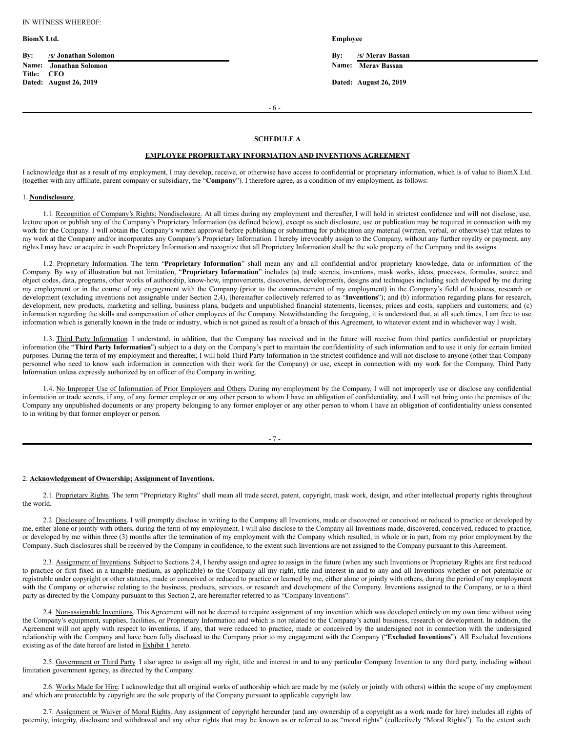IN WITNESS WHEREOF:

| **BiomX Ltd.** | **Employee** |
|---|---|
| **By: /s/ Jonathan Solomon** | **By: /s/ Merav Bassan** |
| **Name: Jonathan Solomon** | **Name: Merav Bassan** |
| **Title: CEO** | |
| **Dated: August 26, 2019** | **Dated: August 26, 2019** |

**SCHEDULE A**

**EMPLOYEE PROPRIETARY INFORMATION AND INVENTIONS AGREEMENT**

I acknowledge that as a result of my employment, I may develop, receive, or otherwise have access to confidential or proprietary information, which is of value to BiomX Ltd. (together with any affiliate, parent company or subsidiary, the "**Company**"). I therefore agree, as a condition of my employment, as follows:

1. **Nondisclosure**.

1.1. Recognition of Company's Rights; Nondisclosure. At all times during my employment and thereafter, I will hold in strictest confidence and will not disclose, use, lecture upon or publish any of the Company's Proprietary Information (as defined below), except as such disclosure, use or publication may be required in connection with my work for the Company. I will obtain the Company's written approval before publishing or submitting for publication any material (written, verbal, or otherwise) that relates to my work at the Company and/or incorporates any Company's Proprietary Information. I hereby irrevocably assign to the Company, without any further royalty or payment, any rights I may have or acquire in such Proprietary Information and recognize that all Proprietary Information shall be the sole property of the Company and its assigns.

1.2. Proprietary Information. The term "**Proprietary Information**" shall mean any and all confidential and/or proprietary knowledge, data or information of the Company. By way of illustration but not limitation, "**Proprietary Information**" includes (a) trade secrets, inventions, mask works, ideas, processes, formulas, source and object codes, data, programs, other works of authorship, know-how, improvements, discoveries, developments, designs and techniques including such developed by me during my employment or in the course of my engagement with the Company (prior to the commencement of my employment) in the Company's field of business, research or development (excluding inventions not assignable under Section 2.4), (hereinafter collectively referred to as "**Inventions**"); and (b) information regarding plans for research, development, new products, marketing and selling, business plans, budgets and unpublished financial statements, licenses, prices and costs, suppliers and customers; and (c) information regarding the skills and compensation of other employees of the Company. Notwithstanding the foregoing, it is understood that, at all such times, I am free to use information which is generally known in the trade or industry, which is not gained as result of a breach of this Agreement, to whatever extent and in whichever way I wish.

1.3. Third Party Information. I understand, in addition, that the Company has received and in the future will receive from third parties confidential or proprietary information (the "**Third Party Information**") subject to a duty on the Company's part to maintain the confidentiality of such information and to use it only for certain limited purposes. During the term of my employment and thereafter, I will hold Third Party Information in the strictest confidence and will not disclose to anyone (other than Company personnel who need to know such information in connection with their work for the Company) or use, except in connection with my work for the Company, Third Party Information unless expressly authorized by an officer of the Company in writing.

1.4. No Improper Use of Information of Prior Employers and Others. During my employment by the Company, I will not improperly use or disclose any confidential information or trade secrets, if any, of any former employer or any other person to whom I have an obligation of confidentiality, and I will not bring onto the premises of the Company any unpublished documents or any property belonging to any former employer or any other person to whom I have an obligation of confidentiality unless consented to in writing by that former employer or person.

2. **Acknowledgement of Ownership; Assignment of Inventions.**

2.1. Proprietary Rights. The term "Proprietary Rights" shall mean all trade secret, patent, copyright, mask work, design, and other intellectual property rights throughout the world.

2.2. Disclosure of Inventions. I will promptly disclose in writing to the Company all Inventions, made or discovered or conceived or reduced to practice or developed by me, either alone or jointly with others, during the term of my employment. I will also disclose to the Company all Inventions made, discovered, conceived, reduced to practice, or developed by me within three (3) months after the termination of my employment with the Company which resulted, in whole or in part, from my prior employment by the Company. Such disclosures shall be received by the Company in confidence, to the extent such Inventions are not assigned to the Company pursuant to this Agreement.

2.3. Assignment of Inventions. Subject to Sections 2.4, I hereby assign and agree to assign in the future (when any such Inventions or Proprietary Rights are first reduced to practice or first fixed in a tangible medium, as applicable) to the Company all my right, title and interest in and to any and all Inventions whether or not patentable or registrable under copyright or other statutes, made or conceived or reduced to practice or learned by me, either alone or jointly with others, during the period of my employment with the Company or otherwise relating to the business, products, services, or research and development of the Company. Inventions assigned to the Company, or to a third party as directed by the Company pursuant to this Section 2, are hereinafter referred to as "Company Inventions".

2.4. Non-assignable Inventions. This Agreement will not be deemed to require assignment of any invention which was developed entirely on my own time without using the Company's equipment, supplies, facilities, or Proprietary Information and which is not related to the Company's actual business, research or development. In addition, the Agreement will not apply with respect to inventions, if any, that were reduced to practice, made or conceived by the undersigned not in connection with the undersigned relationship with the Company and have been fully disclosed to the Company prior to my engagement with the Company ("**Excluded Inventions**"). All Excluded Inventions existing as of the date hereof are listed in Exhibit 1 hereto.

2.5. Government or Third Party. I also agree to assign all my right, title and interest in and to any particular Company Invention to any third party, including without limitation government agency, as directed by the Company.

2.6. Works Made for Hire. I acknowledge that all original works of authorship which are made by me (solely or jointly with others) within the scope of my employment and which are protectable by copyright are the sole property of the Company pursuant to applicable copyright law.

2.7. Assignment or Waiver of Moral Rights. Any assignment of copyright hereunder (and any ownership of a copyright as a work made for hire) includes all rights of paternity, integrity, disclosure and withdrawal and any other rights that may be known as or referred to as "moral rights" (collectively "Moral Rights"). To the extent such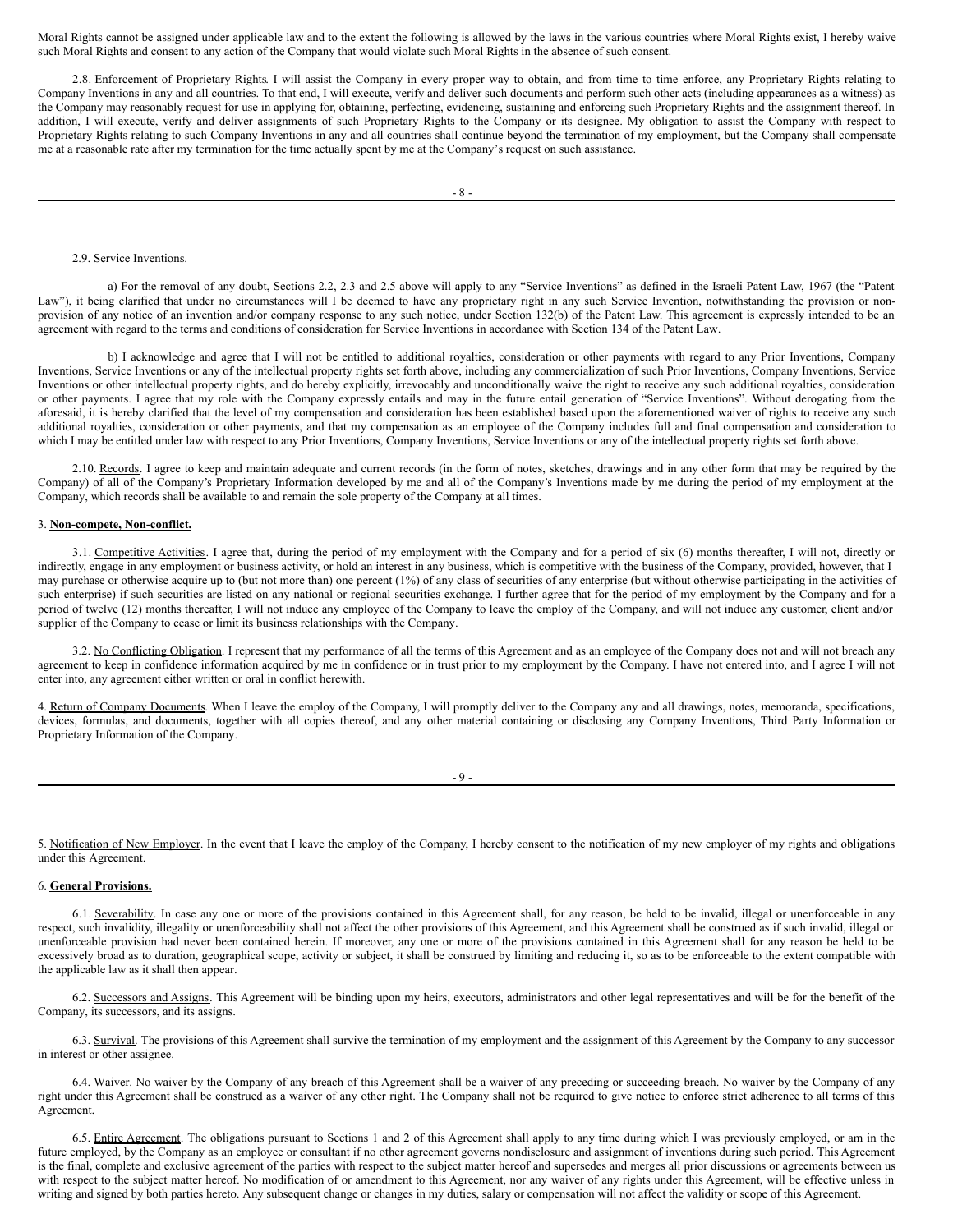Moral Rights cannot be assigned under applicable law and to the extent the following is allowed by the laws in the various countries where Moral Rights exist, I hereby waive such Moral Rights and consent to any action of the Company that would violate such Moral Rights in the absence of such consent.

2.8. Enforcement of Proprietary Rights. I will assist the Company in every proper way to obtain, and from time to time enforce, any Proprietary Rights relating to Company Inventions in any and all countries. To that end, I will execute, verify and deliver such documents and perform such other acts (including appearances as a witness) as the Company may reasonably request for use in applying for, obtaining, perfecting, evidencing, sustaining and enforcing such Proprietary Rights and the assignment thereof. In addition, I will execute, verify and deliver assignments of such Proprietary Rights to the Company or its designee. My obligation to assist the Company with respect to Proprietary Rights relating to such Company Inventions in any and all countries shall continue beyond the termination of my employment, but the Company shall compensate me at a reasonable rate after my termination for the time actually spent by me at the Company's request on such assistance.

2.9. Service Inventions.

a) For the removal of any doubt, Sections 2.2, 2.3 and 2.5 above will apply to any "Service Inventions" as defined in the Israeli Patent Law, 1967 (the "Patent Law"), it being clarified that under no circumstances will I be deemed to have any proprietary right in any such Service Invention, notwithstanding the provision or non-provision of any notice of an invention and/or company response to any such notice, under Section 132(b) of the Patent Law. This agreement is expressly intended to be an agreement with regard to the terms and conditions of consideration for Service Inventions in accordance with Section 134 of the Patent Law.

b) I acknowledge and agree that I will not be entitled to additional royalties, consideration or other payments with regard to any Prior Inventions, Company Inventions, Service Inventions or any of the intellectual property rights set forth above, including any commercialization of such Prior Inventions, Company Inventions, Service Inventions or other intellectual property rights, and do hereby explicitly, irrevocably and unconditionally waive the right to receive any such additional royalties, consideration or other payments. I agree that my role with the Company expressly entails and may in the future entail generation of "Service Inventions". Without derogating from the aforesaid, it is hereby clarified that the level of my compensation and consideration has been established based upon the aforementioned waiver of rights to receive any such additional royalties, consideration or other payments, and that my compensation as an employee of the Company includes full and final compensation and consideration to which I may be entitled under law with respect to any Prior Inventions, Company Inventions, Service Inventions or any of the intellectual property rights set forth above.

2.10. Records. I agree to keep and maintain adequate and current records (in the form of notes, sketches, drawings and in any other form that may be required by the Company) of all of the Company's Proprietary Information developed by me and all of the Company's Inventions made by me during the period of my employment at the Company, which records shall be available to and remain the sole property of the Company at all times.

3. **Non-compete, Non-conflict.**

3.1. Competitive Activities. I agree that, during the period of my employment with the Company and for a period of six (6) months thereafter, I will not, directly or indirectly, engage in any employment or business activity, or hold an interest in any business, which is competitive with the business of the Company, provided, however, that I may purchase or otherwise acquire up to (but not more than) one percent (1%) of any class of securities of any enterprise (but without otherwise participating in the activities of such enterprise) if such securities are listed on any national or regional securities exchange. I further agree that for the period of my employment by the Company and for a period of twelve (12) months thereafter, I will not induce any employee of the Company to leave the employ of the Company, and will not induce any customer, client and/or supplier of the Company to cease or limit its business relationships with the Company.

3.2. No Conflicting Obligation. I represent that my performance of all the terms of this Agreement and as an employee of the Company does not and will not breach any agreement to keep in confidence information acquired by me in confidence or in trust prior to my employment by the Company. I have not entered into, and I agree I will not enter into, any agreement either written or oral in conflict herewith.

4. Return of Company Documents. When I leave the employ of the Company, I will promptly deliver to the Company any and all drawings, notes, memoranda, specifications, devices, formulas, and documents, together with all copies thereof, and any other material containing or disclosing any Company Inventions, Third Party Information or Proprietary Information of the Company.

5. Notification of New Employer. In the event that I leave the employ of the Company, I hereby consent to the notification of my new employer of my rights and obligations under this Agreement.

6. **General Provisions.**

6.1. Severability. In case any one or more of the provisions contained in this Agreement shall, for any reason, be held to be invalid, illegal or unenforceable in any respect, such invalidity, illegality or unenforceability shall not affect the other provisions of this Agreement, and this Agreement shall be construed as if such invalid, illegal or unenforceable provision had never been contained herein. If moreover, any one or more of the provisions contained in this Agreement shall for any reason be held to be excessively broad as to duration, geographical scope, activity or subject, it shall be construed by limiting and reducing it, so as to be enforceable to the extent compatible with the applicable law as it shall then appear.

6.2. Successors and Assigns. This Agreement will be binding upon my heirs, executors, administrators and other legal representatives and will be for the benefit of the Company, its successors, and its assigns.

6.3. Survival. The provisions of this Agreement shall survive the termination of my employment and the assignment of this Agreement by the Company to any successor in interest or other assignee.

6.4. Waiver. No waiver by the Company of any breach of this Agreement shall be a waiver of any preceding or succeeding breach. No waiver by the Company of any right under this Agreement shall be construed as a waiver of any other right. The Company shall not be required to give notice to enforce strict adherence to all terms of this Agreement.

6.5. Entire Agreement. The obligations pursuant to Sections 1 and 2 of this Agreement shall apply to any time during which I was previously employed, or am in the future employed, by the Company as an employee or consultant if no other agreement governs nondisclosure and assignment of inventions during such period. This Agreement is the final, complete and exclusive agreement of the parties with respect to the subject matter hereof and supersedes and merges all prior discussions or agreements between us with respect to the subject matter hereof. No modification of or amendment to this Agreement, nor any waiver of any rights under this Agreement, will be effective unless in writing and signed by both parties hereto. Any subsequent change or changes in my duties, salary or compensation will not affect the validity or scope of this Agreement.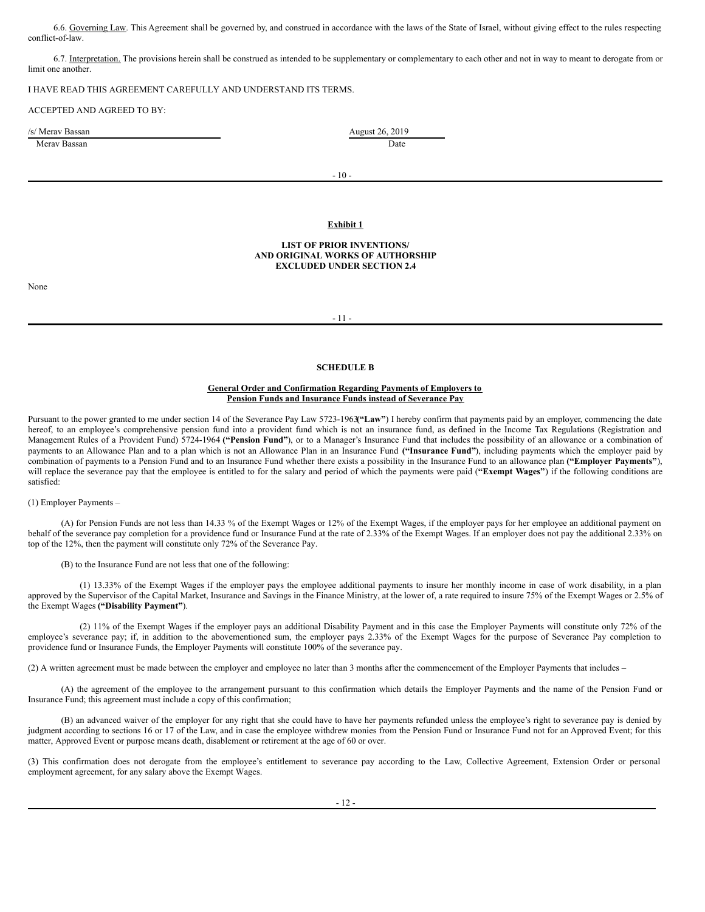6.6. Governing Law. This Agreement shall be governed by, and construed in accordance with the laws of the State of Israel, without giving effect to the rules respecting conflict-of-law.

6.7. Interpretation. The provisions herein shall be construed as intended to be supplementary or complementary to each other and not in way to meant to derogate from or limit one another.

I HAVE READ THIS AGREEMENT CAREFULLY AND UNDERSTAND ITS TERMS.

ACCEPTED AND AGREED TO BY:

/s/ Merav Bassan
Merav Bassan

August 26, 2019
Date

**Exhibit 1**

**LIST OF PRIOR INVENTIONS/
AND ORIGINAL WORKS OF AUTHORSHIP
EXCLUDED UNDER SECTION 2.4**

None

**SCHEDULE B**

**General Order and Confirmation Regarding Payments of Employers to
Pension Funds and Insurance Funds instead of Severance Pay**

Pursuant to the power granted to me under section 14 of the Severance Pay Law 5723-1963**("Law"**) I hereby confirm that payments paid by an employer, commencing the date hereof, to an employee's comprehensive pension fund into a provident fund which is not an insurance fund, as defined in the Income Tax Regulations (Registration and Management Rules of a Provident Fund) 5724-1964 **("Pension Fund"**), or to a Manager's Insurance Fund that includes the possibility of an allowance or a combination of payments to an Allowance Plan and to a plan which is not an Allowance Plan in an Insurance Fund **("Insurance Fund"**), including payments which the employer paid by combination of payments to a Pension Fund and to an Insurance Fund whether there exists a possibility in the Insurance Fund to an allowance plan **("Employer Payments"**), will replace the severance pay that the employee is entitled to for the salary and period of which the payments were paid (**"Exempt Wages"**) if the following conditions are satisfied:

(1) Employer Payments –

(A) for Pension Funds are not less than 14.33 % of the Exempt Wages or 12% of the Exempt Wages, if the employer pays for her employee an additional payment on behalf of the severance pay completion for a providence fund or Insurance Fund at the rate of 2.33% of the Exempt Wages. If an employer does not pay the additional 2.33% on top of the 12%, then the payment will constitute only 72% of the Severance Pay.

(B) to the Insurance Fund are not less that one of the following:

(1) 13.33% of the Exempt Wages if the employer pays the employee additional payments to insure her monthly income in case of work disability, in a plan approved by the Supervisor of the Capital Market, Insurance and Savings in the Finance Ministry, at the lower of, a rate required to insure 75% of the Exempt Wages or 2.5% of the Exempt Wages **("Disability Payment"**).

(2) 11% of the Exempt Wages if the employer pays an additional Disability Payment and in this case the Employer Payments will constitute only 72% of the employee's severance pay; if, in addition to the abovementioned sum, the employer pays 2.33% of the Exempt Wages for the purpose of Severance Pay completion to providence fund or Insurance Funds, the Employer Payments will constitute 100% of the severance pay.

(2) A written agreement must be made between the employer and employee no later than 3 months after the commencement of the Employer Payments that includes –

(A) the agreement of the employee to the arrangement pursuant to this confirmation which details the Employer Payments and the name of the Pension Fund or Insurance Fund; this agreement must include a copy of this confirmation;

(B) an advanced waiver of the employer for any right that she could have to have her payments refunded unless the employee's right to severance pay is denied by judgment according to sections 16 or 17 of the Law, and in case the employee withdrew monies from the Pension Fund or Insurance Fund not for an Approved Event; for this matter, Approved Event or purpose means death, disablement or retirement at the age of 60 or over.

(3) This confirmation does not derogate from the employee's entitlement to severance pay according to the Law, Collective Agreement, Extension Order or personal employment agreement, for any salary above the Exempt Wages.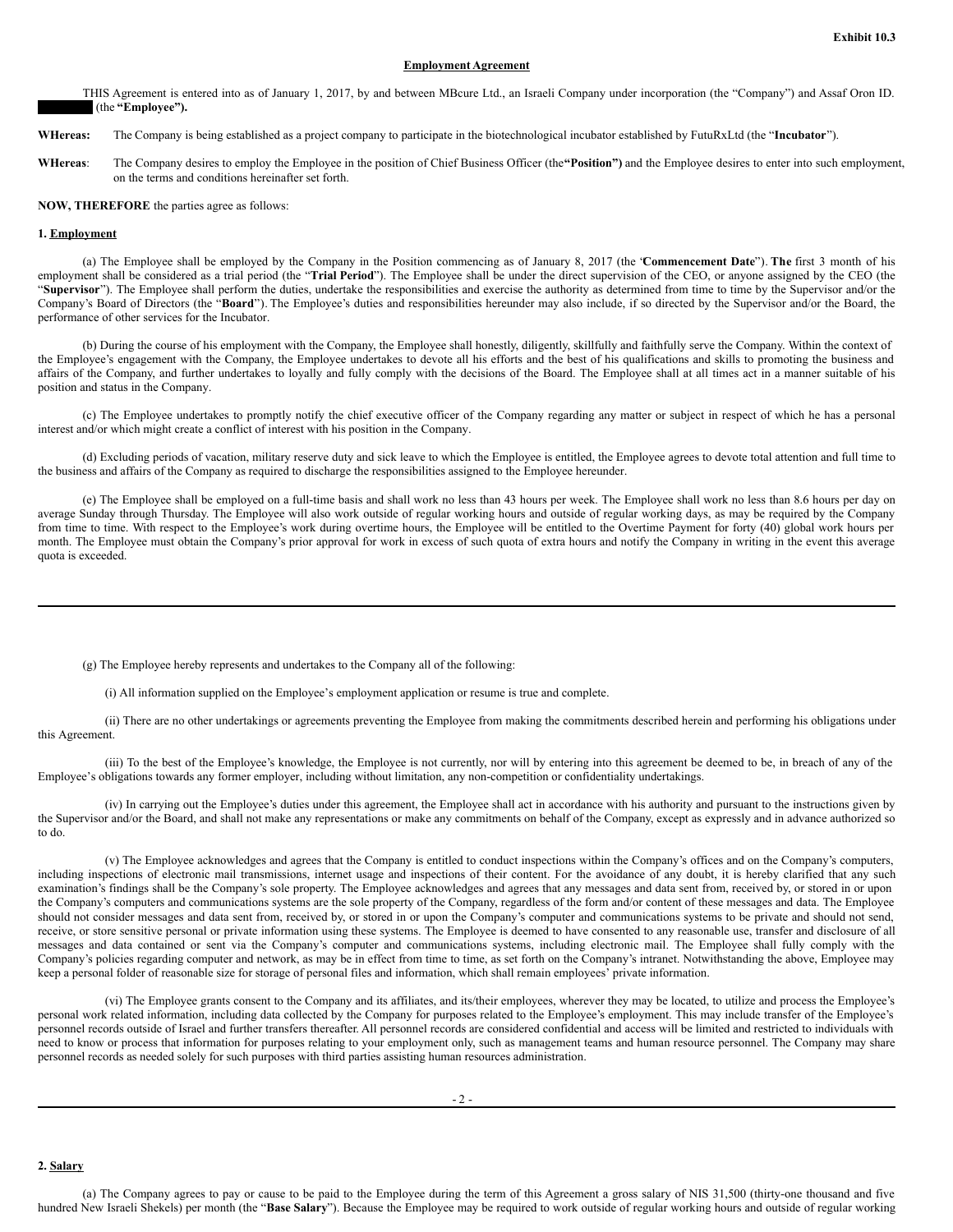**Exhibit 10.3**

**Employment Agreement**

THIS Agreement is entered into as of January 1, 2017, by and between MBcure Ltd., an Israeli Company under incorporation (the "Company") and Assaf Oron ID. (the **"Employee").**

**WHereas:** The Company is being established as a project company to participate in the biotechnological incubator established by FutuRxLtd (the "**Incubator**").

**WHereas**: The Company desires to employ the Employee in the position of Chief Business Officer (the**"Position")** and the Employee desires to enter into such employment, on the terms and conditions hereinafter set forth.

**NOW, THEREFORE** the parties agree as follows:

**1. Employment**

(a) The Employee shall be employed by the Company in the Position commencing as of January 8, 2017 (the '**Commencement Date**"). **The** first 3 month of his employment shall be considered as a trial period (the "**Trial Period**"). The Employee shall be under the direct supervision of the CEO, or anyone assigned by the CEO (the "**Supervisor**"). The Employee shall perform the duties, undertake the responsibilities and exercise the authority as determined from time to time by the Supervisor and/or the Company's Board of Directors (the "**Board**"). The Employee's duties and responsibilities hereunder may also include, if so directed by the Supervisor and/or the Board, the performance of other services for the Incubator.

(b) During the course of his employment with the Company, the Employee shall honestly, diligently, skillfully and faithfully serve the Company. Within the context of the Employee's engagement with the Company, the Employee undertakes to devote all his efforts and the best of his qualifications and skills to promoting the business and affairs of the Company, and further undertakes to loyally and fully comply with the decisions of the Board. The Employee shall at all times act in a manner suitable of his position and status in the Company.

(c) The Employee undertakes to promptly notify the chief executive officer of the Company regarding any matter or subject in respect of which he has a personal interest and/or which might create a conflict of interest with his position in the Company.

(d) Excluding periods of vacation, military reserve duty and sick leave to which the Employee is entitled, the Employee agrees to devote total attention and full time to the business and affairs of the Company as required to discharge the responsibilities assigned to the Employee hereunder.

(e) The Employee shall be employed on a full-time basis and shall work no less than 43 hours per week. The Employee shall work no less than 8.6 hours per day on average Sunday through Thursday. The Employee will also work outside of regular working hours and outside of regular working days, as may be required by the Company from time to time. With respect to the Employee's work during overtime hours, the Employee will be entitled to the Overtime Payment for forty (40) global work hours per month. The Employee must obtain the Company's prior approval for work in excess of such quota of extra hours and notify the Company in writing in the event this average quota is exceeded.

(g) The Employee hereby represents and undertakes to the Company all of the following:

(i) All information supplied on the Employee's employment application or resume is true and complete.

(ii) There are no other undertakings or agreements preventing the Employee from making the commitments described herein and performing his obligations under this Agreement.

(iii) To the best of the Employee's knowledge, the Employee is not currently, nor will by entering into this agreement be deemed to be, in breach of any of the Employee's obligations towards any former employer, including without limitation, any non-competition or confidentiality undertakings.

(iv) In carrying out the Employee's duties under this agreement, the Employee shall act in accordance with his authority and pursuant to the instructions given by the Supervisor and/or the Board, and shall not make any representations or make any commitments on behalf of the Company, except as expressly and in advance authorized so to do.

(v) The Employee acknowledges and agrees that the Company is entitled to conduct inspections within the Company's offices and on the Company's computers, including inspections of electronic mail transmissions, internet usage and inspections of their content. For the avoidance of any doubt, it is hereby clarified that any such examination's findings shall be the Company's sole property. The Employee acknowledges and agrees that any messages and data sent from, received by, or stored in or upon the Company's computers and communications systems are the sole property of the Company, regardless of the form and/or content of these messages and data. The Employee should not consider messages and data sent from, received by, or stored in or upon the Company's computer and communications systems to be private and should not send, receive, or store sensitive personal or private information using these systems. The Employee is deemed to have consented to any reasonable use, transfer and disclosure of all messages and data contained or sent via the Company's computer and communications systems, including electronic mail. The Employee shall fully comply with the Company's policies regarding computer and network, as may be in effect from time to time, as set forth on the Company's intranet. Notwithstanding the above, Employee may keep a personal folder of reasonable size for storage of personal files and information, which shall remain employees' private information.

(vi) The Employee grants consent to the Company and its affiliates, and its/their employees, wherever they may be located, to utilize and process the Employee's personal work related information, including data collected by the Company for purposes related to the Employee's employment. This may include transfer of the Employee's personnel records outside of Israel and further transfers thereafter. All personnel records are considered confidential and access will be limited and restricted to individuals with need to know or process that information for purposes relating to your employment only, such as management teams and human resource personnel. The Company may share personnel records as needed solely for such purposes with third parties assisting human resources administration.

**2. Salary**

(a) The Company agrees to pay or cause to be paid to the Employee during the term of this Agreement a gross salary of NIS 31,500 (thirty-one thousand and five hundred New Israeli Shekels) per month (the "**Base Salary**"). Because the Employee may be required to work outside of regular working hours and outside of regular working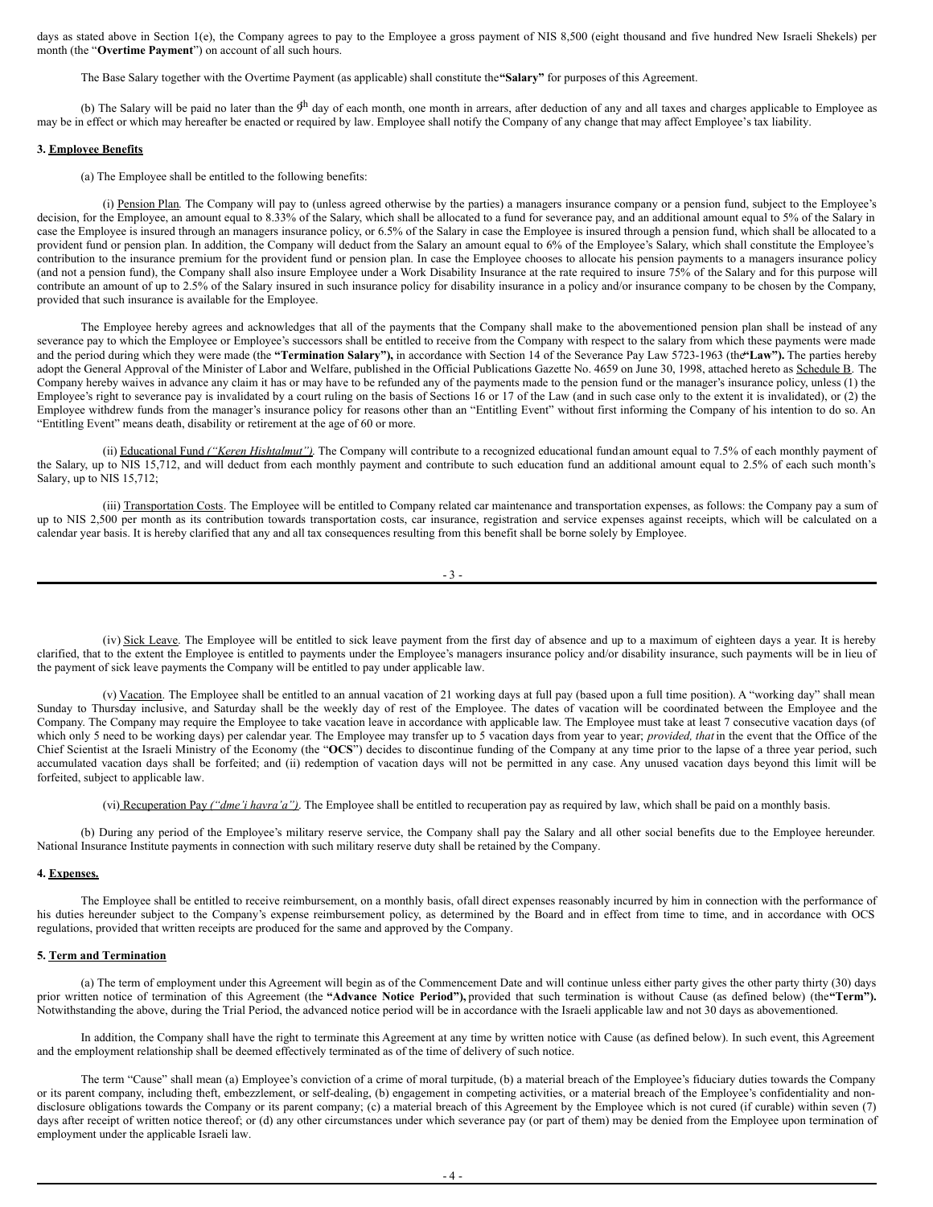days as stated above in Section 1(e), the Company agrees to pay to the Employee a gross payment of NIS 8,500 (eight thousand and five hundred New Israeli Shekels) per month (the "**Overtime Payment**") on account of all such hours.

The Base Salary together with the Overtime Payment (as applicable) shall constitute the **"Salary"** for purposes of this Agreement.

(b) The Salary will be paid no later than the 9th day of each month, one month in arrears, after deduction of any and all taxes and charges applicable to Employee as may be in effect or which may hereafter be enacted or required by law. Employee shall notify the Company of any change that may affect Employee's tax liability.

**3. Employee Benefits**

(a) The Employee shall be entitled to the following benefits:

(i) Pension Plan. The Company will pay to (unless agreed otherwise by the parties) a managers insurance company or a pension fund, subject to the Employee's decision, for the Employee, an amount equal to 8.33% of the Salary, which shall be allocated to a fund for severance pay, and an additional amount equal to 5% of the Salary in case the Employee is insured through an managers insurance policy, or 6.5% of the Salary in case the Employee is insured through a pension fund, which shall be allocated to a provident fund or pension plan. In addition, the Company will deduct from the Salary an amount equal to 6% of the Employee's Salary, which shall constitute the Employee's contribution to the insurance premium for the provident fund or pension plan. In case the Employee chooses to allocate his pension payments to a managers insurance policy (and not a pension fund), the Company shall also insure Employee under a Work Disability Insurance at the rate required to insure 75% of the Salary and for this purpose will contribute an amount of up to 2.5% of the Salary insured in such insurance policy for disability insurance in a policy and/or insurance company to be chosen by the Company, provided that such insurance is available for the Employee.

The Employee hereby agrees and acknowledges that all of the payments that the Company shall make to the abovementioned pension plan shall be instead of any severance pay to which the Employee or Employee's successors shall be entitled to receive from the Company with respect to the salary from which these payments were made and the period during which they were made (the **"Termination Salary"),** in accordance with Section 14 of the Severance Pay Law 5723-1963 (the **"Law").** The parties hereby adopt the General Approval of the Minister of Labor and Welfare, published in the Official Publications Gazette No. 4659 on June 30, 1998, attached hereto as Schedule B. The Company hereby waives in advance any claim it has or may have to be refunded any of the payments made to the pension fund or the manager's insurance policy, unless (1) the Employee's right to severance pay is invalidated by a court ruling on the basis of Sections 16 or 17 of the Law (and in such case only to the extent it is invalidated), or (2) the Employee withdrew funds from the manager's insurance policy for reasons other than an "Entitling Event" without first informing the Company of his intention to do so. An "Entitling Event" means death, disability or retirement at the age of 60 or more.

(ii) Educational Fund *("Keren Hishtalmut").* The Company will contribute to a recognized educational fund an amount equal to 7.5% of each monthly payment of the Salary, up to NIS 15,712, and will deduct from each monthly payment and contribute to such education fund an additional amount equal to 2.5% of each such month's Salary, up to NIS 15,712;

(iii) Transportation Costs. The Employee will be entitled to Company related car maintenance and transportation expenses, as follows: the Company pay a sum of up to NIS 2,500 per month as its contribution towards transportation costs, car insurance, registration and service expenses against receipts, which will be calculated on a calendar year basis. It is hereby clarified that any and all tax consequences resulting from this benefit shall be borne solely by Employee.

(iv) Sick Leave. The Employee will be entitled to sick leave payment from the first day of absence and up to a maximum of eighteen days a year. It is hereby clarified, that to the extent the Employee is entitled to payments under the Employee's managers insurance policy and/or disability insurance, such payments will be in lieu of the payment of sick leave payments the Company will be entitled to pay under applicable law.

(v) Vacation. The Employee shall be entitled to an annual vacation of 21 working days at full pay (based upon a full time position). A "working day" shall mean Sunday to Thursday inclusive, and Saturday shall be the weekly day of rest of the Employee. The dates of vacation will be coordinated between the Employee and the Company. The Company may require the Employee to take vacation leave in accordance with applicable law. The Employee must take at least 7 consecutive vacation days (of which only 5 need to be working days) per calendar year. The Employee may transfer up to 5 vacation days from year to year; *provided, that* in the event that the Office of the Chief Scientist at the Israeli Ministry of the Economy (the "**OCS**") decides to discontinue funding of the Company at any time prior to the lapse of a three year period, such accumulated vacation days shall be forfeited; and (ii) redemption of vacation days will not be permitted in any case. Any unused vacation days beyond this limit will be forfeited, subject to applicable law.

(vi) Recuperation Pay *("dme'i havra'a").* The Employee shall be entitled to recuperation pay as required by law, which shall be paid on a monthly basis.

(b) During any period of the Employee's military reserve service, the Company shall pay the Salary and all other social benefits due to the Employee hereunder. National Insurance Institute payments in connection with such military reserve duty shall be retained by the Company.

**4. Expenses.**

The Employee shall be entitled to receive reimbursement, on a monthly basis, of all direct expenses reasonably incurred by him in connection with the performance of his duties hereunder subject to the Company's expense reimbursement policy, as determined by the Board and in effect from time to time, and in accordance with OCS regulations, provided that written receipts are produced for the same and approved by the Company.

**5. Term and Termination**

(a) The term of employment under this Agreement will begin as of the Commencement Date and will continue unless either party gives the other party thirty (30) days prior written notice of termination of this Agreement (the **"Advance Notice Period"),** provided that such termination is without Cause (as defined below) (the **"Term").** Notwithstanding the above, during the Trial Period, the advanced notice period will be in accordance with the Israeli applicable law and not 30 days as abovementioned.

In addition, the Company shall have the right to terminate this Agreement at any time by written notice with Cause (as defined below). In such event, this Agreement and the employment relationship shall be deemed effectively terminated as of the time of delivery of such notice.

The term "Cause" shall mean (a) Employee's conviction of a crime of moral turpitude, (b) a material breach of the Employee's fiduciary duties towards the Company or its parent company, including theft, embezzlement, or self-dealing, (b) engagement in competing activities, or a material breach of the Employee's confidentiality and non-disclosure obligations towards the Company or its parent company; (c) a material breach of this Agreement by the Employee which is not cured (if curable) within seven (7) days after receipt of written notice thereof; or (d) any other circumstances under which severance pay (or part of them) may be denied from the Employee upon termination of employment under the applicable Israeli law.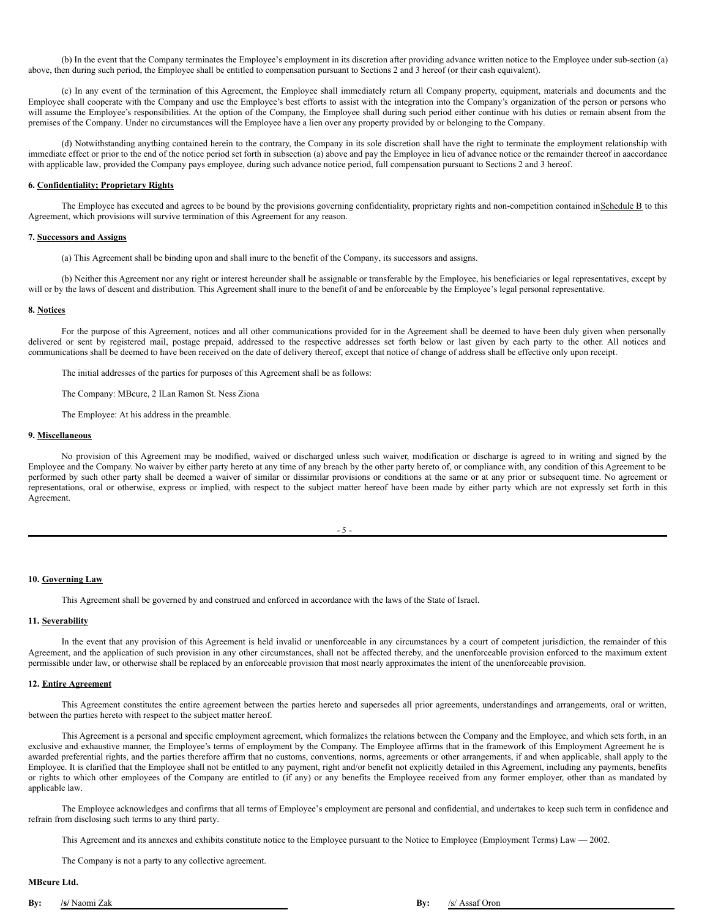(b) In the event that the Company terminates the Employee's employment in its discretion after providing advance written notice to the Employee under sub-section (a) above, then during such period, the Employee shall be entitled to compensation pursuant to Sections 2 and 3 hereof (or their cash equivalent).

(c) In any event of the termination of this Agreement, the Employee shall immediately return all Company property, equipment, materials and documents and the Employee shall cooperate with the Company and use the Employee's best efforts to assist with the integration into the Company's organization of the person or persons who will assume the Employee's responsibilities. At the option of the Company, the Employee shall during such period either continue with his duties or remain absent from the premises of the Company. Under no circumstances will the Employee have a lien over any property provided by or belonging to the Company.

(d) Notwithstanding anything contained herein to the contrary, the Company in its sole discretion shall have the right to terminate the employment relationship with immediate effect or prior to the end of the notice period set forth in subsection (a) above and pay the Employee in lieu of advance notice or the remainder thereof in aaccordance with applicable law, provided the Company pays employee, during such advance notice period, full compensation pursuant to Sections 2 and 3 hereof.

**6. Confidentiality; Proprietary Rights**

The Employee has executed and agrees to be bound by the provisions governing confidentiality, proprietary rights and non-competition contained in Schedule B to this Agreement, which provisions will survive termination of this Agreement for any reason.

**7. Successors and Assigns**

(a) This Agreement shall be binding upon and shall inure to the benefit of the Company, its successors and assigns.

(b) Neither this Agreement nor any right or interest hereunder shall be assignable or transferable by the Employee, his beneficiaries or legal representatives, except by will or by the laws of descent and distribution. This Agreement shall inure to the benefit of and be enforceable by the Employee's legal personal representative.

**8. Notices**

For the purpose of this Agreement, notices and all other communications provided for in the Agreement shall be deemed to have been duly given when personally delivered or sent by registered mail, postage prepaid, addressed to the respective addresses set forth below or last given by each party to the other. All notices and communications shall be deemed to have been received on the date of delivery thereof, except that notice of change of address shall be effective only upon receipt.

The initial addresses of the parties for purposes of this Agreement shall be as follows:

The Company: MBcure, 2 ILan Ramon St. Ness Ziona

The Employee: At his address in the preamble.

**9. Miscellaneous**

No provision of this Agreement may be modified, waived or discharged unless such waiver, modification or discharge is agreed to in writing and signed by the Employee and the Company. No waiver by either party hereto at any time of any breach by the other party hereto of, or compliance with, any condition of this Agreement to be performed by such other party shall be deemed a waiver of similar or dissimilar provisions or conditions at the same or at any prior or subsequent time. No agreement or representations, oral or otherwise, express or implied, with respect to the subject matter hereof have been made by either party which are not expressly set forth in this Agreement.

**10. Governing Law**

This Agreement shall be governed by and construed and enforced in accordance with the laws of the State of Israel.

**11. Severability**

In the event that any provision of this Agreement is held invalid or unenforceable in any circumstances by a court of competent jurisdiction, the remainder of this Agreement, and the application of such provision in any other circumstances, shall not be affected thereby, and the unenforceable provision enforced to the maximum extent permissible under law, or otherwise shall be replaced by an enforceable provision that most nearly approximates the intent of the unenforceable provision.

**12. Entire Agreement**

This Agreement constitutes the entire agreement between the parties hereto and supersedes all prior agreements, understandings and arrangements, oral or written, between the parties hereto with respect to the subject matter hereof.

This Agreement is a personal and specific employment agreement, which formalizes the relations between the Company and the Employee, and which sets forth, in an exclusive and exhaustive manner, the Employee's terms of employment by the Company. The Employee affirms that in the framework of this Employment Agreement he is awarded preferential rights, and the parties therefore affirm that no customs, conventions, norms, agreements or other arrangements, if and when applicable, shall apply to the Employee. It is clarified that the Employee shall not be entitled to any payment, right and/or benefit not explicitly detailed in this Agreement, including any payments, benefits or rights to which other employees of the Company are entitled to (if any) or any benefits the Employee received from any former employer, other than as mandated by applicable law.

The Employee acknowledges and confirms that all terms of Employee's employment are personal and confidential, and undertakes to keep such term in confidence and refrain from disclosing such terms to any third party.

This Agreement and its annexes and exhibits constitute notice to the Employee pursuant to the Notice to Employee (Employment Terms) Law — 2002.

The Company is not a party to any collective agreement.

**MBcure Ltd.**

**By:** **/s/** Naomi Zak

**By:** /s/ Assaf Oron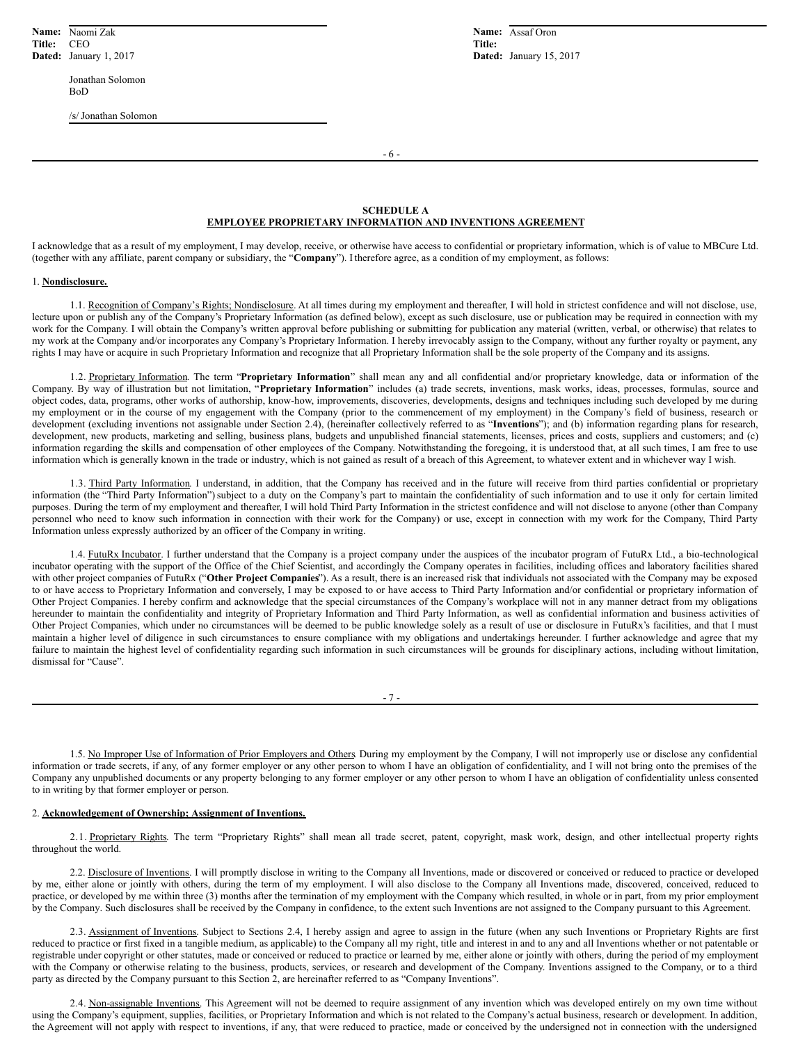| | |
|---|---|
| **Name:** Naomi Zak | **Name:** Assaf Oron |
| **Title:** CEO | **Title:** |
| **Dated:** January 1, 2017 | **Dated:** January 15, 2017 |

Jonathan Solomon
BoD

/s/ Jonathan Solomon

**SCHEDULE A**
**EMPLOYEE PROPRIETARY INFORMATION AND INVENTIONS AGREEMENT**

I acknowledge that as a result of my employment, I may develop, receive, or otherwise have access to confidential or proprietary information, which is of value to MBCure Ltd. (together with any affiliate, parent company or subsidiary, the "**Company**"). I therefore agree, as a condition of my employment, as follows:

1. **Nondisclosure.**

1.1. Recognition of Company's Rights; Nondisclosure. At all times during my employment and thereafter, I will hold in strictest confidence and will not disclose, use, lecture upon or publish any of the Company's Proprietary Information (as defined below), except as such disclosure, use or publication may be required in connection with my work for the Company. I will obtain the Company's written approval before publishing or submitting for publication any material (written, verbal, or otherwise) that relates to my work at the Company and/or incorporates any Company's Proprietary Information. I hereby irrevocably assign to the Company, without any further royalty or payment, any rights I may have or acquire in such Proprietary Information and recognize that all Proprietary Information shall be the sole property of the Company and its assigns.

1.2. Proprietary Information. The term "**Proprietary Information**" shall mean any and all confidential and/or proprietary knowledge, data or information of the Company. By way of illustration but not limitation, "**Proprietary Information**" includes (a) trade secrets, inventions, mask works, ideas, processes, formulas, source and object codes, data, programs, other works of authorship, know-how, improvements, discoveries, developments, designs and techniques including such developed by me during my employment or in the course of my engagement with the Company (prior to the commencement of my employment) in the Company's field of business, research or development (excluding inventions not assignable under Section 2.4), (hereinafter collectively referred to as "**Inventions**"); and (b) information regarding plans for research, development, new products, marketing and selling, business plans, budgets and unpublished financial statements, licenses, prices and costs, suppliers and customers; and (c) information regarding the skills and compensation of other employees of the Company. Notwithstanding the foregoing, it is understood that, at all such times, I am free to use information which is generally known in the trade or industry, which is not gained as result of a breach of this Agreement, to whatever extent and in whichever way I wish.

1.3. Third Party Information. I understand, in addition, that the Company has received and in the future will receive from third parties confidential or proprietary information (the "Third Party Information") subject to a duty on the Company's part to maintain the confidentiality of such information and to use it only for certain limited purposes. During the term of my employment and thereafter, I will hold Third Party Information in the strictest confidence and will not disclose to anyone (other than Company personnel who need to know such information in connection with their work for the Company) or use, except in connection with my work for the Company, Third Party Information unless expressly authorized by an officer of the Company in writing.

1.4. FutuRx Incubator. I further understand that the Company is a project company under the auspices of the incubator program of FutuRx Ltd., a bio-technological incubator operating with the support of the Office of the Chief Scientist, and accordingly the Company operates in facilities, including offices and laboratory facilities shared with other project companies of FutuRx ("**Other Project Companies**"). As a result, there is an increased risk that individuals not associated with the Company may be exposed to or have access to Proprietary Information and conversely, I may be exposed to or have access to Third Party Information and/or confidential or proprietary information of Other Project Companies. I hereby confirm and acknowledge that the special circumstances of the Company's workplace will not in any manner detract from my obligations hereunder to maintain the confidentiality and integrity of Proprietary Information and Third Party Information, as well as confidential information and business activities of Other Project Companies, which under no circumstances will be deemed to be public knowledge solely as a result of use or disclosure in FutuRx's facilities, and that I must maintain a higher level of diligence in such circumstances to ensure compliance with my obligations and undertakings hereunder. I further acknowledge and agree that my failure to maintain the highest level of confidentiality regarding such information in such circumstances will be grounds for disciplinary actions, including without limitation, dismissal for "Cause".

1.5. No Improper Use of Information of Prior Employers and Others. During my employment by the Company, I will not improperly use or disclose any confidential information or trade secrets, if any, of any former employer or any other person to whom I have an obligation of confidentiality, and I will not bring onto the premises of the Company any unpublished documents or any property belonging to any former employer or any other person to whom I have an obligation of confidentiality unless consented to in writing by that former employer or person.

2. **Acknowledgement of Ownership; Assignment of Inventions.**

2.1. Proprietary Rights. The term "Proprietary Rights" shall mean all trade secret, patent, copyright, mask work, design, and other intellectual property rights throughout the world.

2.2. Disclosure of Inventions. I will promptly disclose in writing to the Company all Inventions, made or discovered or conceived or reduced to practice or developed by me, either alone or jointly with others, during the term of my employment. I will also disclose to the Company all Inventions made, discovered, conceived, reduced to practice, or developed by me within three (3) months after the termination of my employment with the Company which resulted, in whole or in part, from my prior employment by the Company. Such disclosures shall be received by the Company in confidence, to the extent such Inventions are not assigned to the Company pursuant to this Agreement.

2.3. Assignment of Inventions. Subject to Sections 2.4, I hereby assign and agree to assign in the future (when any such Inventions or Proprietary Rights are first reduced to practice or first fixed in a tangible medium, as applicable) to the Company all my right, title and interest in and to any and all Inventions whether or not patentable or registrable under copyright or other statutes, made or conceived or reduced to practice or learned by me, either alone or jointly with others, during the period of my employment with the Company or otherwise relating to the business, products, services, or research and development of the Company. Inventions assigned to the Company, or to a third party as directed by the Company pursuant to this Section 2, are hereinafter referred to as "Company Inventions".

2.4. Non-assignable Inventions. This Agreement will not be deemed to require assignment of any invention which was developed entirely on my own time without using the Company's equipment, supplies, facilities, or Proprietary Information and which is not related to the Company's actual business, research or development. In addition, the Agreement will not apply with respect to inventions, if any, that were reduced to practice, made or conceived by the undersigned not in connection with the undersigned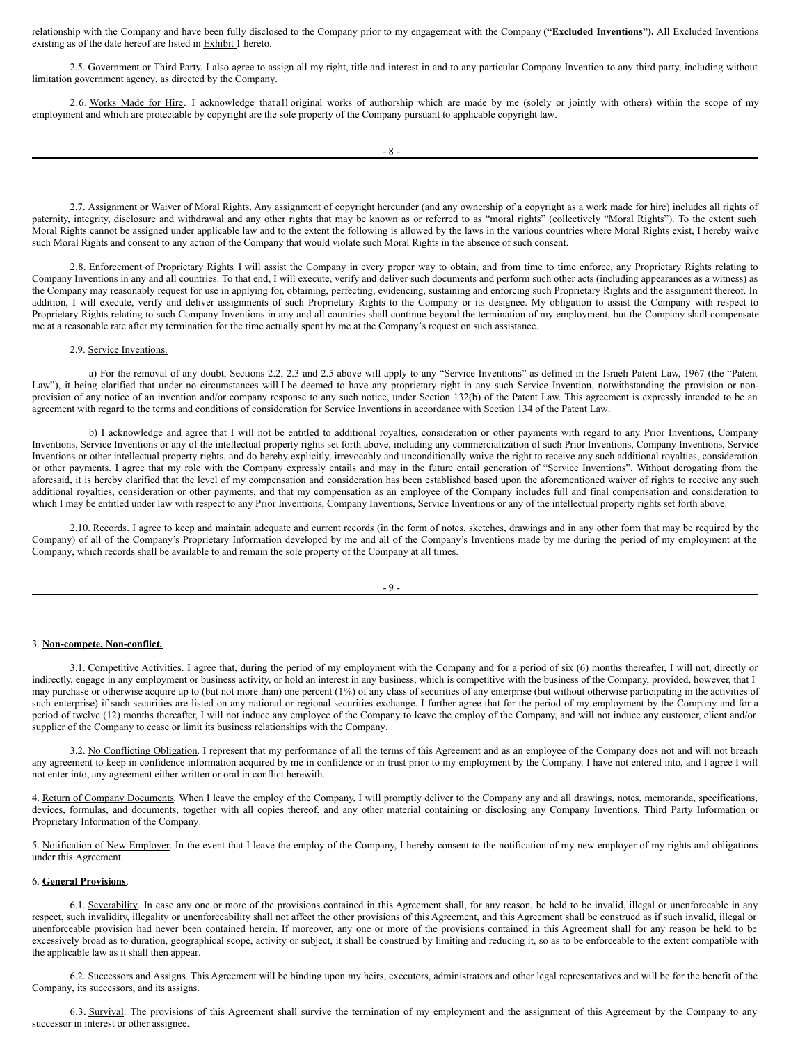relationship with the Company and have been fully disclosed to the Company prior to my engagement with the Company **("Excluded Inventions").** All Excluded Inventions existing as of the date hereof are listed in Exhibit 1 hereto.

2.5. Government or Third Party. I also agree to assign all my right, title and interest in and to any particular Company Invention to any third party, including without limitation government agency, as directed by the Company.

2.6. Works Made for Hire. I acknowledge that all original works of authorship which are made by me (solely or jointly with others) within the scope of my employment and which are protectable by copyright are the sole property of the Company pursuant to applicable copyright law.

2.7. Assignment or Waiver of Moral Rights. Any assignment of copyright hereunder (and any ownership of a copyright as a work made for hire) includes all rights of paternity, integrity, disclosure and withdrawal and any other rights that may be known as or referred to as "moral rights" (collectively "Moral Rights"). To the extent such Moral Rights cannot be assigned under applicable law and to the extent the following is allowed by the laws in the various countries where Moral Rights exist, I hereby waive such Moral Rights and consent to any action of the Company that would violate such Moral Rights in the absence of such consent.

2.8. Enforcement of Proprietary Rights. I will assist the Company in every proper way to obtain, and from time to time enforce, any Proprietary Rights relating to Company Inventions in any and all countries. To that end, I will execute, verify and deliver such documents and perform such other acts (including appearances as a witness) as the Company may reasonably request for use in applying for, obtaining, perfecting, evidencing, sustaining and enforcing such Proprietary Rights and the assignment thereof. In addition, I will execute, verify and deliver assignments of such Proprietary Rights to the Company or its designee. My obligation to assist the Company with respect to Proprietary Rights relating to such Company Inventions in any and all countries shall continue beyond the termination of my employment, but the Company shall compensate me at a reasonable rate after my termination for the time actually spent by me at the Company's request on such assistance.

2.9. Service Inventions.

a) For the removal of any doubt, Sections 2.2, 2.3 and 2.5 above will apply to any "Service Inventions" as defined in the Israeli Patent Law, 1967 (the "Patent Law"), it being clarified that under no circumstances will I be deemed to have any proprietary right in any such Service Invention, notwithstanding the provision or non-provision of any notice of an invention and/or company response to any such notice, under Section 132(b) of the Patent Law. This agreement is expressly intended to be an agreement with regard to the terms and conditions of consideration for Service Inventions in accordance with Section 134 of the Patent Law.

b) I acknowledge and agree that I will not be entitled to additional royalties, consideration or other payments with regard to any Prior Inventions, Company Inventions, Service Inventions or any of the intellectual property rights set forth above, including any commercialization of such Prior Inventions, Company Inventions, Service Inventions or other intellectual property rights, and do hereby explicitly, irrevocably and unconditionally waive the right to receive any such additional royalties, consideration or other payments. I agree that my role with the Company expressly entails and may in the future entail generation of "Service Inventions". Without derogating from the aforesaid, it is hereby clarified that the level of my compensation and consideration has been established based upon the aforementioned waiver of rights to receive any such additional royalties, consideration or other payments, and that my compensation as an employee of the Company includes full and final compensation and consideration to which I may be entitled under law with respect to any Prior Inventions, Company Inventions, Service Inventions or any of the intellectual property rights set forth above.

2.10. Records. I agree to keep and maintain adequate and current records (in the form of notes, sketches, drawings and in any other form that may be required by the Company) of all of the Company's Proprietary Information developed by me and all of the Company's Inventions made by me during the period of my employment at the Company, which records shall be available to and remain the sole property of the Company at all times.

3. **Non-compete, Non-conflict.**

3.1. Competitive Activities. I agree that, during the period of my employment with the Company and for a period of six (6) months thereafter, I will not, directly or indirectly, engage in any employment or business activity, or hold an interest in any business, which is competitive with the business of the Company, provided, however, that I may purchase or otherwise acquire up to (but not more than) one percent (1%) of any class of securities of any enterprise (but without otherwise participating in the activities of such enterprise) if such securities are listed on any national or regional securities exchange. I further agree that for the period of my employment by the Company and for a period of twelve (12) months thereafter, I will not induce any employee of the Company to leave the employ of the Company, and will not induce any customer, client and/or supplier of the Company to cease or limit its business relationships with the Company.

3.2. No Conflicting Obligation. I represent that my performance of all the terms of this Agreement and as an employee of the Company does not and will not breach any agreement to keep in confidence information acquired by me in confidence or in trust prior to my employment by the Company. I have not entered into, and I agree I will not enter into, any agreement either written or oral in conflict herewith.

4. Return of Company Documents. When I leave the employ of the Company, I will promptly deliver to the Company any and all drawings, notes, memoranda, specifications, devices, formulas, and documents, together with all copies thereof, and any other material containing or disclosing any Company Inventions, Third Party Information or Proprietary Information of the Company.

5. Notification of New Employer. In the event that I leave the employ of the Company, I hereby consent to the notification of my new employer of my rights and obligations under this Agreement.

6. **General Provisions**.

6.1. Severability. In case any one or more of the provisions contained in this Agreement shall, for any reason, be held to be invalid, illegal or unenforceable in any respect, such invalidity, illegality or unenforceability shall not affect the other provisions of this Agreement, and this Agreement shall be construed as if such invalid, illegal or unenforceable provision had never been contained herein. If moreover, any one or more of the provisions contained in this Agreement shall for any reason be held to be excessively broad as to duration, geographical scope, activity or subject, it shall be construed by limiting and reducing it, so as to be enforceable to the extent compatible with the applicable law as it shall then appear.

6.2. Successors and Assigns. This Agreement will be binding upon my heirs, executors, administrators and other legal representatives and will be for the benefit of the Company, its successors, and its assigns.

6.3. Survival. The provisions of this Agreement shall survive the termination of my employment and the assignment of this Agreement by the Company to any successor in interest or other assignee.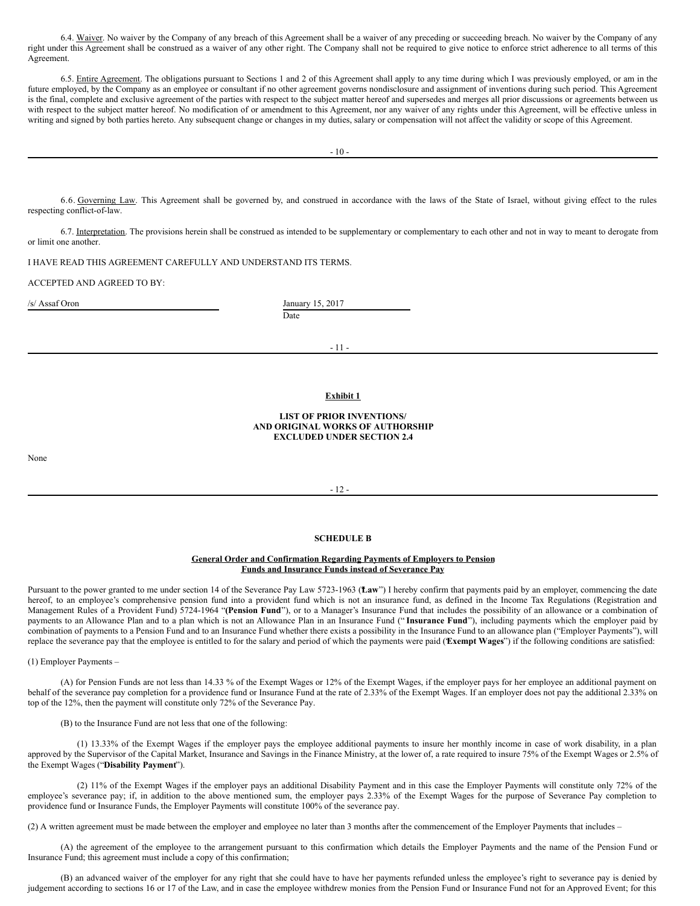6.4. Waiver. No waiver by the Company of any breach of this Agreement shall be a waiver of any preceding or succeeding breach. No waiver by the Company of any right under this Agreement shall be construed as a waiver of any other right. The Company shall not be required to give notice to enforce strict adherence to all terms of this Agreement.

6.5. Entire Agreement. The obligations pursuant to Sections 1 and 2 of this Agreement shall apply to any time during which I was previously employed, or am in the future employed, by the Company as an employee or consultant if no other agreement governs nondisclosure and assignment of inventions during such period. This Agreement is the final, complete and exclusive agreement of the parties with respect to the subject matter hereof and supersedes and merges all prior discussions or agreements between us with respect to the subject matter hereof. No modification of or amendment to this Agreement, nor any waiver of any rights under this Agreement, will be effective unless in writing and signed by both parties hereto. Any subsequent change or changes in my duties, salary or compensation will not affect the validity or scope of this Agreement.

6.6. Governing Law. This Agreement shall be governed by, and construed in accordance with the laws of the State of Israel, without giving effect to the rules respecting conflict-of-law.

6.7. Interpretation. The provisions herein shall be construed as intended to be supplementary or complementary to each other and not in way to meant to derogate from or limit one another.

I HAVE READ THIS AGREEMENT CAREFULLY AND UNDERSTAND ITS TERMS.

ACCEPTED AND AGREED TO BY:

/s/ Assaf Oron

January 15, 2017
Date

**Exhibit 1**

**LIST OF PRIOR INVENTIONS/
AND ORIGINAL WORKS OF AUTHORSHIP
EXCLUDED UNDER SECTION 2.4**

None

**SCHEDULE B**

**General Order and Confirmation Regarding Payments of Employers to Pension Funds and Insurance Funds instead of Severance Pay**

Pursuant to the power granted to me under section 14 of the Severance Pay Law 5723-1963 ("**Law**") I hereby confirm that payments paid by an employer, commencing the date hereof, to an employee's comprehensive pension fund into a provident fund which is not an insurance fund, as defined in the Income Tax Regulations (Registration and Management Rules of a Provident Fund) 5724-1964 "(**Pension Fund**"), or to a Manager's Insurance Fund that includes the possibility of an allowance or a combination of payments to an Allowance Plan and to a plan which is not an Allowance Plan in an Insurance Fund ("**Insurance Fund**"), including payments which the employer paid by combination of payments to a Pension Fund and to an Insurance Fund whether there exists a possibility in the Insurance Fund to an allowance plan ("Employer Payments"), will replace the severance pay that the employee is entitled to for the salary and period of which the payments were paid ("**Exempt Wages**") if the following conditions are satisfied:

(1) Employer Payments –

(A) for Pension Funds are not less than 14.33 % of the Exempt Wages or 12% of the Exempt Wages, if the employer pays for her employee an additional payment on behalf of the severance pay completion for a providence fund or Insurance Fund at the rate of 2.33% of the Exempt Wages. If an employer does not pay the additional 2.33% on top of the 12%, then the payment will constitute only 72% of the Severance Pay.

(B) to the Insurance Fund are not less that one of the following:

(1) 13.33% of the Exempt Wages if the employer pays the employee additional payments to insure her monthly income in case of work disability, in a plan approved by the Supervisor of the Capital Market, Insurance and Savings in the Finance Ministry, at the lower of, a rate required to insure 75% of the Exempt Wages or 2.5% of the Exempt Wages ("**Disability Payment**").

(2) 11% of the Exempt Wages if the employer pays an additional Disability Payment and in this case the Employer Payments will constitute only 72% of the employee's severance pay; if, in addition to the above mentioned sum, the employer pays 2.33% of the Exempt Wages for the purpose of Severance Pay completion to providence fund or Insurance Funds, the Employer Payments will constitute 100% of the severance pay.

(2) A written agreement must be made between the employer and employee no later than 3 months after the commencement of the Employer Payments that includes –

(A) the agreement of the employee to the arrangement pursuant to this confirmation which details the Employer Payments and the name of the Pension Fund or Insurance Fund; this agreement must include a copy of this confirmation;

(B) an advanced waiver of the employer for any right that she could have to have her payments refunded unless the employee's right to severance pay is denied by judgement according to sections 16 or 17 of the Law, and in case the employee withdrew monies from the Pension Fund or Insurance Fund not for an Approved Event; for this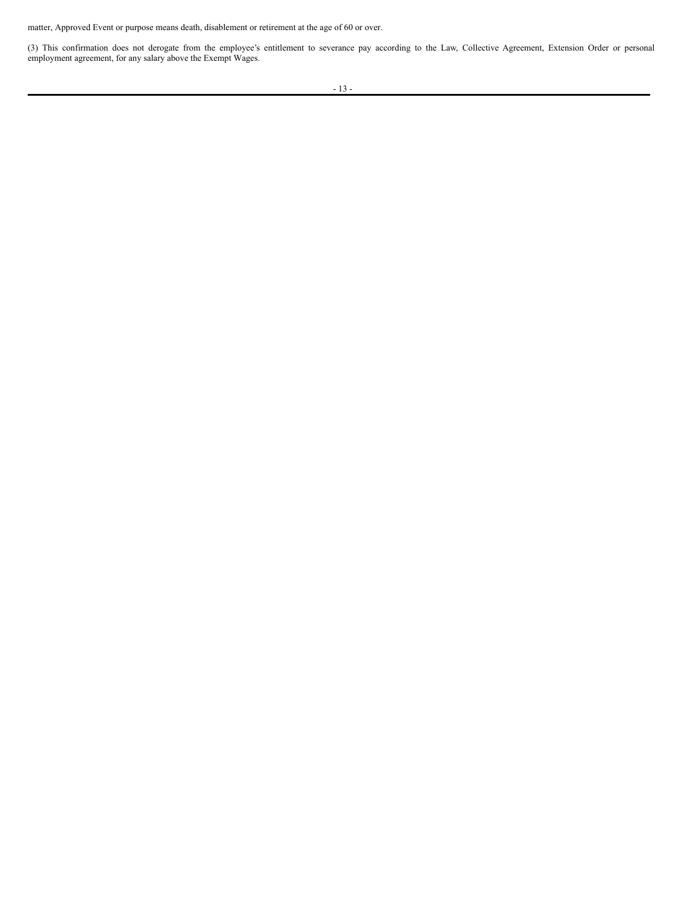matter, Approved Event or purpose means death, disablement or retirement at the age of 60 or over.

(3) This confirmation does not derogate from the employee's entitlement to severance pay according to the Law, Collective Agreement, Extension Order or personal employment agreement, for any salary above the Exempt Wages.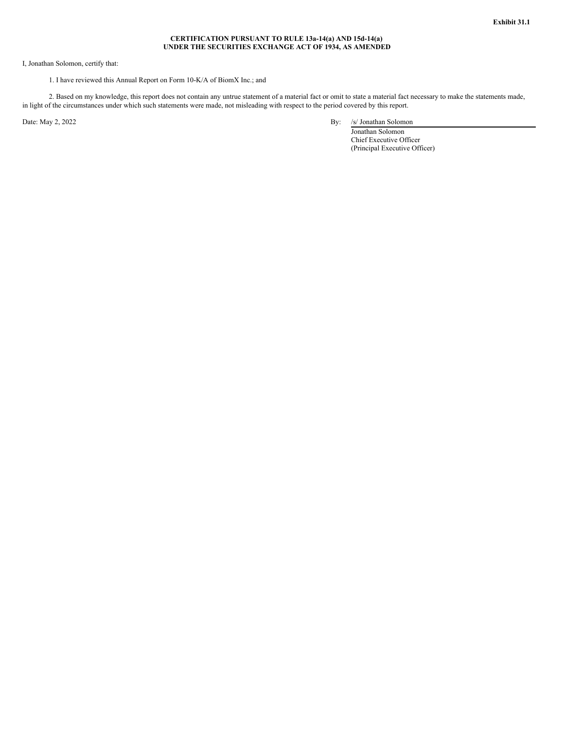**Exhibit 31.1**

**CERTIFICATION PURSUANT TO RULE 13a-14(a) AND 15d-14(a)**
**UNDER THE SECURITIES EXCHANGE ACT OF 1934, AS AMENDED**

I, Jonathan Solomon, certify that:

1. I have reviewed this Annual Report on Form 10-K/A of BiomX Inc.; and

2. Based on my knowledge, this report does not contain any untrue statement of a material fact or omit to state a material fact necessary to make the statements made, in light of the circumstances under which such statements were made, not misleading with respect to the period covered by this report.

Date: May 2, 2022

By: /s/ Jonathan Solomon
Jonathan Solomon
Chief Executive Officer
(Principal Executive Officer)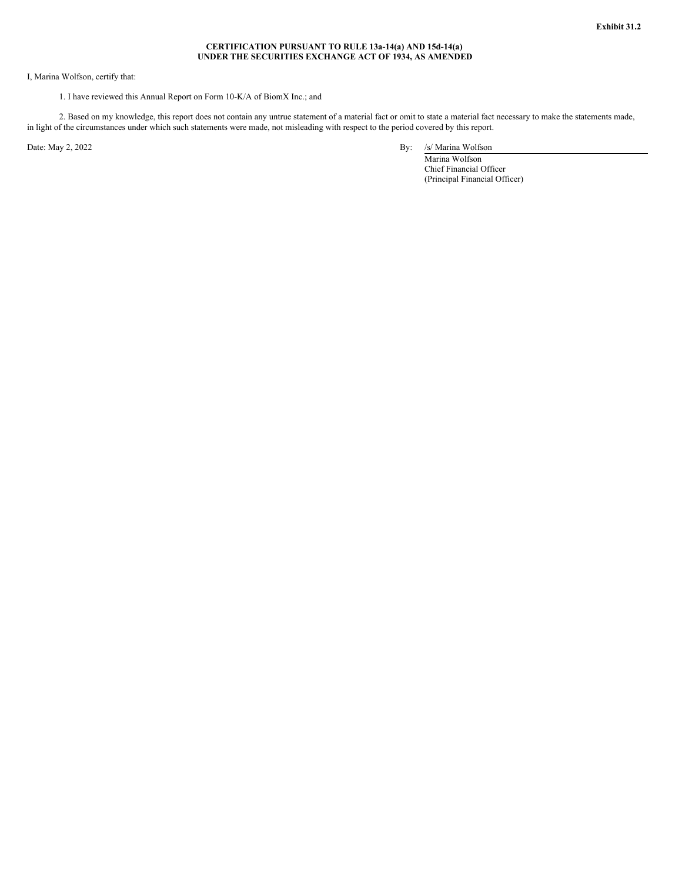**Exhibit 31.2**

**CERTIFICATION PURSUANT TO RULE 13a-14(a) AND 15d-14(a)**
**UNDER THE SECURITIES EXCHANGE ACT OF 1934, AS AMENDED**

I, Marina Wolfson, certify that:

1. I have reviewed this Annual Report on Form 10-K/A of BiomX Inc.; and

2. Based on my knowledge, this report does not contain any untrue statement of a material fact or omit to state a material fact necessary to make the statements made, in light of the circumstances under which such statements were made, not misleading with respect to the period covered by this report.

Date: May 2, 2022

By: /s/ Marina Wolfson
Marina Wolfson
Chief Financial Officer
(Principal Financial Officer)